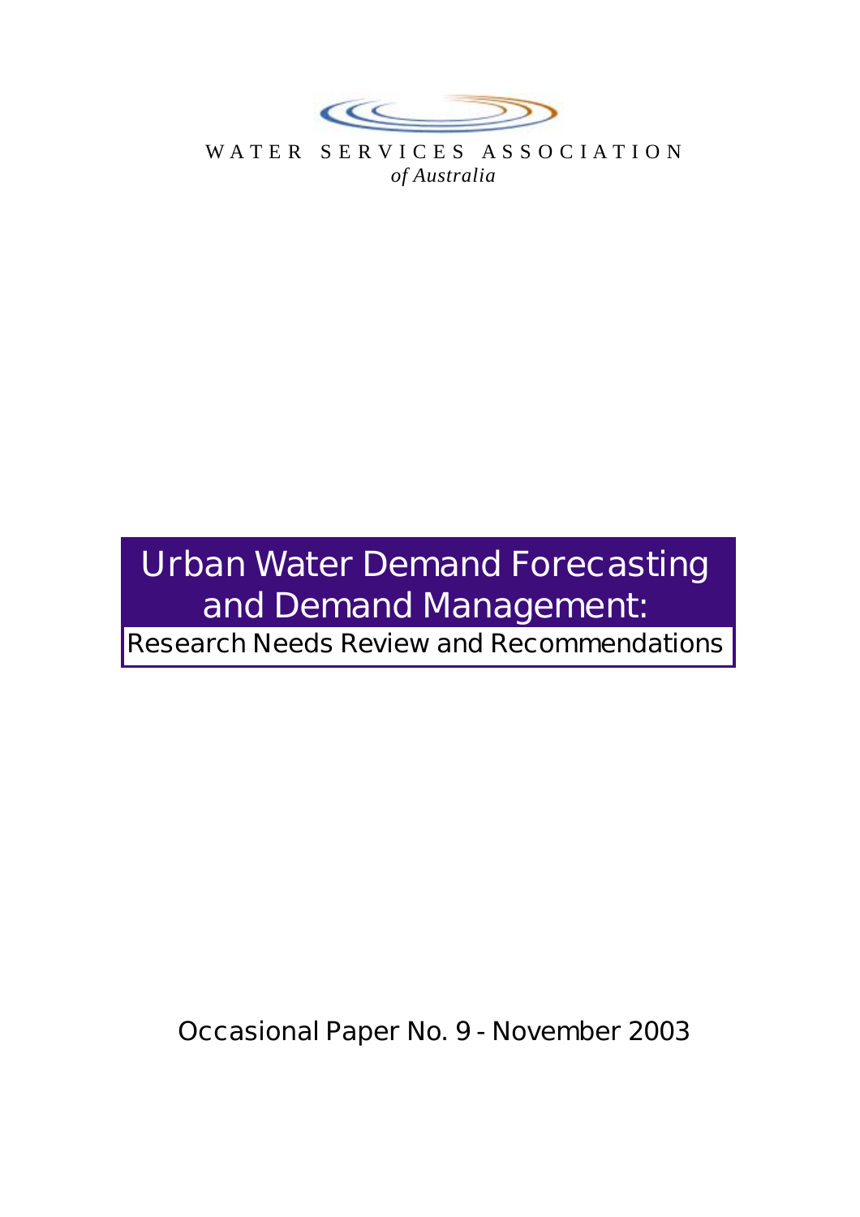WATER SERVICES ASSOCIATION
*of Australia*

# Urban Water Demand Forecasting and Demand Management:

## Research Needs Review and Recommendations

Occasional Paper No. 9 - November 2003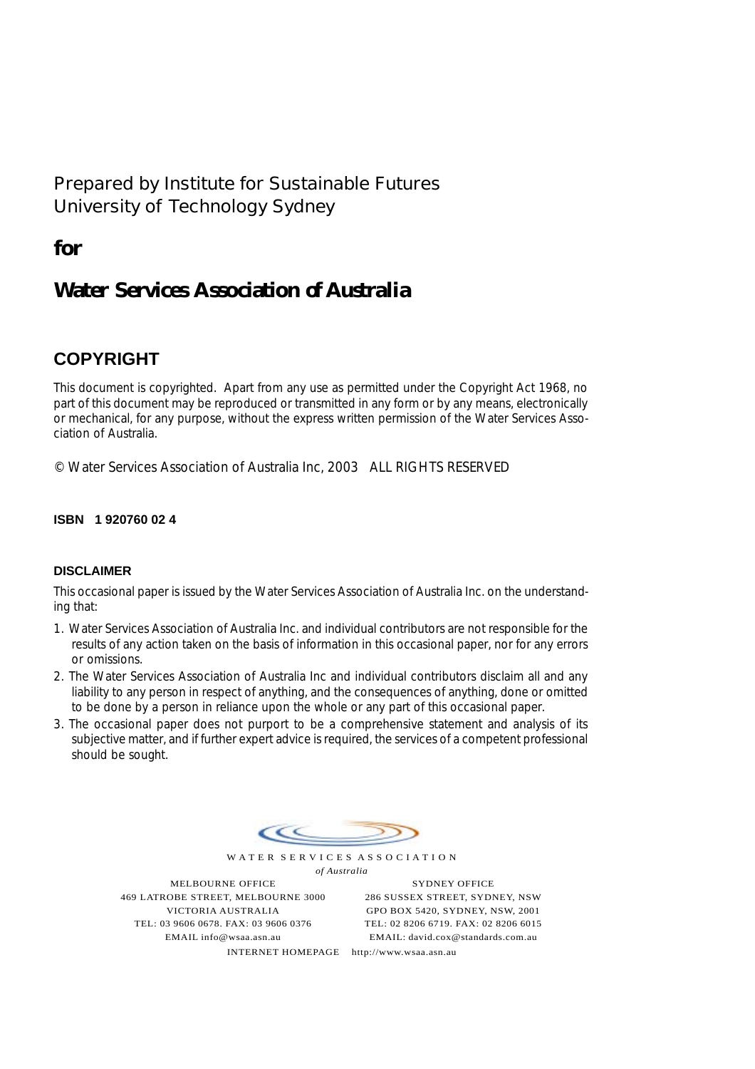Prepared by Institute for Sustainable Futures
University of Technology Sydney

**for**

**Water Services Association of Australia**

## COPYRIGHT

This document is copyrighted. Apart from any use as permitted under the Copyright Act 1968, no part of this document may be reproduced or transmitted in any form or by any means, electronically or mechanical, for any purpose, without the express written permission of the Water Services Association of Australia.

© Water Services Association of Australia Inc, 2003 ALL RIGHTS RESERVED

**ISBN 1 920760 02 4**

### DISCLAIMER

This occasional paper is issued by the Water Services Association of Australia Inc. on the understanding that:

1. Water Services Association of Australia Inc. and individual contributors are not responsible for the results of any action taken on the basis of information in this occasional paper, nor for any errors or omissions.
2. The Water Services Association of Australia Inc and individual contributors disclaim all and any liability to any person in respect of anything, and the consequences of anything, done or omitted to be done by a person in reliance upon the whole or any part of this occasional paper.
3. The occasional paper does not purport to be a comprehensive statement and analysis of its subjective matter, and if further expert advice is required, the services of a competent professional should be sought.

WATER SERVICES ASSOCIATION
*of Australia*

MELBOURNE OFFICE
469 LATROBE STREET, MELBOURNE 3000
VICTORIA AUSTRALIA
TEL: 03 9606 0678. FAX: 03 9606 0376
EMAIL info@wsaa.asn.au

SYDNEY OFFICE
286 SUSSEX STREET, SYDNEY, NSW
GPO BOX 5420, SYDNEY, NSW, 2001
TEL: 02 8206 6719. FAX: 02 8206 6015
EMAIL: david.cox@standards.com.au

INTERNET HOMEPAGE http://www.wsaa.asn.au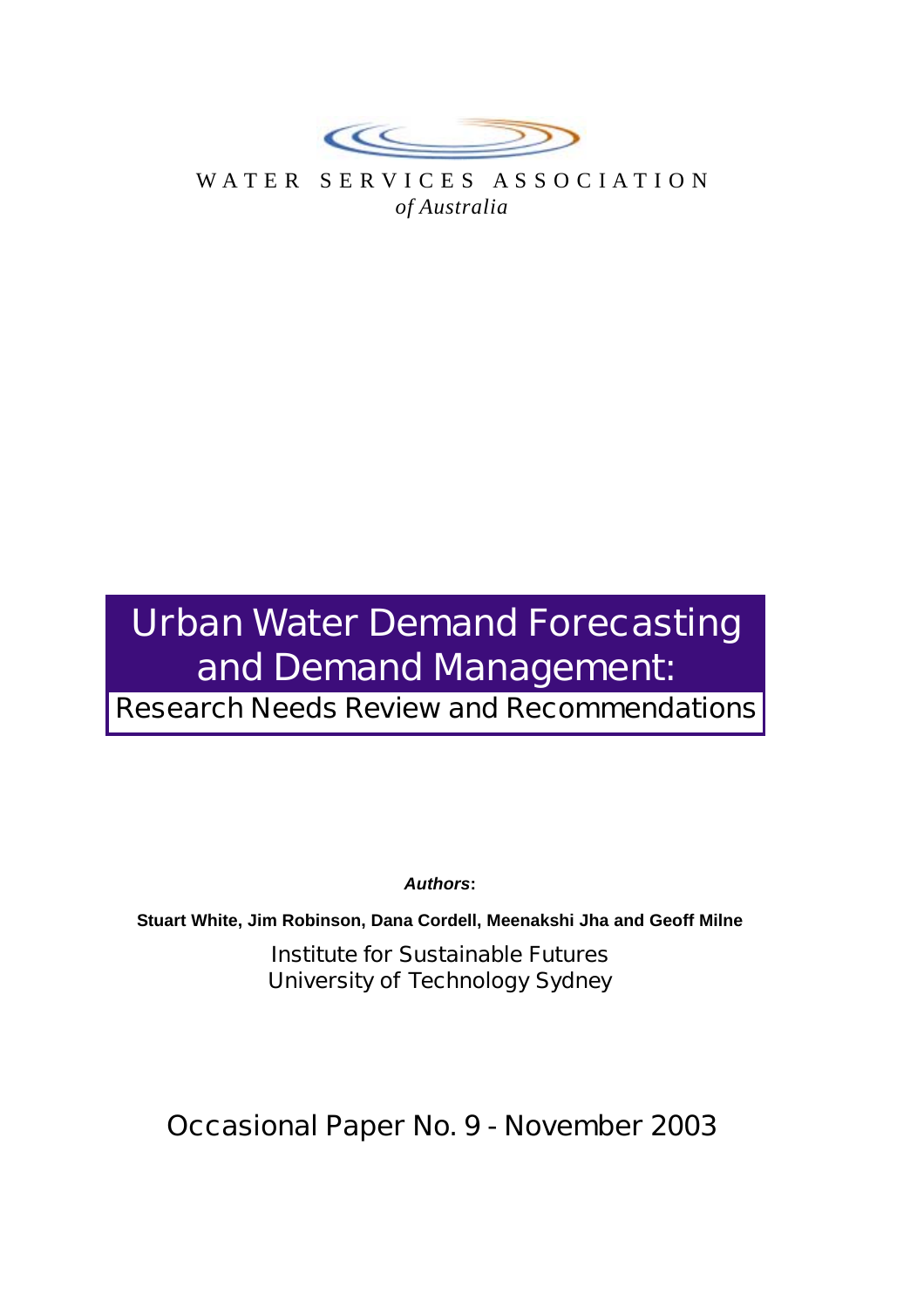WATER SERVICES ASSOCIATION

*of Australia*

# Urban Water Demand Forecasting and Demand Management:

## Research Needs Review and Recommendations

***Authors*:**

**Stuart White, Jim Robinson, Dana Cordell, Meenakshi Jha and Geoff Milne**

Institute for Sustainable Futures
University of Technology Sydney

Occasional Paper No. 9 - November 2003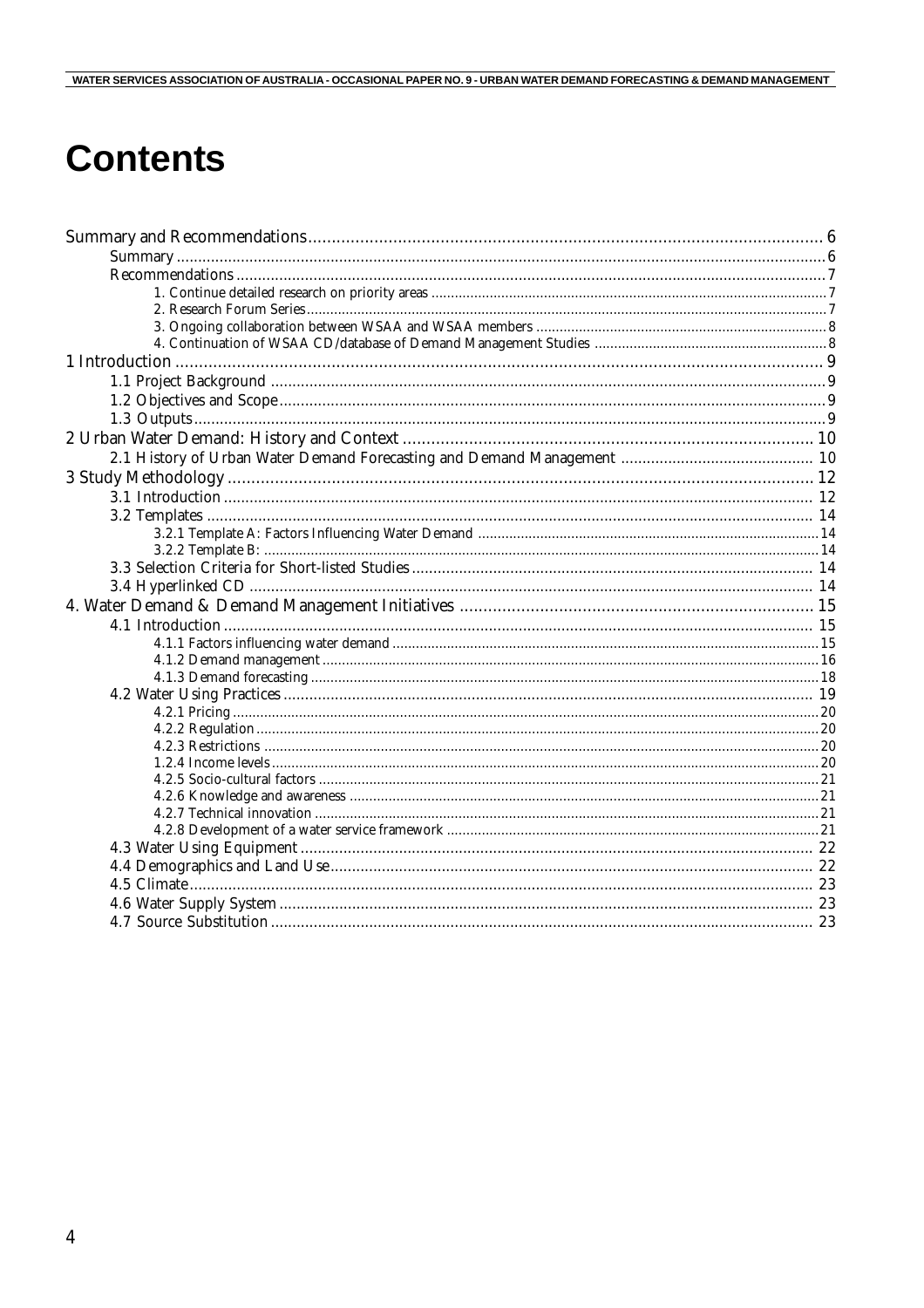# Contents

Summary and Recommendations ... 6
- Summary ... 6
- Recommendations ... 7
  - 1. Continue detailed research on priority areas ... 7
  - 2. Research Forum Series ... 7
  - 3. Ongoing collaboration between WSAA and WSAA members ... 8
  - 4. Continuation of WSAA CD/database of Demand Management Studies ... 8

1 Introduction ... 9
- 1.1 Project Background ... 9
- 1.2 Objectives and Scope ... 9
- 1.3 Outputs ... 9

2 Urban Water Demand: History and Context ... 10
- 2.1 History of Urban Water Demand Forecasting and Demand Management ... 10

3 Study Methodology ... 12
- 3.1 Introduction ... 12
- 3.2 Templates ... 14
  - 3.2.1 Template A: Factors Influencing Water Demand ... 14
  - 3.2.2 Template B: ... 14
- 3.3 Selection Criteria for Short-listed Studies ... 14
- 3.4 Hyperlinked CD ... 14

4. Water Demand & Demand Management Initiatives ... 15
- 4.1 Introduction ... 15
  - 4.1.1 Factors influencing water demand ... 15
  - 4.1.2 Demand management ... 16
  - 4.1.3 Demand forecasting ... 18
- 4.2 Water Using Practices ... 19
  - 4.2.1 Pricing ... 20
  - 4.2.2 Regulation ... 20
  - 4.2.3 Restrictions ... 20
  - 1.2.4 Income levels ... 20
  - 4.2.5 Socio-cultural factors ... 21
  - 4.2.6 Knowledge and awareness ... 21
  - 4.2.7 Technical innovation ... 21
  - 4.2.8 Development of a water service framework ... 21
- 4.3 Water Using Equipment ... 22
- 4.4 Demographics and Land Use ... 22
- 4.5 Climate ... 23
- 4.6 Water Supply System ... 23
- 4.7 Source Substitution ... 23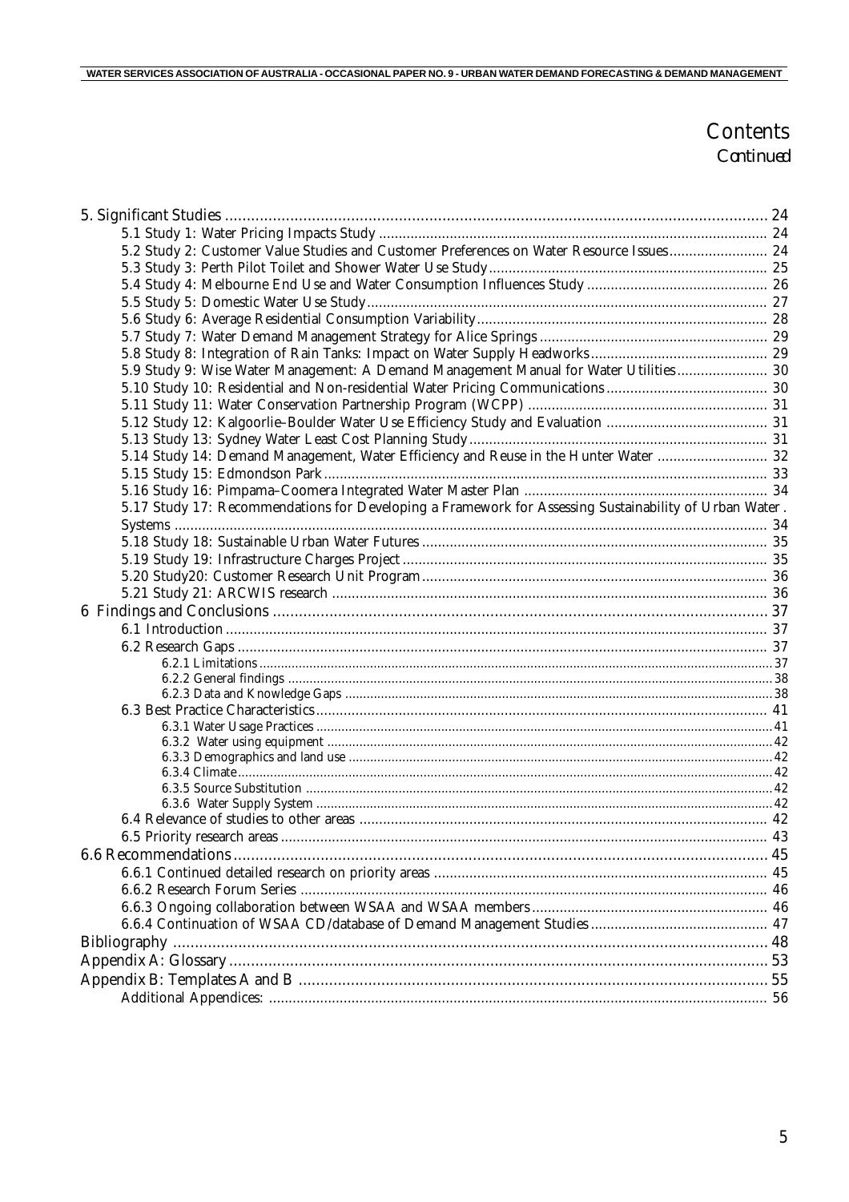# Contents

*Continued*

5. Significant Studies ........ 24
   - 5.1 Study 1: Water Pricing Impacts Study ........ 24
   - 5.2 Study 2: Customer Value Studies and Customer Preferences on Water Resource Issues ........ 24
   - 5.3 Study 3: Perth Pilot Toilet and Shower Water Use Study ........ 25
   - 5.4 Study 4: Melbourne End Use and Water Consumption Influences Study ........ 26
   - 5.5 Study 5: Domestic Water Use Study ........ 27
   - 5.6 Study 6: Average Residential Consumption Variability ........ 28
   - 5.7 Study 7: Water Demand Management Strategy for Alice Springs ........ 29
   - 5.8 Study 8: Integration of Rain Tanks: Impact on Water Supply Headworks ........ 29
   - 5.9 Study 9: Wise Water Management: A Demand Management Manual for Water Utilities ........ 30
   - 5.10 Study 10: Residential and Non-residential Water Pricing Communications ........ 30
   - 5.11 Study 11: Water Conservation Partnership Program (WCPP) ........ 31
   - 5.12 Study 12: Kalgoorlie–Boulder Water Use Efficiency Study and Evaluation ........ 31
   - 5.13 Study 13: Sydney Water Least Cost Planning Study ........ 31
   - 5.14 Study 14: Demand Management, Water Efficiency and Reuse in the Hunter Water ........ 32
   - 5.15 Study 15: Edmondson Park ........ 33
   - 5.16 Study 16: Pimpama–Coomera Integrated Water Master Plan ........ 34
   - 5.17 Study 17: Recommendations for Developing a Framework for Assessing Sustainability of Urban Water . Systems ........ 34
   - 5.18 Study 18: Sustainable Urban Water Futures ........ 35
   - 5.19 Study 19: Infrastructure Charges Project ........ 35
   - 5.20 Study20: Customer Research Unit Program ........ 36
   - 5.21 Study 21: ARCWIS research ........ 36

6 Findings and Conclusions ........ 37
   - 6.1 Introduction ........ 37
   - 6.2 Research Gaps ........ 37
     - 6.2.1 Limitations ........ 37
     - 6.2.2 General findings ........ 38
     - 6.2.3 Data and Knowledge Gaps ........ 38
   - 6.3 Best Practice Characteristics ........ 41
     - 6.3.1 Water Usage Practices ........ 41
     - 6.3.2 Water using equipment ........ 42
     - 6.3.3 Demographics and land use ........ 42
     - 6.3.4 Climate ........ 42
     - 6.3.5 Source Substitution ........ 42
     - 6.3.6 Water Supply System ........ 42
   - 6.4 Relevance of studies to other areas ........ 42
   - 6.5 Priority research areas ........ 43

6.6 Recommendations ........ 45
   - 6.6.1 Continued detailed research on priority areas ........ 45
   - 6.6.2 Research Forum Series ........ 46
   - 6.6.3 Ongoing collaboration between WSAA and WSAA members ........ 46
   - 6.6.4 Continuation of WSAA CD/database of Demand Management Studies ........ 47

Bibliography ........ 48

Appendix A: Glossary ........ 53

Appendix B: Templates A and B ........ 55
   - Additional Appendices: ........ 56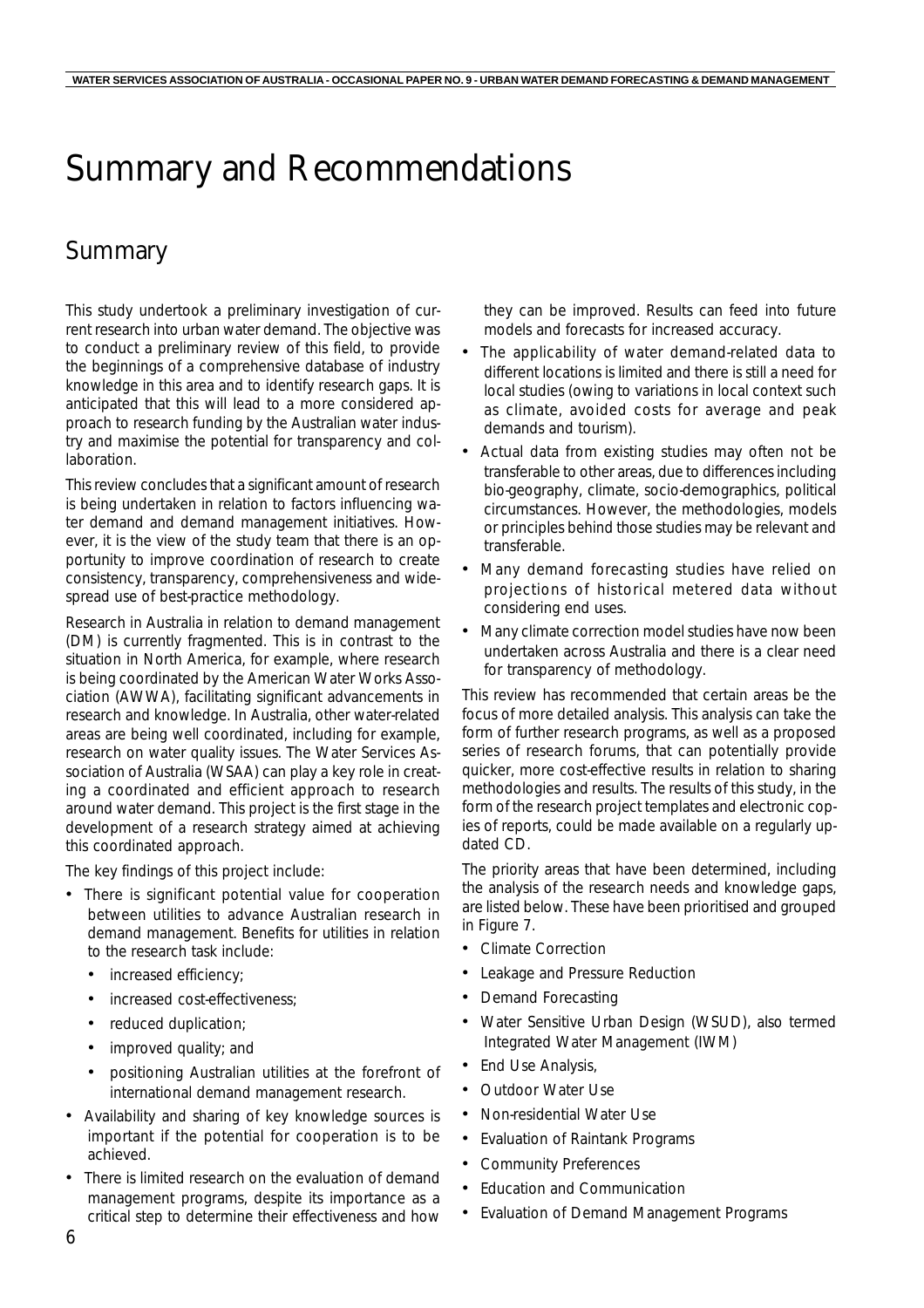# Summary and Recommendations

## Summary

This study undertook a preliminary investigation of current research into urban water demand. The objective was to conduct a preliminary review of this field, to provide the beginnings of a comprehensive database of industry knowledge in this area and to identify research gaps. It is anticipated that this will lead to a more considered approach to research funding by the Australian water industry and maximise the potential for transparency and collaboration.

This review concludes that a significant amount of research is being undertaken in relation to factors influencing water demand and demand management initiatives. However, it is the view of the study team that there is an opportunity to improve coordination of research to create consistency, transparency, comprehensiveness and widespread use of best-practice methodology.

Research in Australia in relation to demand management (DM) is currently fragmented. This is in contrast to the situation in North America, for example, where research is being coordinated by the American Water Works Association (AWWA), facilitating significant advancements in research and knowledge. In Australia, other water-related areas are being well coordinated, including for example, research on water quality issues. The Water Services Association of Australia (WSAA) can play a key role in creating a coordinated and efficient approach to research around water demand. This project is the first stage in the development of a research strategy aimed at achieving this coordinated approach.

The key findings of this project include:

- There is significant potential value for cooperation between utilities to advance Australian research in demand management. Benefits for utilities in relation to the research task include:
  - increased efficiency;
  - increased cost-effectiveness;
  - reduced duplication;
  - improved quality; and
  - positioning Australian utilities at the forefront of international demand management research.
- Availability and sharing of key knowledge sources is important if the potential for cooperation is to be achieved.
- There is limited research on the evaluation of demand management programs, despite its importance as a critical step to determine their effectiveness and how they can be improved. Results can feed into future models and forecasts for increased accuracy.
- The applicability of water demand-related data to different locations is limited and there is still a need for local studies (owing to variations in local context such as climate, avoided costs for average and peak demands and tourism).
- Actual data from existing studies may often not be transferable to other areas, due to differences including bio-geography, climate, socio-demographics, political circumstances. However, the methodologies, models or principles behind those studies may be relevant and transferable.
- Many demand forecasting studies have relied on projections of historical metered data without considering end uses.
- Many climate correction model studies have now been undertaken across Australia and there is a clear need for transparency of methodology.

This review has recommended that certain areas be the focus of more detailed analysis. This analysis can take the form of further research programs, as well as a proposed series of research forums, that can potentially provide quicker, more cost-effective results in relation to sharing methodologies and results. The results of this study, in the form of the research project templates and electronic copies of reports, could be made available on a regularly updated CD.

The priority areas that have been determined, including the analysis of the research needs and knowledge gaps, are listed below. These have been prioritised and grouped in Figure 7.

- Climate Correction
- Leakage and Pressure Reduction
- Demand Forecasting
- Water Sensitive Urban Design (WSUD), also termed Integrated Water Management (IWM)
- End Use Analysis,
- Outdoor Water Use
- Non-residential Water Use
- Evaluation of Raintank Programs
- Community Preferences
- Education and Communication
- Evaluation of Demand Management Programs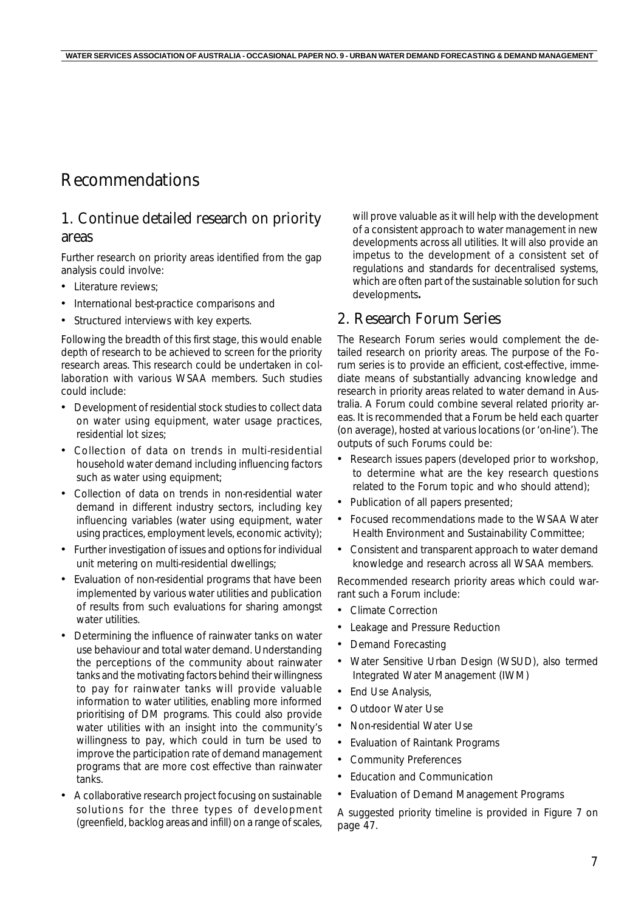# Recommendations

## 1. Continue detailed research on priority areas

Further research on priority areas identified from the gap analysis could involve:

- Literature reviews;
- International best-practice comparisons and
- Structured interviews with key experts.

Following the breadth of this first stage, this would enable depth of research to be achieved to screen for the priority research areas. This research could be undertaken in collaboration with various WSAA members. Such studies could include:

- Development of residential stock studies to collect data on water using equipment, water usage practices, residential lot sizes;
- Collection of data on trends in multi-residential household water demand including influencing factors such as water using equipment;
- Collection of data on trends in non-residential water demand in different industry sectors, including key influencing variables (water using equipment, water using practices, employment levels, economic activity);
- Further investigation of issues and options for individual unit metering on multi-residential dwellings;
- Evaluation of non-residential programs that have been implemented by various water utilities and publication of results from such evaluations for sharing amongst water utilities.
- Determining the influence of rainwater tanks on water use behaviour and total water demand. Understanding the perceptions of the community about rainwater tanks and the motivating factors behind their willingness to pay for rainwater tanks will provide valuable information to water utilities, enabling more informed prioritising of DM programs. This could also provide water utilities with an insight into the community's willingness to pay, which could in turn be used to improve the participation rate of demand management programs that are more cost effective than rainwater tanks.
- A collaborative research project focusing on sustainable solutions for the three types of development (greenfield, backlog areas and infill) on a range of scales, will prove valuable as it will help with the development of a consistent approach to water management in new developments across all utilities. It will also provide an impetus to the development of a consistent set of regulations and standards for decentralised systems, which are often part of the sustainable solution for such developments**.**

## 2. Research Forum Series

The Research Forum series would complement the detailed research on priority areas. The purpose of the Forum series is to provide an efficient, cost-effective, immediate means of substantially advancing knowledge and research in priority areas related to water demand in Australia. A Forum could combine several related priority areas. It is recommended that a Forum be held each quarter (on average), hosted at various locations (or 'on-line'). The outputs of such Forums could be:

- Research issues papers (developed prior to workshop, to determine what are the key research questions related to the Forum topic and who should attend);
- Publication of all papers presented;
- Focused recommendations made to the WSAA Water Health Environment and Sustainability Committee;
- Consistent and transparent approach to water demand knowledge and research across all WSAA members.

Recommended research priority areas which could warrant such a Forum include:

- Climate Correction
- Leakage and Pressure Reduction
- Demand Forecasting
- Water Sensitive Urban Design (WSUD), also termed Integrated Water Management (IWM)
- End Use Analysis,
- Outdoor Water Use
- Non-residential Water Use
- Evaluation of Raintank Programs
- Community Preferences
- Education and Communication
- Evaluation of Demand Management Programs

A suggested priority timeline is provided in Figure 7 on page 47.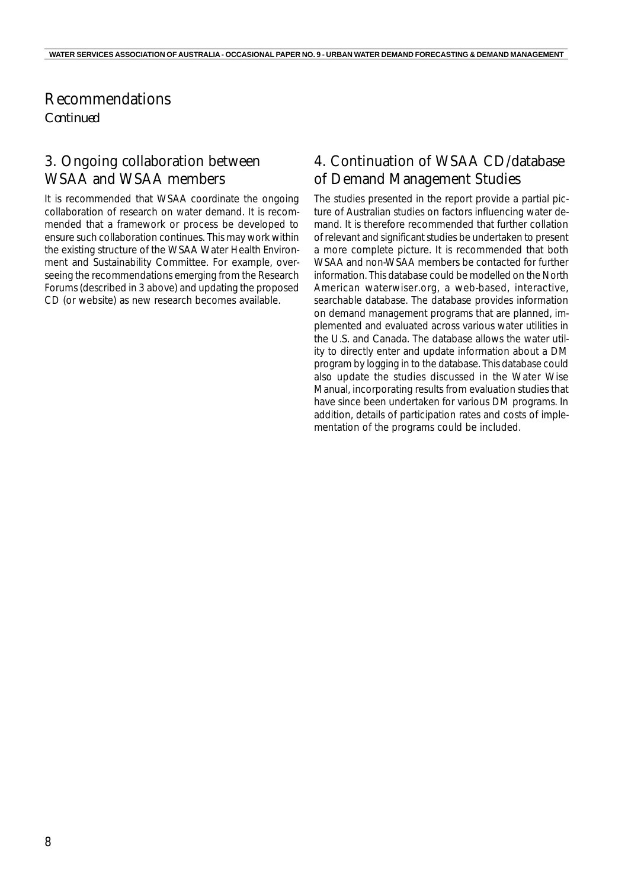# Recommendations

*Continued*

## 3. Ongoing collaboration between WSAA and WSAA members

It is recommended that WSAA coordinate the ongoing collaboration of research on water demand. It is recommended that a framework or process be developed to ensure such collaboration continues. This may work within the existing structure of the WSAA Water Health Environment and Sustainability Committee. For example, overseeing the recommendations emerging from the Research Forums (described in 3 above) and updating the proposed CD (or website) as new research becomes available.

## 4. Continuation of WSAA CD/database of Demand Management Studies

The studies presented in the report provide a partial picture of Australian studies on factors influencing water demand. It is therefore recommended that further collation of relevant and significant studies be undertaken to present a more complete picture. It is recommended that both WSAA and non-WSAA members be contacted for further information. This database could be modelled on the North American waterwiser.org, a web-based, interactive, searchable database. The database provides information on demand management programs that are planned, implemented and evaluated across various water utilities in the U.S. and Canada. The database allows the water utility to directly enter and update information about a DM program by logging in to the database. This database could also update the studies discussed in the Water Wise Manual, incorporating results from evaluation studies that have since been undertaken for various DM programs. In addition, details of participation rates and costs of implementation of the programs could be included.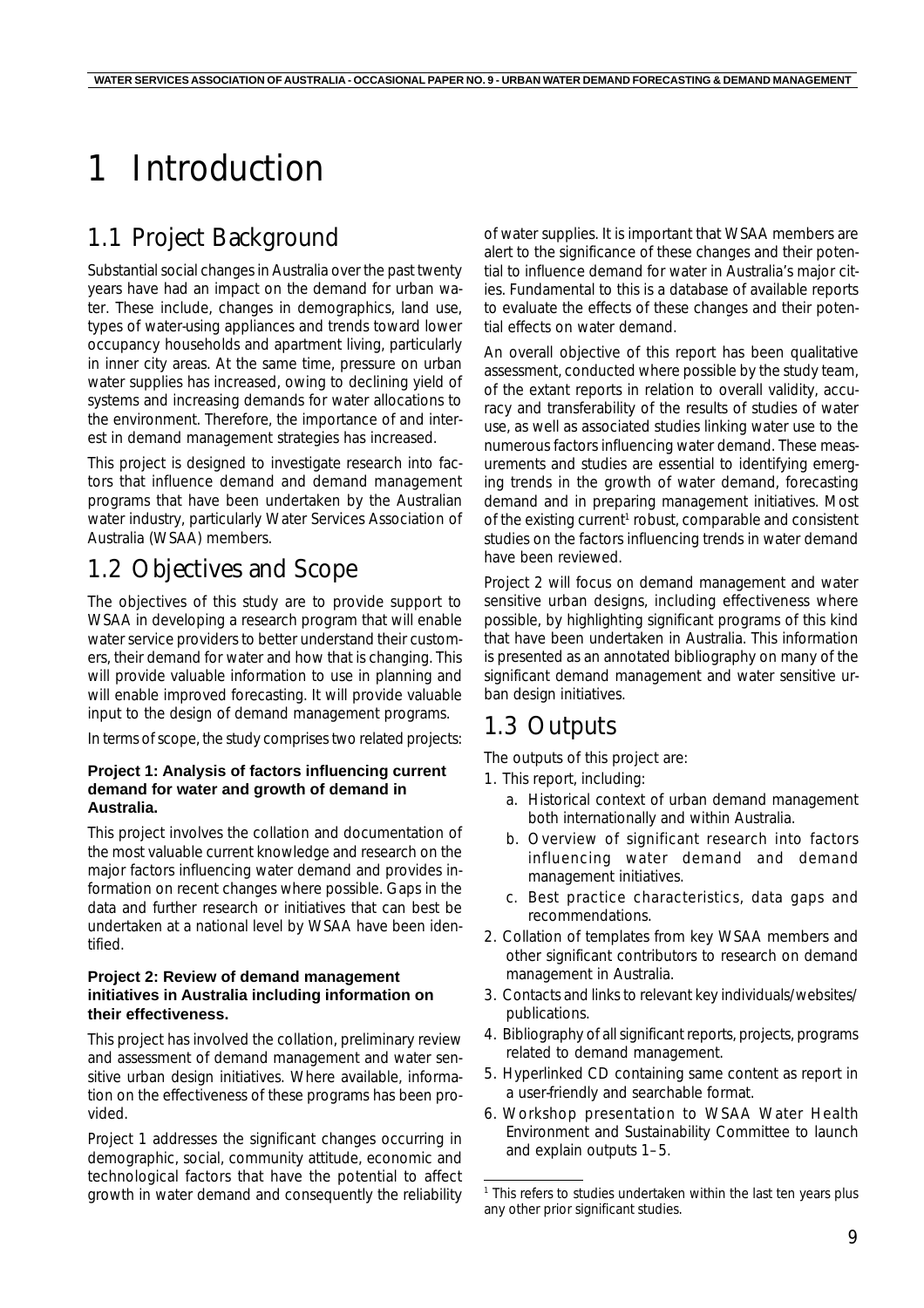# 1 Introduction

## 1.1 Project Background

Substantial social changes in Australia over the past twenty years have had an impact on the demand for urban water. These include, changes in demographics, land use, types of water-using appliances and trends toward lower occupancy households and apartment living, particularly in inner city areas. At the same time, pressure on urban water supplies has increased, owing to declining yield of systems and increasing demands for water allocations to the environment. Therefore, the importance of and interest in demand management strategies has increased.

This project is designed to investigate research into factors that influence demand and demand management programs that have been undertaken by the Australian water industry, particularly Water Services Association of Australia (WSAA) members.

## 1.2 Objectives and Scope

The objectives of this study are to provide support to WSAA in developing a research program that will enable water service providers to better understand their customers, their demand for water and how that is changing. This will provide valuable information to use in planning and will enable improved forecasting. It will provide valuable input to the design of demand management programs.

In terms of scope, the study comprises two related projects:

**Project 1: Analysis of factors influencing current demand for water and growth of demand in Australia.**

This project involves the collation and documentation of the most valuable current knowledge and research on the major factors influencing water demand and provides information on recent changes where possible. Gaps in the data and further research or initiatives that can best be undertaken at a national level by WSAA have been identified.

**Project 2: Review of demand management initiatives in Australia including information on their effectiveness.**

This project has involved the collation, preliminary review and assessment of demand management and water sensitive urban design initiatives. Where available, information on the effectiveness of these programs has been provided.

Project 1 addresses the significant changes occurring in demographic, social, community attitude, economic and technological factors that have the potential to affect growth in water demand and consequently the reliability of water supplies. It is important that WSAA members are alert to the significance of these changes and their potential to influence demand for water in Australia's major cities. Fundamental to this is a database of available reports to evaluate the effects of these changes and their potential effects on water demand.

An overall objective of this report has been qualitative assessment, conducted where possible by the study team, of the extant reports in relation to overall validity, accuracy and transferability of the results of studies of water use, as well as associated studies linking water use to the numerous factors influencing water demand. These measurements and studies are essential to identifying emerging trends in the growth of water demand, forecasting demand and in preparing management initiatives. Most of the existing current[1] robust, comparable and consistent studies on the factors influencing trends in water demand have been reviewed.

Project 2 will focus on demand management and water sensitive urban designs, including effectiveness where possible, by highlighting significant programs of this kind that have been undertaken in Australia. This information is presented as an annotated bibliography on many of the significant demand management and water sensitive urban design initiatives.

## 1.3 Outputs

The outputs of this project are:

1. This report, including:
   a. Historical context of urban demand management both internationally and within Australia.
   b. Overview of significant research into factors influencing water demand and demand management initiatives.
   c. Best practice characteristics, data gaps and recommendations.
2. Collation of templates from key WSAA members and other significant contributors to research on demand management in Australia.
3. Contacts and links to relevant key individuals/websites/publications.
4. Bibliography of all significant reports, projects, programs related to demand management.
5. Hyperlinked CD containing same content as report in a user-friendly and searchable format.
6. Workshop presentation to WSAA Water Health Environment and Sustainability Committee to launch and explain outputs 1–5.

[1] This refers to studies undertaken within the last ten years plus any other prior significant studies.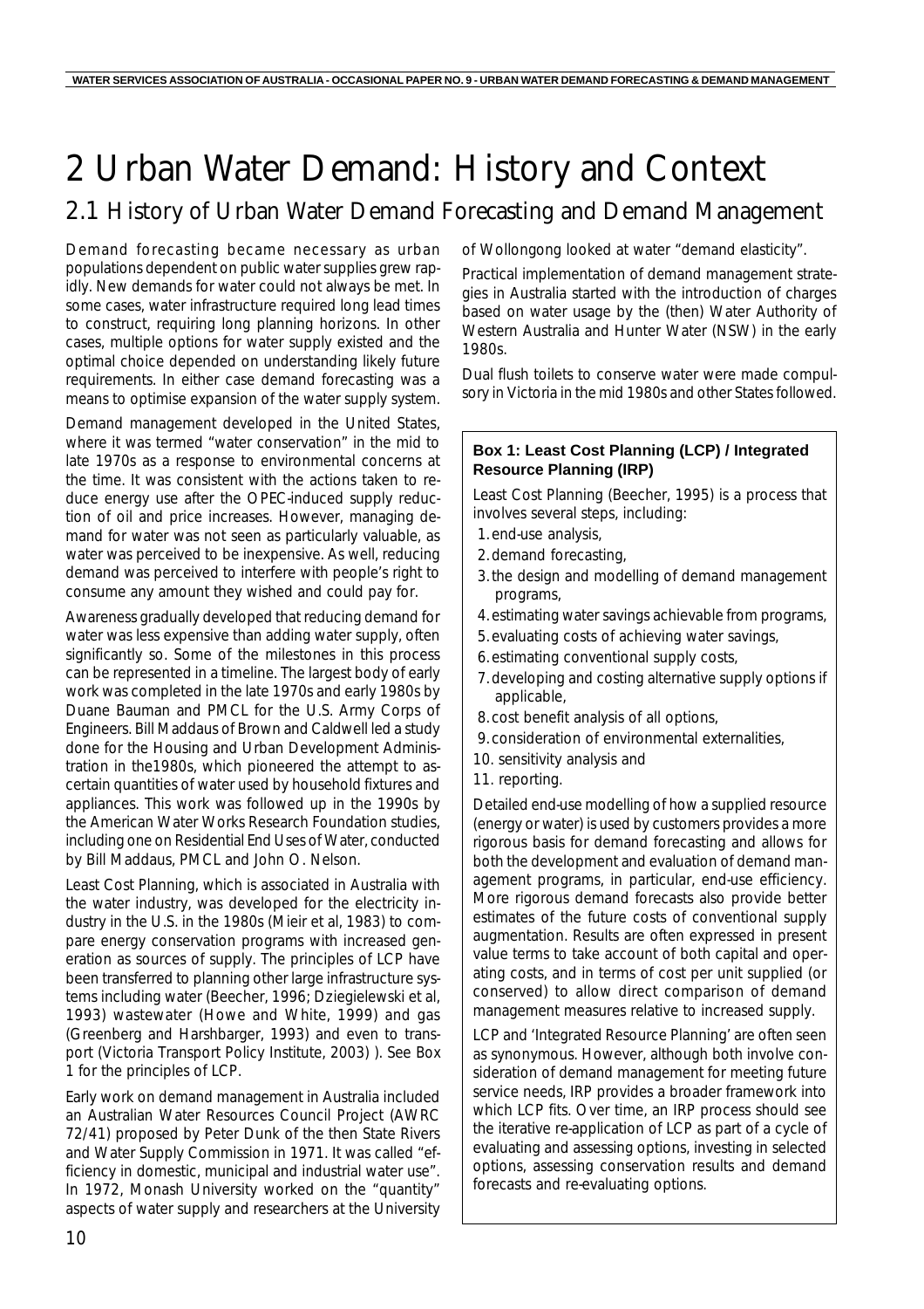# 2 Urban Water Demand: History and Context

## 2.1 History of Urban Water Demand Forecasting and Demand Management

Demand forecasting became necessary as urban populations dependent on public water supplies grew rapidly. New demands for water could not always be met. In some cases, water infrastructure required long lead times to construct, requiring long planning horizons. In other cases, multiple options for water supply existed and the optimal choice depended on understanding likely future requirements. In either case demand forecasting was a means to optimise expansion of the water supply system.

Demand management developed in the United States, where it was termed "water conservation" in the mid to late 1970s as a response to environmental concerns at the time. It was consistent with the actions taken to reduce energy use after the OPEC-induced supply reduction of oil and price increases. However, managing demand for water was not seen as particularly valuable, as water was perceived to be inexpensive. As well, reducing demand was perceived to interfere with people's right to consume any amount they wished and could pay for.

Awareness gradually developed that reducing demand for water was less expensive than adding water supply, often significantly so. Some of the milestones in this process can be represented in a timeline. The largest body of early work was completed in the late 1970s and early 1980s by Duane Bauman and PMCL for the U.S. Army Corps of Engineers. Bill Maddaus of Brown and Caldwell led a study done for the Housing and Urban Development Administration in the1980s, which pioneered the attempt to ascertain quantities of water used by household fixtures and appliances. This work was followed up in the 1990s by the American Water Works Research Foundation studies, including one on Residential End Uses of Water, conducted by Bill Maddaus, PMCL and John O. Nelson.

Least Cost Planning, which is associated in Australia with the water industry, was developed for the electricity industry in the U.S. in the 1980s (Mieir et al, 1983) to compare energy conservation programs with increased generation as sources of supply. The principles of LCP have been transferred to planning other large infrastructure systems including water (Beecher, 1996; Dziegielewski et al, 1993) wastewater (Howe and White, 1999) and gas (Greenberg and Harshbarger, 1993) and even to transport (Victoria Transport Policy Institute, 2003) ). See Box 1 for the principles of LCP.

Early work on demand management in Australia included an Australian Water Resources Council Project (AWRC 72/41) proposed by Peter Dunk of the then State Rivers and Water Supply Commission in 1971. It was called "efficiency in domestic, municipal and industrial water use". In 1972, Monash University worked on the "quantity" aspects of water supply and researchers at the University of Wollongong looked at water "demand elasticity".

Practical implementation of demand management strategies in Australia started with the introduction of charges based on water usage by the (then) Water Authority of Western Australia and Hunter Water (NSW) in the early 1980s.

Dual flush toilets to conserve water were made compulsory in Victoria in the mid 1980s and other States followed.

**Box 1: Least Cost Planning (LCP) / Integrated Resource Planning (IRP)**

Least Cost Planning (Beecher, 1995) is a process that involves several steps, including:

1. end-use analysis,
2. demand forecasting,
3. the design and modelling of demand management programs,
4. estimating water savings achievable from programs,
5. evaluating costs of achieving water savings,
6. estimating conventional supply costs,
7. developing and costing alternative supply options if applicable,
8. cost benefit analysis of all options,
9. consideration of environmental externalities,
10. sensitivity analysis and
11. reporting.

Detailed end-use modelling of how a supplied resource (energy or water) is used by customers provides a more rigorous basis for demand forecasting and allows for both the development and evaluation of demand management programs, in particular, end-use efficiency. More rigorous demand forecasts also provide better estimates of the future costs of conventional supply augmentation. Results are often expressed in present value terms to take account of both capital and operating costs, and in terms of cost per unit supplied (or conserved) to allow direct comparison of demand management measures relative to increased supply.

LCP and 'Integrated Resource Planning' are often seen as synonymous. However, although both involve consideration of demand management for meeting future service needs, IRP provides a broader framework into which LCP fits. Over time, an IRP process should see the iterative re-application of LCP as part of a cycle of evaluating and assessing options, investing in selected options, assessing conservation results and demand forecasts and re-evaluating options.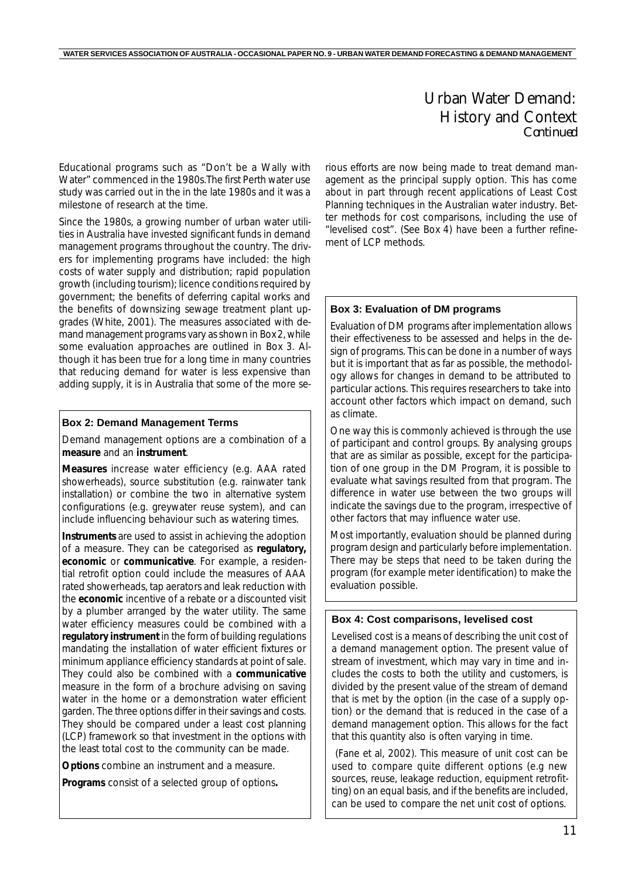# Urban Water Demand: History and Context
*Continued*

Educational programs such as "Don't be a Wally with Water" commenced in the 1980s.The first Perth water use study was carried out in the in the late 1980s and it was a milestone of research at the time.

Since the 1980s, a growing number of urban water utilities in Australia have invested significant funds in demand management programs throughout the country. The drivers for implementing programs have included: the high costs of water supply and distribution; rapid population growth (including tourism); licence conditions required by government; the benefits of deferring capital works and the benefits of downsizing sewage treatment plant upgrades (White, 2001). The measures associated with demand management programs vary as shown in Box 2, while some evaluation approaches are outlined in Box 3. Although it has been true for a long time in many countries that reducing demand for water is less expensive than adding supply, it is in Australia that some of the more serious efforts are now being made to treat demand management as the principal supply option. This has come about in part through recent applications of Least Cost Planning techniques in the Australian water industry. Better methods for cost comparisons, including the use of "levelised cost". (See Box 4) have been a further refinement of LCP methods.

### Box 2: Demand Management Terms

Demand management options are a combination of a **measure** and an **instrument**.

**Measures** increase water efficiency (e.g. AAA rated showerheads), source substitution (e.g. rainwater tank installation) or combine the two in alternative system configurations (e.g. greywater reuse system), and can include influencing behaviour such as watering times.

**Instruments** are used to assist in achieving the adoption of a measure. They can be categorised as **regulatory, economic** or **communicative**. For example, a residential retrofit option could include the measures of AAA rated showerheads, tap aerators and leak reduction with the **economic** incentive of a rebate or a discounted visit by a plumber arranged by the water utility. The same water efficiency measures could be combined with a **regulatory instrument** in the form of building regulations mandating the installation of water efficient fixtures or minimum appliance efficiency standards at point of sale. They could also be combined with a **communicative** measure in the form of a brochure advising on saving water in the home or a demonstration water efficient garden. The three options differ in their savings and costs. They should be compared under a least cost planning (LCP) framework so that investment in the options with the least total cost to the community can be made.

**Options** combine an instrument and a measure.

**Programs** consist of a selected group of options**.**

### Box 3: Evaluation of DM programs

Evaluation of DM programs after implementation allows their effectiveness to be assessed and helps in the design of programs. This can be done in a number of ways but it is important that as far as possible, the methodology allows for changes in demand to be attributed to particular actions. This requires researchers to take into account other factors which impact on demand, such as climate.

One way this is commonly achieved is through the use of participant and control groups. By analysing groups that are as similar as possible, except for the participation of one group in the DM Program, it is possible to evaluate what savings resulted from that program. The difference in water use between the two groups will indicate the savings due to the program, irrespective of other factors that may influence water use.

Most importantly, evaluation should be planned during program design and particularly before implementation. There may be steps that need to be taken during the program (for example meter identification) to make the evaluation possible.

### Box 4: Cost comparisons, levelised cost

Levelised cost is a means of describing the unit cost of a demand management option. The present value of stream of investment, which may vary in time and includes the costs to both the utility and customers, is divided by the present value of the stream of demand that is met by the option (in the case of a supply option) or the demand that is reduced in the case of a demand management option. This allows for the fact that this quantity also is often varying in time.

(Fane et al, 2002). This measure of unit cost can be used to compare quite different options (e.g new sources, reuse, leakage reduction, equipment retrofitting) on an equal basis, and if the benefits are included, can be used to compare the net unit cost of options.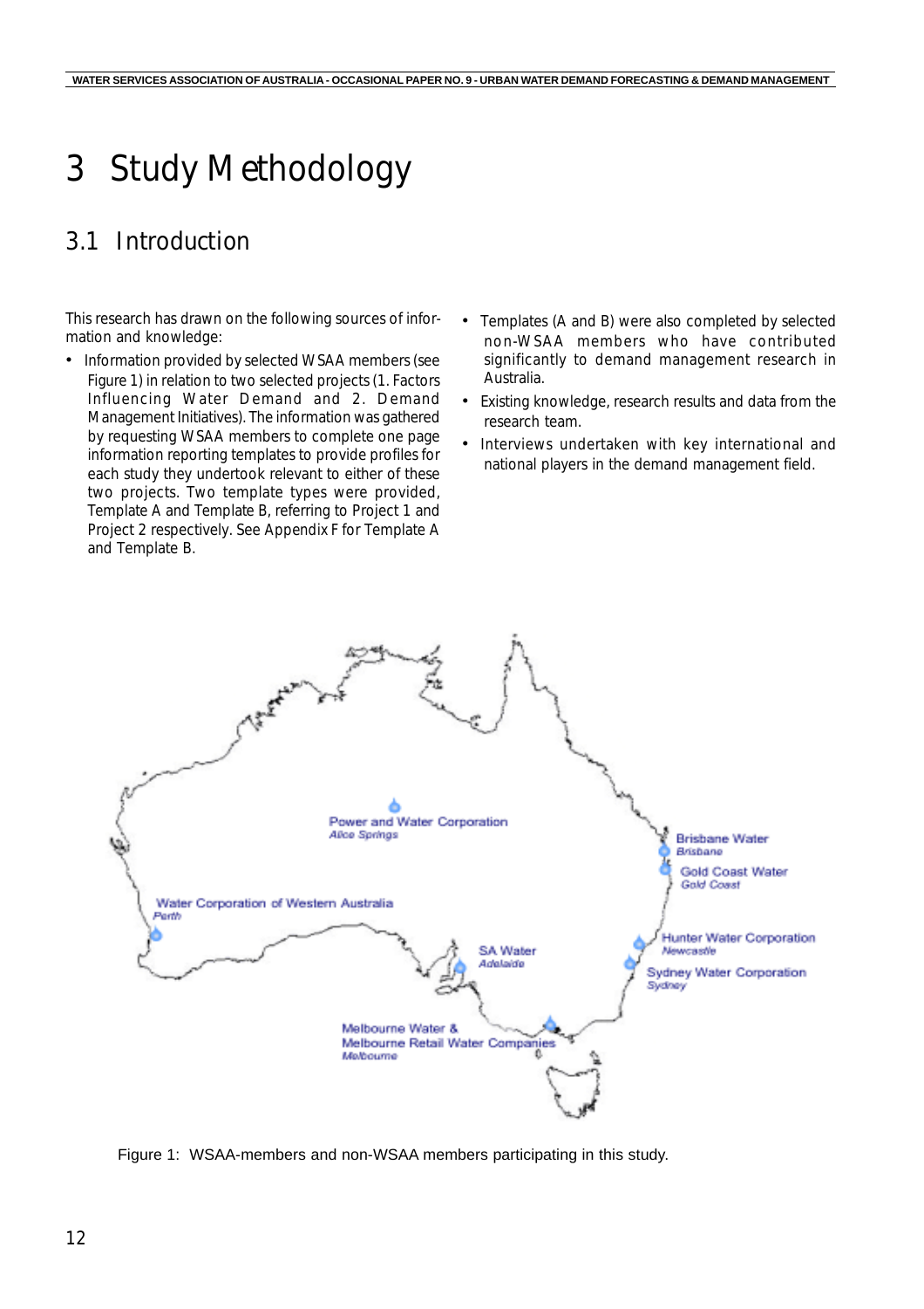# 3 Study Methodology

## 3.1 Introduction

This research has drawn on the following sources of information and knowledge:

- Information provided by selected WSAA members (see Figure 1) in relation to two selected projects (1. Factors Influencing Water Demand and 2. Demand Management Initiatives). The information was gathered by requesting WSAA members to complete one page information reporting templates to provide profiles for each study they undertook relevant to either of these two projects. Two template types were provided, Template A and Template B, referring to Project 1 and Project 2 respectively. See Appendix F for Template A and Template B.
- Templates (A and B) were also completed by selected non-WSAA members who have contributed significantly to demand management research in Australia.
- Existing knowledge, research results and data from the research team.
- Interviews undertaken with key international and national players in the demand management field.

Power and Water Corporation
*Alice Springs*

Brisbane Water
*Brisbane*

Gold Coast Water
*Gold Coast*

Water Corporation of Western Australia
*Perth*

Hunter Water Corporation
*Newcastle*

SA Water
*Adelaide*

Sydney Water Corporation
*Sydney*

Melbourne Water &
Melbourne Retail Water Companies
*Melbourne*

Figure 1: WSAA-members and non-WSAA members participating in this study.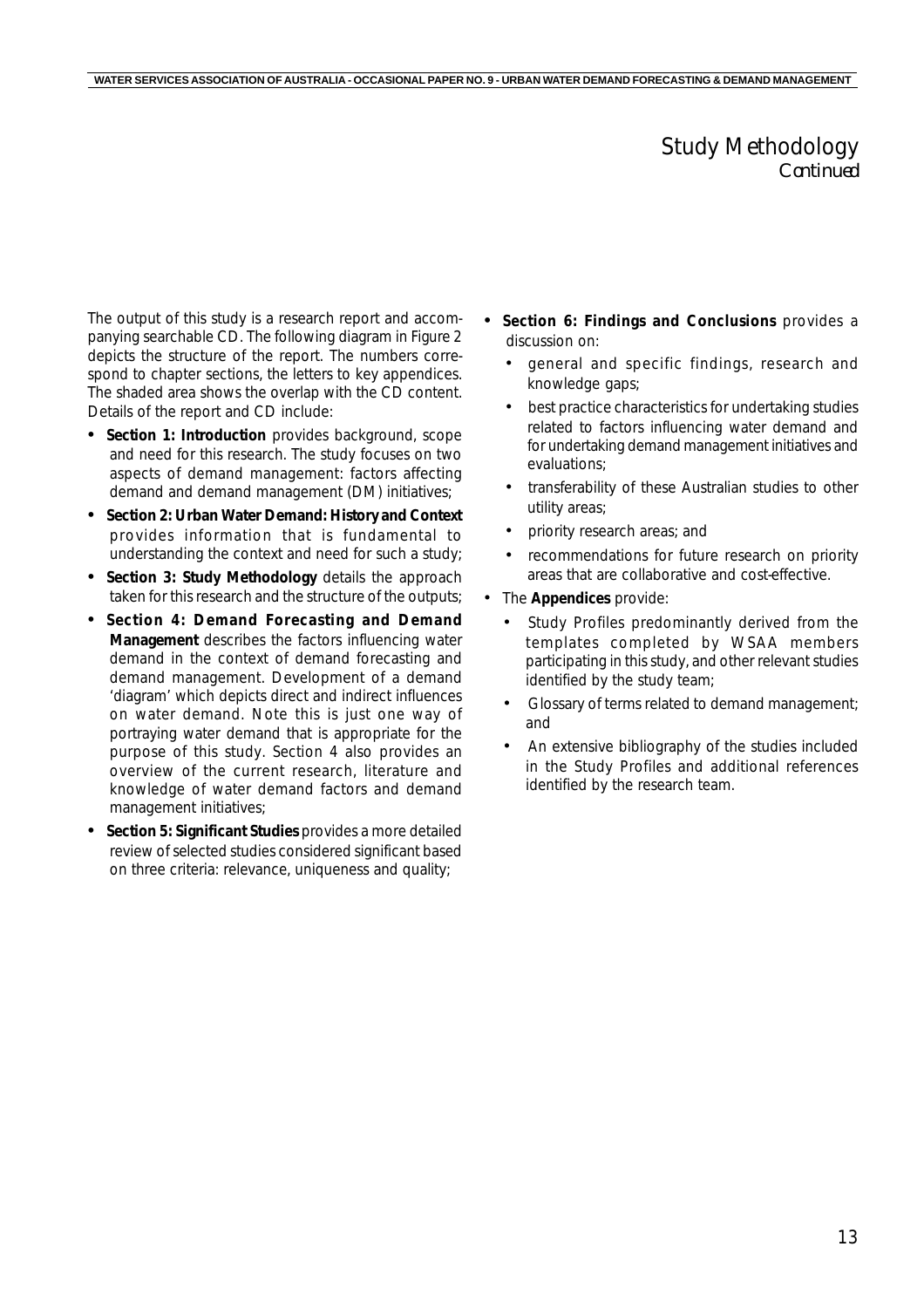## Study Methodology
*Continued*

The output of this study is a research report and accompanying searchable CD. The following diagram in Figure 2 depicts the structure of the report. The numbers correspond to chapter sections, the letters to key appendices. The shaded area shows the overlap with the CD content. Details of the report and CD include:

- **Section 1: Introduction** provides background, scope and need for this research. The study focuses on two aspects of demand management: factors affecting demand and demand management (DM) initiatives;
- **Section 2: Urban Water Demand: History and Context** provides information that is fundamental to understanding the context and need for such a study;
- **Section 3: Study Methodology** details the approach taken for this research and the structure of the outputs;
- **Section 4: Demand Forecasting and Demand Management** describes the factors influencing water demand in the context of demand forecasting and demand management. Development of a demand 'diagram' which depicts direct and indirect influences on water demand. Note this is just one way of portraying water demand that is appropriate for the purpose of this study. Section 4 also provides an overview of the current research, literature and knowledge of water demand factors and demand management initiatives;
- **Section 5: Significant Studies** provides a more detailed review of selected studies considered significant based on three criteria: relevance, uniqueness and quality;
- **Section 6: Findings and Conclusions** provides a discussion on:
  - general and specific findings, research and knowledge gaps;
  - best practice characteristics for undertaking studies related to factors influencing water demand and for undertaking demand management initiatives and evaluations;
  - transferability of these Australian studies to other utility areas;
  - priority research areas; and
  - recommendations for future research on priority areas that are collaborative and cost-effective.
- The **Appendices** provide:
  - Study Profiles predominantly derived from the templates completed by WSAA members participating in this study, and other relevant studies identified by the study team;
  - Glossary of terms related to demand management; and
  - An extensive bibliography of the studies included in the Study Profiles and additional references identified by the research team.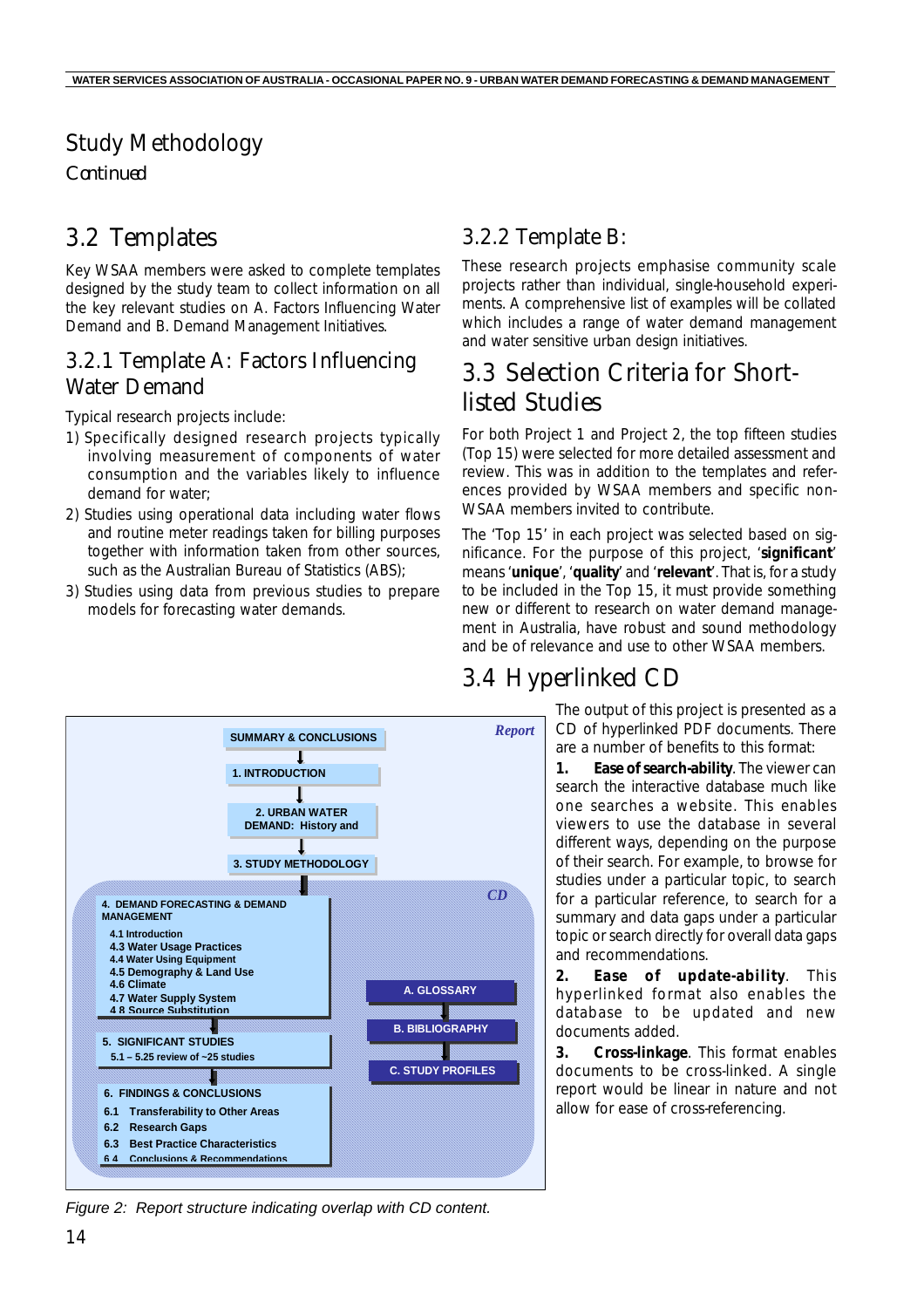# Study Methodology

*Continued*

## 3.2 Templates

Key WSAA members were asked to complete templates designed by the study team to collect information on all the key relevant studies on A. Factors Influencing Water Demand and B. Demand Management Initiatives.

### 3.2.1 Template A: Factors Influencing Water Demand

Typical research projects include:

1) Specifically designed research projects typically involving measurement of components of water consumption and the variables likely to influence demand for water;
2) Studies using operational data including water flows and routine meter readings taken for billing purposes together with information taken from other sources, such as the Australian Bureau of Statistics (ABS);
3) Studies using data from previous studies to prepare models for forecasting water demands.

### 3.2.2 Template B:

These research projects emphasise community scale projects rather than individual, single-household experiments. A comprehensive list of examples will be collated which includes a range of water demand management and water sensitive urban design initiatives.

## 3.3 Selection Criteria for Short-listed Studies

For both Project 1 and Project 2, the top fifteen studies (Top 15) were selected for more detailed assessment and review. This was in addition to the templates and references provided by WSAA members and specific non-WSAA members invited to contribute.

The 'Top 15' in each project was selected based on significance. For the purpose of this project, '**significant**' means '**unique**', '**quality**' and '**relevant**'. That is, for a study to be included in the Top 15, it must provide something new or different to research on water demand management in Australia, have robust and sound methodology and be of relevance and use to other WSAA members.

## 3.4 Hyperlinked CD

The output of this project is presented as a CD of hyperlinked PDF documents. There are a number of benefits to this format:

**1. Ease of search-ability**. The viewer can search the interactive database much like one searches a website. This enables viewers to use the database in several different ways, depending on the purpose of their search. For example, to browse for studies under a particular topic, to search for a particular reference, to search for a summary and data gaps under a particular topic or search directly for overall data gaps and recommendations.

**2. Ease of update-ability**. This hyperlinked format also enables the database to be updated and new documents added.

**3. Cross-linkage**. This format enables documents to be cross-linked. A single report would be linear in nature and not allow for ease of cross-referencing.

*Report*

- SUMMARY & CONCLUSIONS
- 1. INTRODUCTION
- 2. URBAN WATER DEMAND: History and
- 3. STUDY METHODOLOGY

*CD*

- 4. DEMAND FORECASTING & DEMAND MANAGEMENT
  - 4.1 Introduction
  - 4.3 Water Usage Practices
  - 4.4 Water Using Equipment
  - 4.5 Demography & Land Use
  - 4.6 Climate
  - 4.7 Water Supply System
  - 4.8 Source Substitution
- 5. SIGNIFICANT STUDIES
  - 5.1 – 5.25 review of ~25 studies
- 6. FINDINGS & CONCLUSIONS
  - 6.1 Transferability to Other Areas
  - 6.2 Research Gaps
  - 6.3 Best Practice Characteristics
  - 6.4 Conclusions & Recommendations
- A. GLOSSARY
- B. BIBLIOGRAPHY
- C. STUDY PROFILES

*Figure 2: Report structure indicating overlap with CD content.*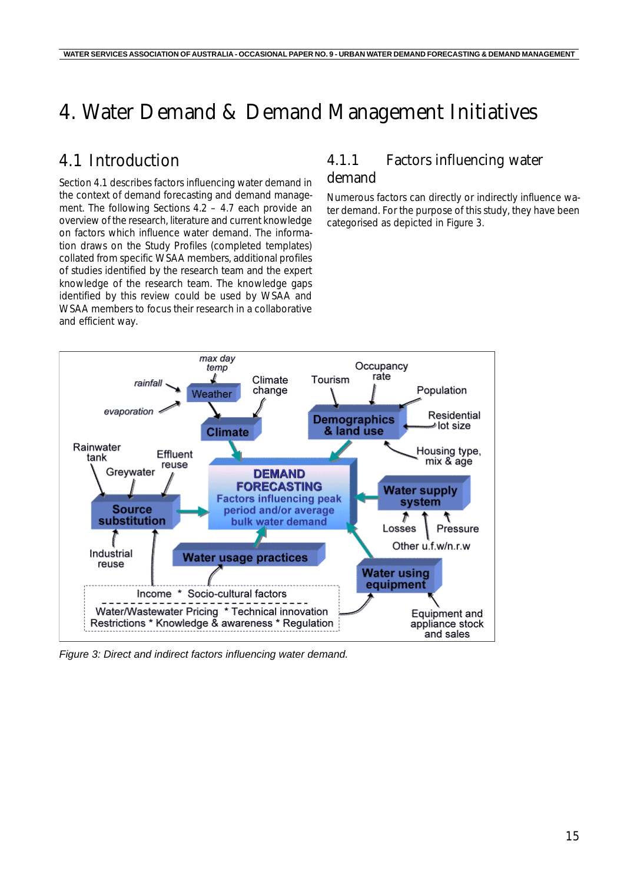# 4. Water Demand & Demand Management Initiatives

## 4.1 Introduction

Section 4.1 describes factors influencing water demand in the context of demand forecasting and demand management. The following Sections 4.2 – 4.7 each provide an overview of the research, literature and current knowledge on factors which influence water demand. The information draws on the Study Profiles (completed templates) collated from specific WSAA members, additional profiles of studies identified by the research team and the expert knowledge of the research team. The knowledge gaps identified by this review could be used by WSAA and WSAA members to focus their research in a collaborative and efficient way.

### 4.1.1 Factors influencing water demand

Numerous factors can directly or indirectly influence water demand. For the purpose of this study, they have been categorised as depicted in Figure 3.

*Figure 3: Direct and indirect factors influencing water demand.*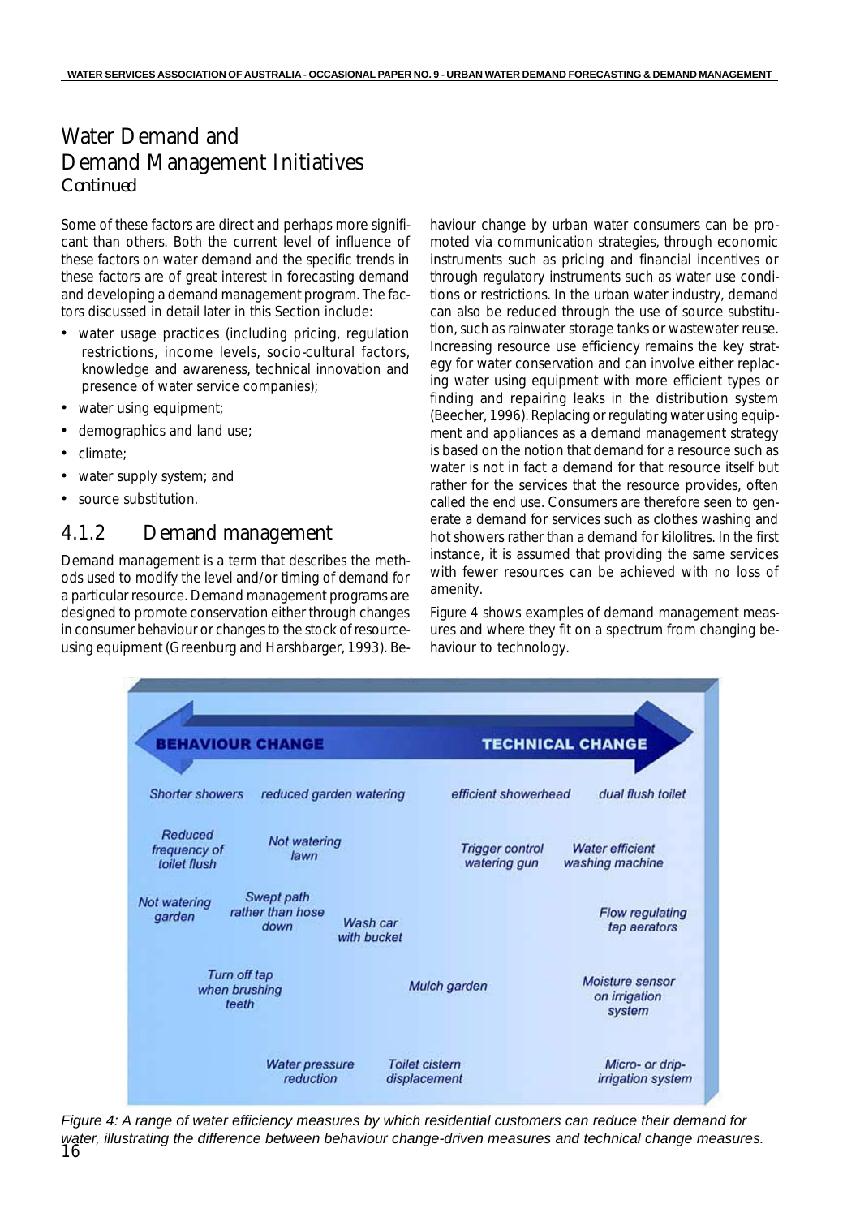# Water Demand and Demand Management Initiatives

*Continued*

Some of these factors are direct and perhaps more significant than others. Both the current level of influence of these factors on water demand and the specific trends in these factors are of great interest in forecasting demand and developing a demand management program. The factors discussed in detail later in this Section include:

- water usage practices (including pricing, regulation restrictions, income levels, socio-cultural factors, knowledge and awareness, technical innovation and presence of water service companies);
- water using equipment;
- demographics and land use;
- climate;
- water supply system; and
- source substitution.

## 4.1.2 Demand management

Demand management is a term that describes the methods used to modify the level and/or timing of demand for a particular resource. Demand management programs are designed to promote conservation either through changes in consumer behaviour or changes to the stock of resource-using equipment (Greenburg and Harshbarger, 1993). Behaviour change by urban water consumers can be promoted via communication strategies, through economic instruments such as pricing and financial incentives or through regulatory instruments such as water use conditions or restrictions. In the urban water industry, demand can also be reduced through the use of source substitution, such as rainwater storage tanks or wastewater reuse. Increasing resource use efficiency remains the key strategy for water conservation and can involve either replacing water using equipment with more efficient types or finding and repairing leaks in the distribution system (Beecher, 1996). Replacing or regulating water using equipment and appliances as a demand management strategy is based on the notion that demand for a resource such as water is not in fact a demand for that resource itself but rather for the services that the resource provides, often called the end use. Consumers are therefore seen to generate a demand for services such as clothes washing and hot showers rather than a demand for kilolitres. In the first instance, it is assumed that providing the same services with fewer resources can be achieved with no loss of amenity.

Figure 4 shows examples of demand management measures and where they fit on a spectrum from changing behaviour to technology.

BEHAVIOUR CHANGE ↔ TECHNICAL CHANGE

Shorter showers; reduced garden watering; efficient showerhead; dual flush toilet; Reduced frequency of toilet flush; Not watering lawn; Trigger control watering gun; Water efficient washing machine; Not watering garden; Swept path rather than hose down; Wash car with bucket; Flow regulating tap aerators; Turn off tap when brushing teeth; Mulch garden; Moisture sensor on irrigation system; Water pressure reduction; Toilet cistern displacement; Micro- or drip-irrigation system

*Figure 4: A range of water efficiency measures by which residential customers can reduce their demand for water, illustrating the difference between behaviour change-driven measures and technical change measures.*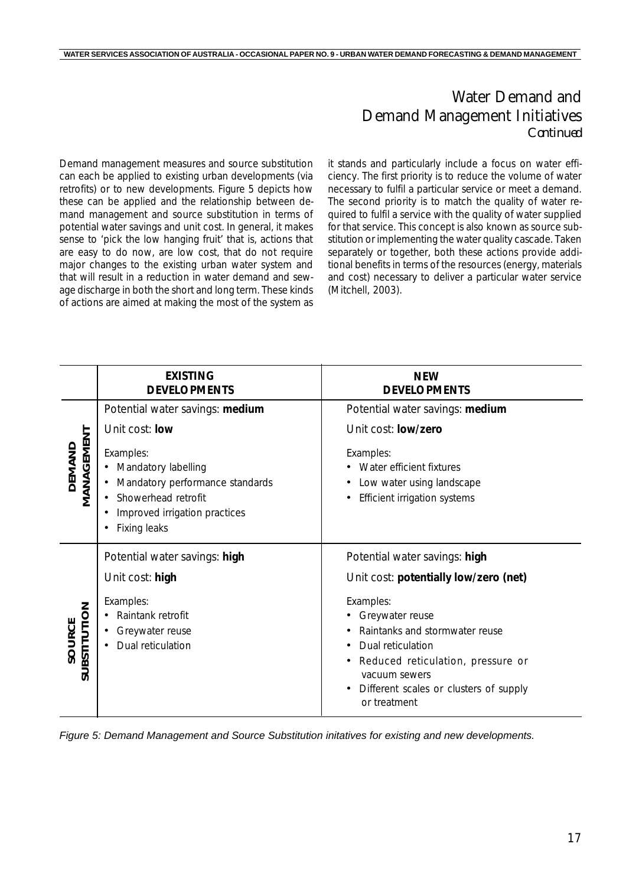# Water Demand and Demand Management Initiatives *Continued*

Demand management measures and source substitution can each be applied to existing urban developments (via retrofits) or to new developments. Figure 5 depicts how these can be applied and the relationship between demand management and source substitution in terms of potential water savings and unit cost. In general, it makes sense to 'pick the low hanging fruit' that is, actions that are easy to do now, are low cost, that do not require major changes to the existing urban water system and that will result in a reduction in water demand and sewage discharge in both the short and long term. These kinds of actions are aimed at making the most of the system as it stands and particularly include a focus on water efficiency. The first priority is to reduce the volume of water necessary to fulfil a particular service or meet a demand. The second priority is to match the quality of water required to fulfil a service with the quality of water supplied for that service. This concept is also known as source substitution or implementing the water quality cascade. Taken separately or together, both these actions provide additional benefits in terms of the resources (energy, materials and cost) necessary to deliver a particular water service (Mitchell, 2003).

| | **EXISTING DEVELOPMENTS** | **NEW DEVELOPMENTS** |
|---|---|---|
| **DEMAND MANAGEMENT** | Potential water savings: **medium**<br>Unit cost: **low**<br>Examples:<br>• Mandatory labelling<br>• Mandatory performance standards<br>• Showerhead retrofit<br>• Improved irrigation practices<br>• Fixing leaks | Potential water savings: **medium**<br>Unit cost: **low/zero**<br>Examples:<br>• Water efficient fixtures<br>• Low water using landscape<br>• Efficient irrigation systems |
| **SOURCE SUBSTITUTION** | Potential water savings: **high**<br>Unit cost: **high**<br>Examples:<br>• Raintank retrofit<br>• Greywater reuse<br>• Dual reticulation | Potential water savings: **high**<br>Unit cost: **potentially low/zero (net)**<br>Examples:<br>• Greywater reuse<br>• Raintanks and stormwater reuse<br>• Dual reticulation<br>• Reduced reticulation, pressure or vacuum sewers<br>• Different scales or clusters of supply or treatment |

*Figure 5: Demand Management and Source Substitution initatives for existing and new developments.*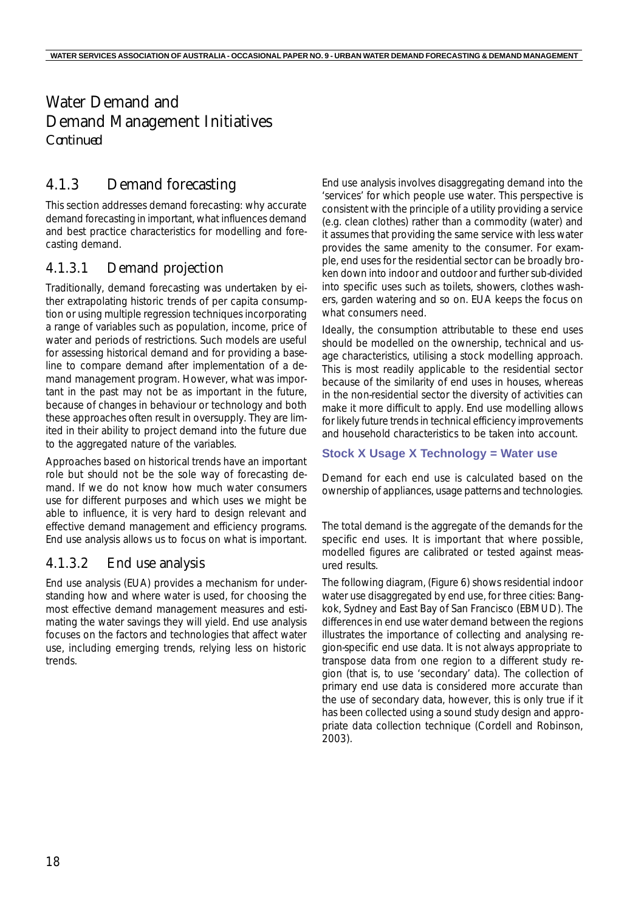# Water Demand and Demand Management Initiatives

*Continued*

## 4.1.3 Demand forecasting

This section addresses demand forecasting: why accurate demand forecasting in important, what influences demand and best practice characteristics for modelling and forecasting demand.

### 4.1.3.1 Demand projection

Traditionally, demand forecasting was undertaken by either extrapolating historic trends of per capita consumption or using multiple regression techniques incorporating a range of variables such as population, income, price of water and periods of restrictions. Such models are useful for assessing historical demand and for providing a baseline to compare demand after implementation of a demand management program. However, what was important in the past may not be as important in the future, because of changes in behaviour or technology and both these approaches often result in oversupply. They are limited in their ability to project demand into the future due to the aggregated nature of the variables.

Approaches based on historical trends have an important role but should not be the sole way of forecasting demand. If we do not know how much water consumers use for different purposes and which uses we might be able to influence, it is very hard to design relevant and effective demand management and efficiency programs. End use analysis allows us to focus on what is important.

### 4.1.3.2 End use analysis

End use analysis (EUA) provides a mechanism for understanding how and where water is used, for choosing the most effective demand management measures and estimating the water savings they will yield. End use analysis focuses on the factors and technologies that affect water use, including emerging trends, relying less on historic trends.

End use analysis involves disaggregating demand into the 'services' for which people use water. This perspective is consistent with the principle of a utility providing a service (e.g. clean clothes) rather than a commodity (water) and it assumes that providing the same service with less water provides the same amenity to the consumer. For example, end uses for the residential sector can be broadly broken down into indoor and outdoor and further sub-divided into specific uses such as toilets, showers, clothes washers, garden watering and so on. EUA keeps the focus on what consumers need.

Ideally, the consumption attributable to these end uses should be modelled on the ownership, technical and usage characteristics, utilising a stock modelling approach. This is most readily applicable to the residential sector because of the similarity of end uses in houses, whereas in the non-residential sector the diversity of activities can make it more difficult to apply. End use modelling allows for likely future trends in technical efficiency improvements and household characteristics to be taken into account.

**Stock X Usage X Technology = Water use**

Demand for each end use is calculated based on the ownership of appliances, usage patterns and technologies.

The total demand is the aggregate of the demands for the specific end uses. It is important that where possible, modelled figures are calibrated or tested against measured results.

The following diagram, (Figure 6) shows residential indoor water use disaggregated by end use, for three cities: Bangkok, Sydney and East Bay of San Francisco (EBMUD). The differences in end use water demand between the regions illustrates the importance of collecting and analysing region-specific end use data. It is not always appropriate to transpose data from one region to a different study region (that is, to use 'secondary' data). The collection of primary end use data is considered more accurate than the use of secondary data, however, this is only true if it has been collected using a sound study design and appropriate data collection technique (Cordell and Robinson, 2003).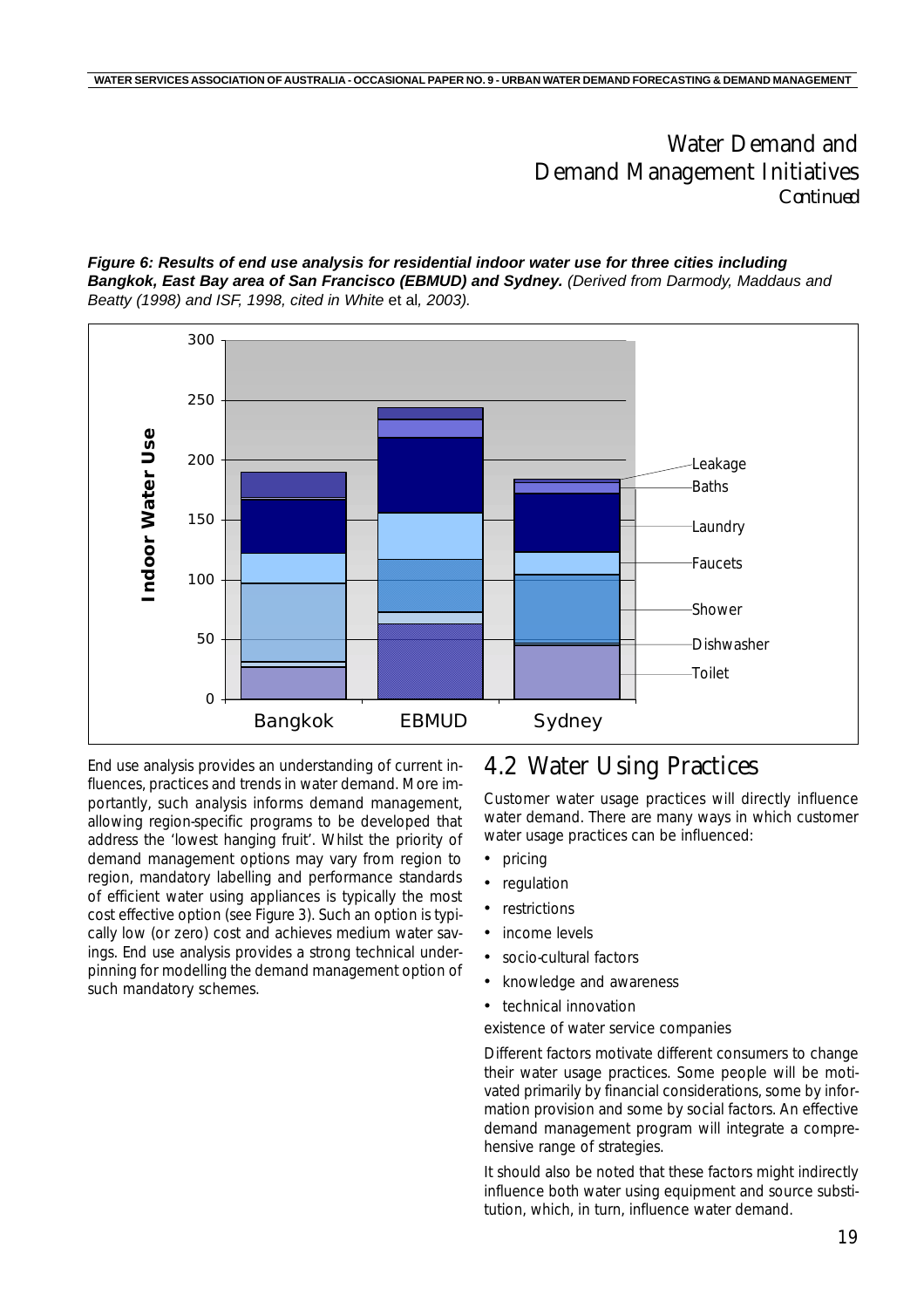# Water Demand and Demand Management Initiatives
*Continued*

***Figure 6: Results of end use analysis for residential indoor water use for three cities including Bangkok, East Bay area of San Francisco (EBMUD) and Sydney.*** *(Derived from Darmody, Maddaus and Beatty (1998) and ISF, 1998, cited in White* et al*, 2003).*

End use analysis provides an understanding of current influences, practices and trends in water demand. More importantly, such analysis informs demand management, allowing region-specific programs to be developed that address the 'lowest hanging fruit'. Whilst the priority of demand management options may vary from region to region, mandatory labelling and performance standards of efficient water using appliances is typically the most cost effective option (see Figure 3). Such an option is typically low (or zero) cost and achieves medium water savings. End use analysis provides a strong technical underpinning for modelling the demand management option of such mandatory schemes.

## 4.2 Water Using Practices

Customer water usage practices will directly influence water demand. There are many ways in which customer water usage practices can be influenced:

- pricing
- regulation
- restrictions
- income levels
- socio-cultural factors
- knowledge and awareness
- technical innovation

existence of water service companies

Different factors motivate different consumers to change their water usage practices. Some people will be motivated primarily by financial considerations, some by information provision and some by social factors. An effective demand management program will integrate a comprehensive range of strategies.

It should also be noted that these factors might indirectly influence both water using equipment and source substitution, which, in turn, influence water demand.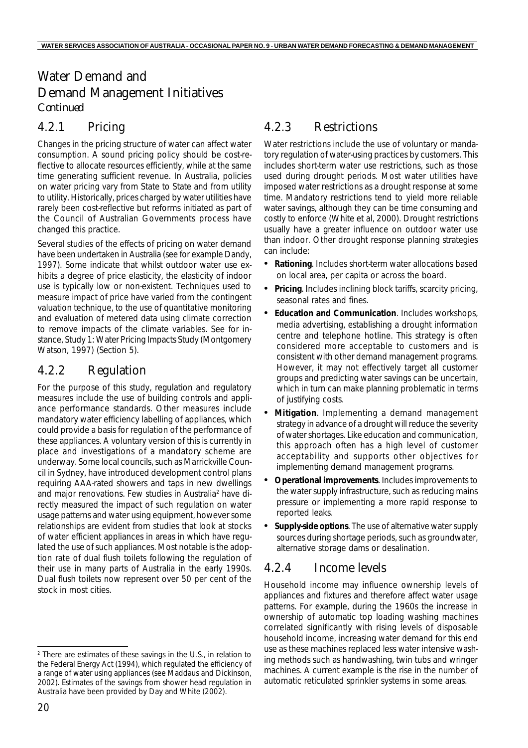# Water Demand and Demand Management Initiatives

*Continued*

## 4.2.1 Pricing

Changes in the pricing structure of water can affect water consumption. A sound pricing policy should be cost-reflective to allocate resources efficiently, while at the same time generating sufficient revenue. In Australia, policies on water pricing vary from State to State and from utility to utility. Historically, prices charged by water utilities have rarely been cost-reflective but reforms initiated as part of the Council of Australian Governments process have changed this practice.

Several studies of the effects of pricing on water demand have been undertaken in Australia (see for example Dandy, 1997). Some indicate that whilst outdoor water use exhibits a degree of price elasticity, the elasticity of indoor use is typically low or non-existent. Techniques used to measure impact of price have varied from the contingent valuation technique, to the use of quantitative monitoring and evaluation of metered data using climate correction to remove impacts of the climate variables. See for instance, Study 1: Water Pricing Impacts Study (Montgomery Watson, 1997) (Section 5).

## 4.2.2 Regulation

For the purpose of this study, regulation and regulatory measures include the use of building controls and appliance performance standards. Other measures include mandatory water efficiency labelling of appliances, which could provide a basis for regulation of the performance of these appliances. A voluntary version of this is currently in place and investigations of a mandatory scheme are underway. Some local councils, such as Marrickville Council in Sydney, have introduced development control plans requiring AAA-rated showers and taps in new dwellings and major renovations. Few studies in Australia[2] have directly measured the impact of such regulation on water usage patterns and water using equipment, however some relationships are evident from studies that look at stocks of water efficient appliances in areas in which have regulated the use of such appliances. Most notable is the adoption rate of dual flush toilets following the regulation of their use in many parts of Australia in the early 1990s. Dual flush toilets now represent over 50 per cent of the stock in most cities.

## 4.2.3 Restrictions

Water restrictions include the use of voluntary or mandatory regulation of water-using practices by customers. This includes short-term water use restrictions, such as those used during drought periods. Most water utilities have imposed water restrictions as a drought response at some time. Mandatory restrictions tend to yield more reliable water savings, although they can be time consuming and costly to enforce (White et al, 2000). Drought restrictions usually have a greater influence on outdoor water use than indoor. Other drought response planning strategies can include:

- **Rationing**. Includes short-term water allocations based on local area, per capita or across the board.
- **Pricing**. Includes inclining block tariffs, scarcity pricing, seasonal rates and fines.
- **Education and Communication**. Includes workshops, media advertising, establishing a drought information centre and telephone hotline. This strategy is often considered more acceptable to customers and is consistent with other demand management programs. However, it may not effectively target all customer groups and predicting water savings can be uncertain, which in turn can make planning problematic in terms of justifying costs.
- **Mitigation**. Implementing a demand management strategy in advance of a drought will reduce the severity of water shortages. Like education and communication, this approach often has a high level of customer acceptability and supports other objectives for implementing demand management programs.
- **Operational improvements**. Includes improvements to the water supply infrastructure, such as reducing mains pressure or implementing a more rapid response to reported leaks.
- **Supply-side options**. The use of alternative water supply sources during shortage periods, such as groundwater, alternative storage dams or desalination.

## 4.2.4 Income levels

Household income may influence ownership levels of appliances and fixtures and therefore affect water usage patterns. For example, during the 1960s the increase in ownership of automatic top loading washing machines correlated significantly with rising levels of disposable household income, increasing water demand for this end use as these machines replaced less water intensive washing methods such as handwashing, twin tubs and wringer machines. A current example is the rise in the number of automatic reticulated sprinkler systems in some areas.

---

[2] There are estimates of these savings in the U.S., in relation to the Federal Energy Act (1994), which regulated the efficiency of a range of water using appliances (see Maddaus and Dickinson, 2002). Estimates of the savings from shower head regulation in Australia have been provided by Day and White (2002).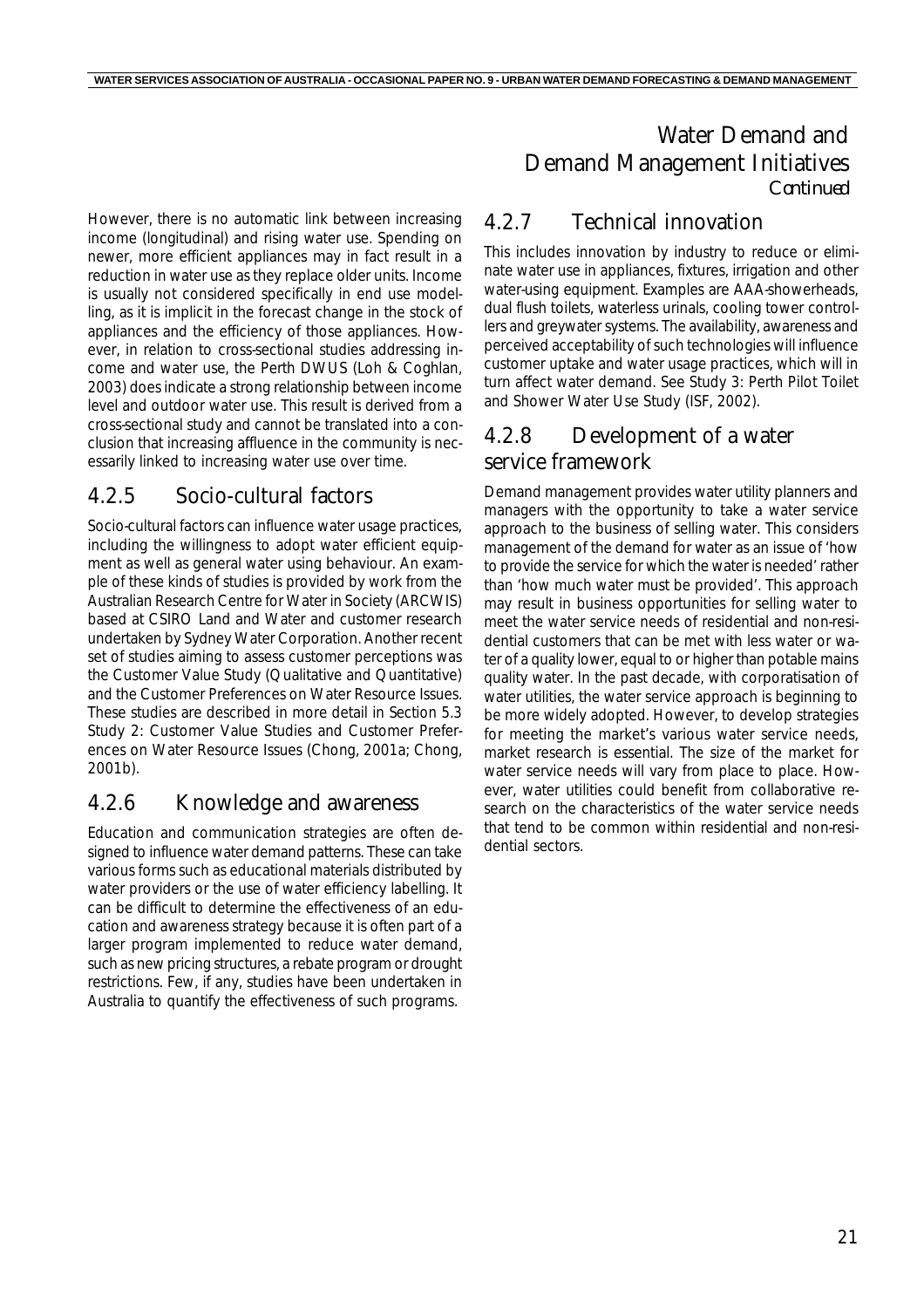## Water Demand and Demand Management Initiatives *Continued*

However, there is no automatic link between increasing income (longitudinal) and rising water use. Spending on newer, more efficient appliances may in fact result in a reduction in water use as they replace older units. Income is usually not considered specifically in end use modelling, as it is implicit in the forecast change in the stock of appliances and the efficiency of those appliances. However, in relation to cross-sectional studies addressing income and water use, the Perth DWUS (Loh & Coghlan, 2003) does indicate a strong relationship between income level and outdoor water use. This result is derived from a cross-sectional study and cannot be translated into a conclusion that increasing affluence in the community is necessarily linked to increasing water use over time.

### 4.2.5 Socio-cultural factors

Socio-cultural factors can influence water usage practices, including the willingness to adopt water efficient equipment as well as general water using behaviour. An example of these kinds of studies is provided by work from the Australian Research Centre for Water in Society (ARCWIS) based at CSIRO Land and Water and customer research undertaken by Sydney Water Corporation. Another recent set of studies aiming to assess customer perceptions was the Customer Value Study (Qualitative and Quantitative) and the Customer Preferences on Water Resource Issues. These studies are described in more detail in Section 5.3 Study 2: Customer Value Studies and Customer Preferences on Water Resource Issues (Chong, 2001a; Chong, 2001b).

### 4.2.6 Knowledge and awareness

Education and communication strategies are often designed to influence water demand patterns. These can take various forms such as educational materials distributed by water providers or the use of water efficiency labelling. It can be difficult to determine the effectiveness of an education and awareness strategy because it is often part of a larger program implemented to reduce water demand, such as new pricing structures, a rebate program or drought restrictions. Few, if any, studies have been undertaken in Australia to quantify the effectiveness of such programs.

### 4.2.7 Technical innovation

This includes innovation by industry to reduce or eliminate water use in appliances, fixtures, irrigation and other water-using equipment. Examples are AAA-showerheads, dual flush toilets, waterless urinals, cooling tower controllers and greywater systems. The availability, awareness and perceived acceptability of such technologies will influence customer uptake and water usage practices, which will in turn affect water demand. See Study 3: Perth Pilot Toilet and Shower Water Use Study (ISF, 2002).

### 4.2.8 Development of a water service framework

Demand management provides water utility planners and managers with the opportunity to take a water service approach to the business of selling water. This considers management of the demand for water as an issue of 'how to provide the service for which the water is needed' rather than 'how much water must be provided'. This approach may result in business opportunities for selling water to meet the water service needs of residential and non-residential customers that can be met with less water or water of a quality lower, equal to or higher than potable mains quality water. In the past decade, with corporatisation of water utilities, the water service approach is beginning to be more widely adopted. However, to develop strategies for meeting the market's various water service needs, market research is essential. The size of the market for water service needs will vary from place to place. However, water utilities could benefit from collaborative research on the characteristics of the water service needs that tend to be common within residential and non-residential sectors.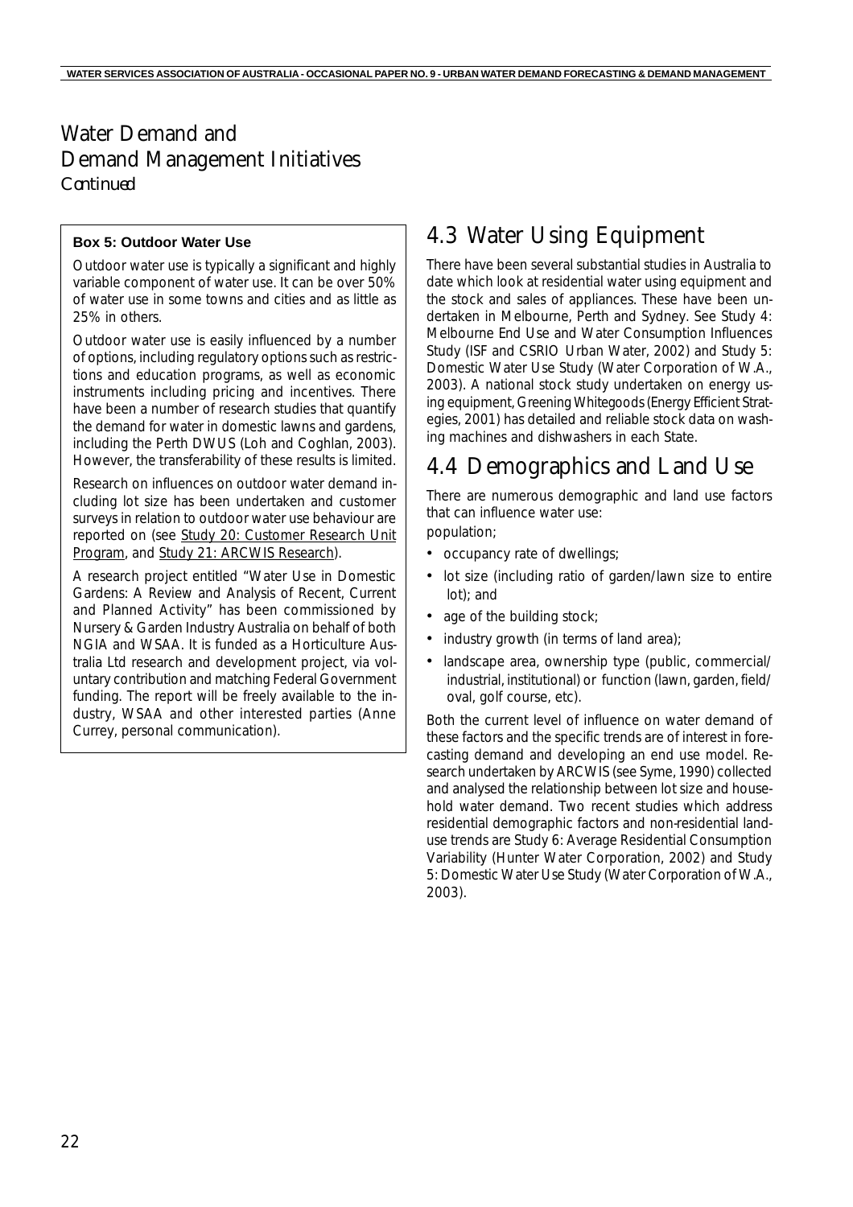# Water Demand and Demand Management Initiatives

*Continued*

**Box 5: Outdoor Water Use**

Outdoor water use is typically a significant and highly variable component of water use. It can be over 50% of water use in some towns and cities and as little as 25% in others.

Outdoor water use is easily influenced by a number of options, including regulatory options such as restrictions and education programs, as well as economic instruments including pricing and incentives. There have been a number of research studies that quantify the demand for water in domestic lawns and gardens, including the Perth DWUS (Loh and Coghlan, 2003). However, the transferability of these results is limited.

Research on influences on outdoor water demand including lot size has been undertaken and customer surveys in relation to outdoor water use behaviour are reported on (see Study 20: Customer Research Unit Program, and Study 21: ARCWIS Research).

A research project entitled "Water Use in Domestic Gardens: A Review and Analysis of Recent, Current and Planned Activity" has been commissioned by Nursery & Garden Industry Australia on behalf of both NGIA and WSAA. It is funded as a Horticulture Australia Ltd research and development project, via voluntary contribution and matching Federal Government funding. The report will be freely available to the industry, WSAA and other interested parties (Anne Currey, personal communication).

## 4.3 Water Using Equipment

There have been several substantial studies in Australia to date which look at residential water using equipment and the stock and sales of appliances. These have been undertaken in Melbourne, Perth and Sydney. See Study 4: Melbourne End Use and Water Consumption Influences Study (ISF and CSRIO Urban Water, 2002) and Study 5: Domestic Water Use Study (Water Corporation of W.A., 2003). A national stock study undertaken on energy using equipment, Greening Whitegoods (Energy Efficient Strategies, 2001) has detailed and reliable stock data on washing machines and dishwashers in each State.

## 4.4 Demographics and Land Use

There are numerous demographic and land use factors that can influence water use:

population;

- occupancy rate of dwellings;
- lot size (including ratio of garden/lawn size to entire lot); and
- age of the building stock;
- industry growth (in terms of land area);
- landscape area, ownership type (public, commercial/industrial, institutional) or function (lawn, garden, field/oval, golf course, etc).

Both the current level of influence on water demand of these factors and the specific trends are of interest in forecasting demand and developing an end use model. Research undertaken by ARCWIS (see Syme, 1990) collected and analysed the relationship between lot size and household water demand. Two recent studies which address residential demographic factors and non-residential land-use trends are Study 6: Average Residential Consumption Variability (Hunter Water Corporation, 2002) and Study 5: Domestic Water Use Study (Water Corporation of W.A., 2003).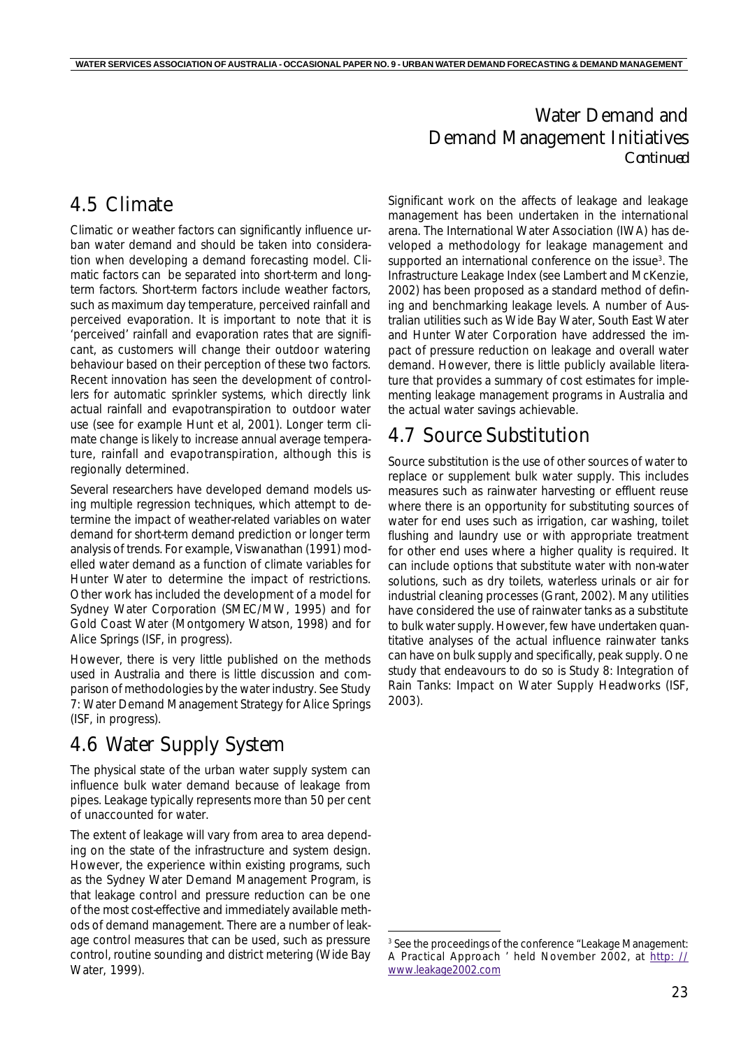# Water Demand and Demand Management Initiatives

*Continued*

## 4.5 Climate

Climatic or weather factors can significantly influence urban water demand and should be taken into consideration when developing a demand forecasting model. Climatic factors can be separated into short-term and long-term factors. Short-term factors include weather factors, such as maximum day temperature, perceived rainfall and perceived evaporation. It is important to note that it is 'perceived' rainfall and evaporation rates that are significant, as customers will change their outdoor watering behaviour based on their perception of these two factors. Recent innovation has seen the development of controllers for automatic sprinkler systems, which directly link actual rainfall and evapotranspiration to outdoor water use (see for example Hunt et al, 2001). Longer term climate change is likely to increase annual average temperature, rainfall and evapotranspiration, although this is regionally determined.

Several researchers have developed demand models using multiple regression techniques, which attempt to determine the impact of weather-related variables on water demand for short-term demand prediction or longer term analysis of trends. For example, Viswanathan (1991) modelled water demand as a function of climate variables for Hunter Water to determine the impact of restrictions. Other work has included the development of a model for Sydney Water Corporation (SMEC/MW, 1995) and for Gold Coast Water (Montgomery Watson, 1998) and for Alice Springs (ISF, in progress).

However, there is very little published on the methods used in Australia and there is little discussion and comparison of methodologies by the water industry. See Study 7: Water Demand Management Strategy for Alice Springs (ISF, in progress).

## 4.6 Water Supply System

The physical state of the urban water supply system can influence bulk water demand because of leakage from pipes. Leakage typically represents more than 50 per cent of unaccounted for water.

The extent of leakage will vary from area to area depending on the state of the infrastructure and system design. However, the experience within existing programs, such as the Sydney Water Demand Management Program, is that leakage control and pressure reduction can be one of the most cost-effective and immediately available methods of demand management. There are a number of leakage control measures that can be used, such as pressure control, routine sounding and district metering (Wide Bay Water, 1999).

Significant work on the affects of leakage and leakage management has been undertaken in the international arena. The International Water Association (IWA) has developed a methodology for leakage management and supported an international conference on the issue[3]. The Infrastructure Leakage Index (see Lambert and McKenzie, 2002) has been proposed as a standard method of defining and benchmarking leakage levels. A number of Australian utilities such as Wide Bay Water, South East Water and Hunter Water Corporation have addressed the impact of pressure reduction on leakage and overall water demand. However, there is little publicly available literature that provides a summary of cost estimates for implementing leakage management programs in Australia and the actual water savings achievable.

## 4.7 Source Substitution

Source substitution is the use of other sources of water to replace or supplement bulk water supply. This includes measures such as rainwater harvesting or effluent reuse where there is an opportunity for substituting sources of water for end uses such as irrigation, car washing, toilet flushing and laundry use or with appropriate treatment for other end uses where a higher quality is required. It can include options that substitute water with non-water solutions, such as dry toilets, waterless urinals or air for industrial cleaning processes (Grant, 2002). Many utilities have considered the use of rainwater tanks as a substitute to bulk water supply. However, few have undertaken quantitative analyses of the actual influence rainwater tanks can have on bulk supply and specifically, peak supply. One study that endeavours to do so is Study 8: Integration of Rain Tanks: Impact on Water Supply Headworks (ISF, 2003).

---

[3] See the proceedings of the conference "Leakage Management: A Practical Approach" held November 2002, at http://www.leakage2002.com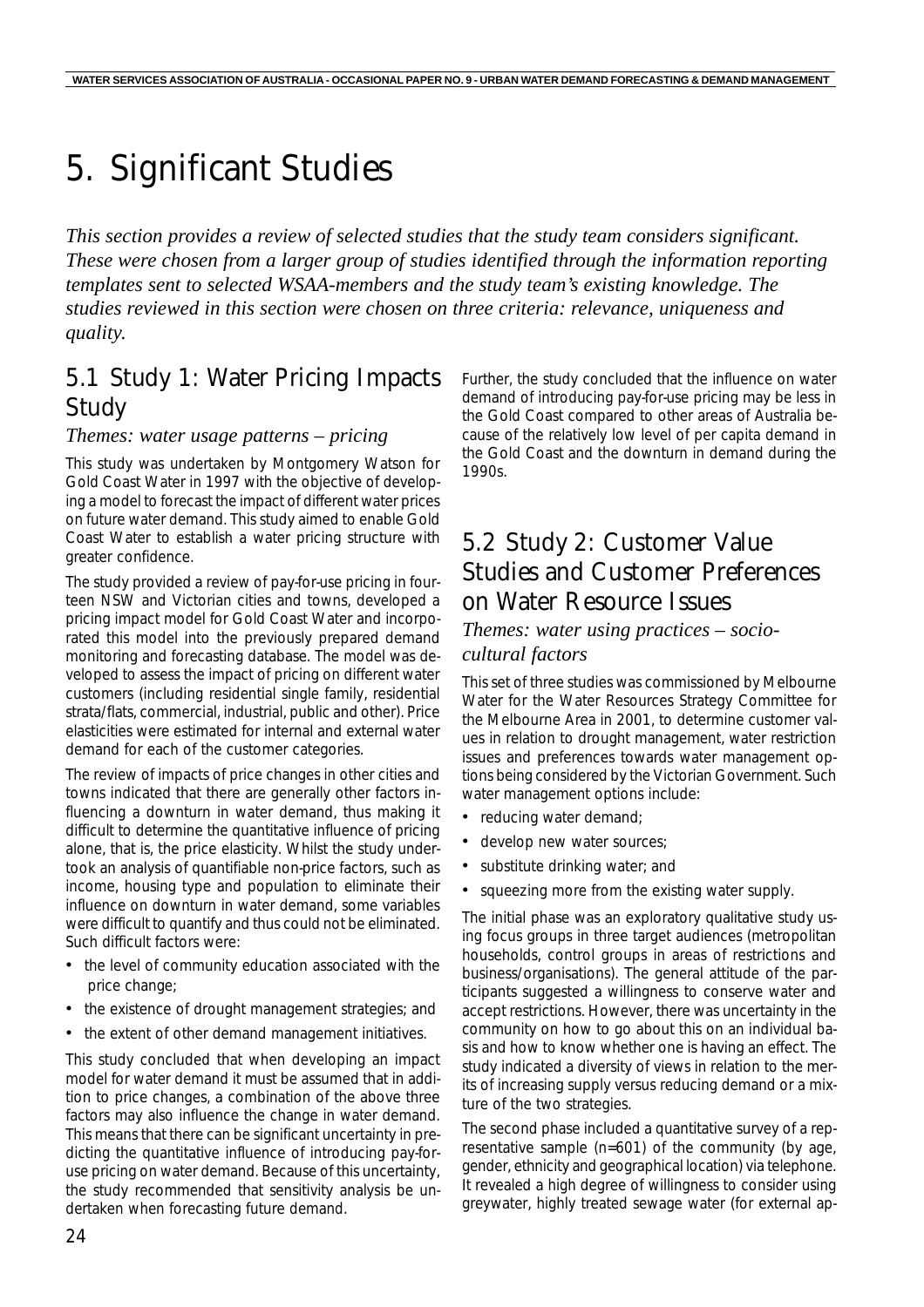# 5. Significant Studies

*This section provides a review of selected studies that the study team considers significant. These were chosen from a larger group of studies identified through the information reporting templates sent to selected WSAA-members and the study team's existing knowledge. The studies reviewed in this section were chosen on three criteria: relevance, uniqueness and quality.*

## 5.1 Study 1: Water Pricing Impacts Study

*Themes: water usage patterns – pricing*

This study was undertaken by Montgomery Watson for Gold Coast Water in 1997 with the objective of developing a model to forecast the impact of different water prices on future water demand. This study aimed to enable Gold Coast Water to establish a water pricing structure with greater confidence.

The study provided a review of pay-for-use pricing in fourteen NSW and Victorian cities and towns, developed a pricing impact model for Gold Coast Water and incorporated this model into the previously prepared demand monitoring and forecasting database. The model was developed to assess the impact of pricing on different water customers (including residential single family, residential strata/flats, commercial, industrial, public and other). Price elasticities were estimated for internal and external water demand for each of the customer categories.

The review of impacts of price changes in other cities and towns indicated that there are generally other factors influencing a downturn in water demand, thus making it difficult to determine the quantitative influence of pricing alone, that is, the price elasticity. Whilst the study undertook an analysis of quantifiable non-price factors, such as income, housing type and population to eliminate their influence on downturn in water demand, some variables were difficult to quantify and thus could not be eliminated. Such difficult factors were:

- the level of community education associated with the price change;
- the existence of drought management strategies; and
- the extent of other demand management initiatives.

This study concluded that when developing an impact model for water demand it must be assumed that in addition to price changes, a combination of the above three factors may also influence the change in water demand. This means that there can be significant uncertainty in predicting the quantitative influence of introducing pay-for-use pricing on water demand. Because of this uncertainty, the study recommended that sensitivity analysis be undertaken when forecasting future demand.

Further, the study concluded that the influence on water demand of introducing pay-for-use pricing may be less in the Gold Coast compared to other areas of Australia because of the relatively low level of per capita demand in the Gold Coast and the downturn in demand during the 1990s.

## 5.2 Study 2: Customer Value Studies and Customer Preferences on Water Resource Issues

*Themes: water using practices – socio-cultural factors*

This set of three studies was commissioned by Melbourne Water for the Water Resources Strategy Committee for the Melbourne Area in 2001, to determine customer values in relation to drought management, water restriction issues and preferences towards water management options being considered by the Victorian Government. Such water management options include:

- reducing water demand;
- develop new water sources;
- substitute drinking water; and
- squeezing more from the existing water supply.

The initial phase was an exploratory qualitative study using focus groups in three target audiences (metropolitan households, control groups in areas of restrictions and business/organisations). The general attitude of the participants suggested a willingness to conserve water and accept restrictions. However, there was uncertainty in the community on how to go about this on an individual basis and how to know whether one is having an effect. The study indicated a diversity of views in relation to the merits of increasing supply versus reducing demand or a mixture of the two strategies.

The second phase included a quantitative survey of a representative sample (n=601) of the community (by age, gender, ethnicity and geographical location) via telephone. It revealed a high degree of willingness to consider using greywater, highly treated sewage water (for external ap-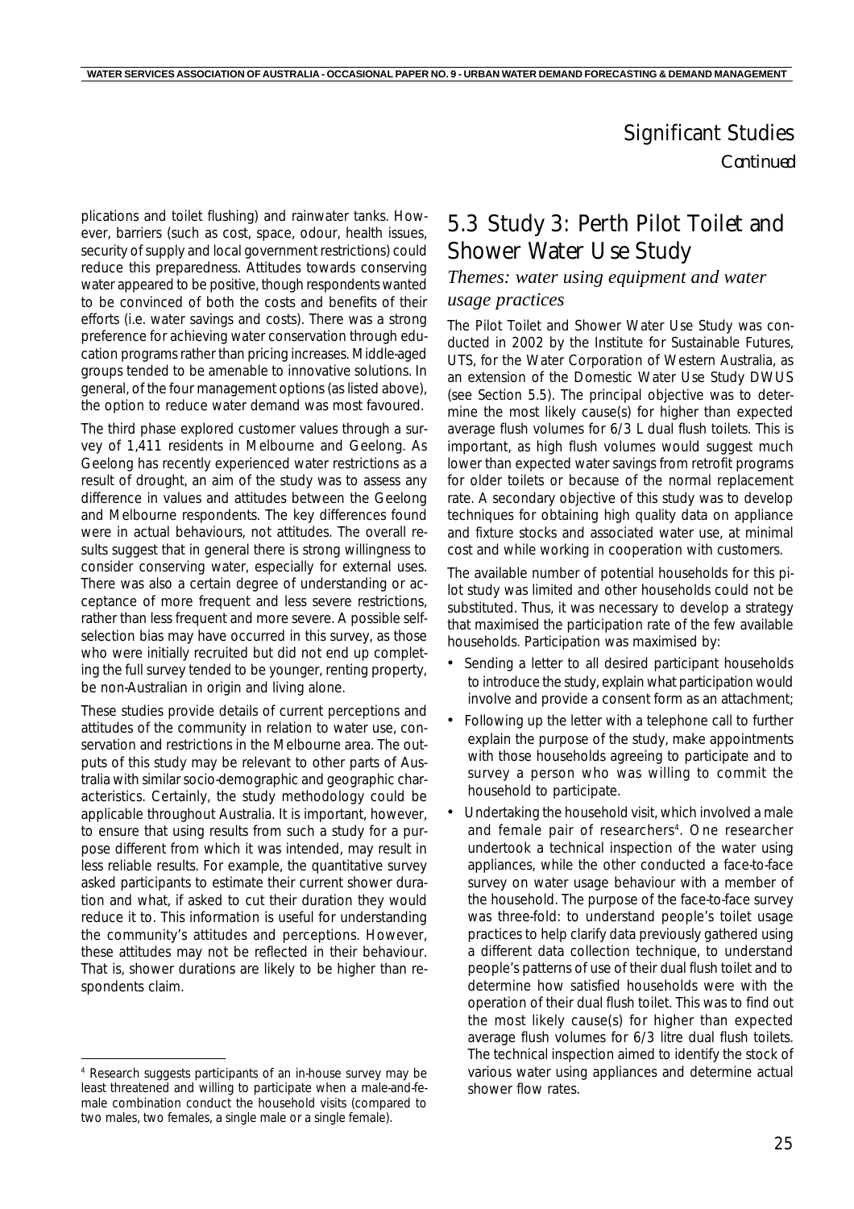## Significant Studies

*Continued*

plications and toilet flushing) and rainwater tanks. However, barriers (such as cost, space, odour, health issues, security of supply and local government restrictions) could reduce this preparedness. Attitudes towards conserving water appeared to be positive, though respondents wanted to be convinced of both the costs and benefits of their efforts (i.e. water savings and costs). There was a strong preference for achieving water conservation through education programs rather than pricing increases. Middle-aged groups tended to be amenable to innovative solutions. In general, of the four management options (as listed above), the option to reduce water demand was most favoured.

The third phase explored customer values through a survey of 1,411 residents in Melbourne and Geelong. As Geelong has recently experienced water restrictions as a result of drought, an aim of the study was to assess any difference in values and attitudes between the Geelong and Melbourne respondents. The key differences found were in actual behaviours, not attitudes. The overall results suggest that in general there is strong willingness to consider conserving water, especially for external uses. There was also a certain degree of understanding or acceptance of more frequent and less severe restrictions, rather than less frequent and more severe. A possible self-selection bias may have occurred in this survey, as those who were initially recruited but did not end up completing the full survey tended to be younger, renting property, be non-Australian in origin and living alone.

These studies provide details of current perceptions and attitudes of the community in relation to water use, conservation and restrictions in the Melbourne area. The outputs of this study may be relevant to other parts of Australia with similar socio-demographic and geographic characteristics. Certainly, the study methodology could be applicable throughout Australia. It is important, however, to ensure that using results from such a study for a purpose different from which it was intended, may result in less reliable results. For example, the quantitative survey asked participants to estimate their current shower duration and what, if asked to cut their duration they would reduce it to. This information is useful for understanding the community's attitudes and perceptions. However, these attitudes may not be reflected in their behaviour. That is, shower durations are likely to be higher than respondents claim.

## 5.3 Study 3: Perth Pilot Toilet and Shower Water Use Study

*Themes: water using equipment and water usage practices*

The Pilot Toilet and Shower Water Use Study was conducted in 2002 by the Institute for Sustainable Futures, UTS, for the Water Corporation of Western Australia, as an extension of the Domestic Water Use Study DWUS (see Section 5.5). The principal objective was to determine the most likely cause(s) for higher than expected average flush volumes for 6/3 L dual flush toilets. This is important, as high flush volumes would suggest much lower than expected water savings from retrofit programs for older toilets or because of the normal replacement rate. A secondary objective of this study was to develop techniques for obtaining high quality data on appliance and fixture stocks and associated water use, at minimal cost and while working in cooperation with customers.

The available number of potential households for this pilot study was limited and other households could not be substituted. Thus, it was necessary to develop a strategy that maximised the participation rate of the few available households. Participation was maximised by:

- Sending a letter to all desired participant households to introduce the study, explain what participation would involve and provide a consent form as an attachment;
- Following up the letter with a telephone call to further explain the purpose of the study, make appointments with those households agreeing to participate and to survey a person who was willing to commit the household to participate.
- Undertaking the household visit, which involved a male and female pair of researchers[4]. One researcher undertook a technical inspection of the water using appliances, while the other conducted a face-to-face survey on water usage behaviour with a member of the household. The purpose of the face-to-face survey was three-fold: to understand people's toilet usage practices to help clarify data previously gathered using a different data collection technique, to understand people's patterns of use of their dual flush toilet and to determine how satisfied households were with the operation of their dual flush toilet. This was to find out the most likely cause(s) for higher than expected average flush volumes for 6/3 litre dual flush toilets. The technical inspection aimed to identify the stock of various water using appliances and determine actual shower flow rates.

[4] Research suggests participants of an in-house survey may be least threatened and willing to participate when a male-and-female combination conduct the household visits (compared to two males, two females, a single male or a single female).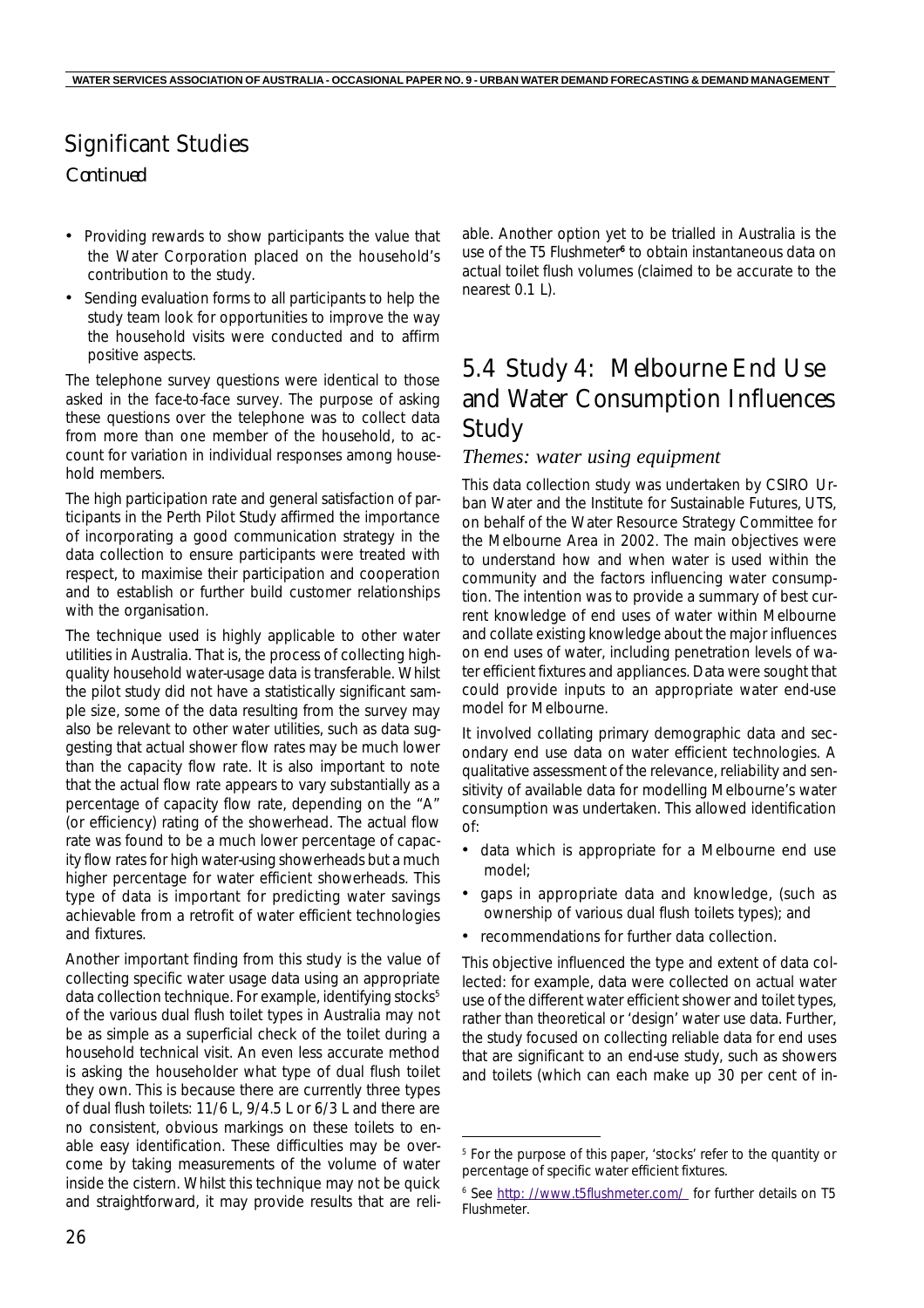# Significant Studies

*Continued*

- Providing rewards to show participants the value that the Water Corporation placed on the household's contribution to the study.
- Sending evaluation forms to all participants to help the study team look for opportunities to improve the way the household visits were conducted and to affirm positive aspects.

The telephone survey questions were identical to those asked in the face-to-face survey. The purpose of asking these questions over the telephone was to collect data from more than one member of the household, to account for variation in individual responses among household members.

The high participation rate and general satisfaction of participants in the Perth Pilot Study affirmed the importance of incorporating a good communication strategy in the data collection to ensure participants were treated with respect, to maximise their participation and cooperation and to establish or further build customer relationships with the organisation.

The technique used is highly applicable to other water utilities in Australia. That is, the process of collecting high-quality household water-usage data is transferable. Whilst the pilot study did not have a statistically significant sample size, some of the data resulting from the survey may also be relevant to other water utilities, such as data suggesting that actual shower flow rates may be much lower than the capacity flow rate. It is also important to note that the actual flow rate appears to vary substantially as a percentage of capacity flow rate, depending on the "A" (or efficiency) rating of the showerhead. The actual flow rate was found to be a much lower percentage of capacity flow rates for high water-using showerheads but a much higher percentage for water efficient showerheads. This type of data is important for predicting water savings achievable from a retrofit of water efficient technologies and fixtures.

Another important finding from this study is the value of collecting specific water usage data using an appropriate data collection technique. For example, identifying stocks[5] of the various dual flush toilet types in Australia may not be as simple as a superficial check of the toilet during a household technical visit. An even less accurate method is asking the householder what type of dual flush toilet they own. This is because there are currently three types of dual flush toilets: 11/6 L, 9/4.5 L or 6/3 L and there are no consistent, obvious markings on these toilets to enable easy identification. These difficulties may be overcome by taking measurements of the volume of water inside the cistern. Whilst this technique may not be quick and straightforward, it may provide results that are reliable. Another option yet to be trialled in Australia is the use of the T5 Flushmeter[6] to obtain instantaneous data on actual toilet flush volumes (claimed to be accurate to the nearest 0.1 L).

## 5.4 Study 4: Melbourne End Use and Water Consumption Influences Study

*Themes: water using equipment*

This data collection study was undertaken by CSIRO Urban Water and the Institute for Sustainable Futures, UTS, on behalf of the Water Resource Strategy Committee for the Melbourne Area in 2002. The main objectives were to understand how and when water is used within the community and the factors influencing water consumption. The intention was to provide a summary of best current knowledge of end uses of water within Melbourne and collate existing knowledge about the major influences on end uses of water, including penetration levels of water efficient fixtures and appliances. Data were sought that could provide inputs to an appropriate water end-use model for Melbourne.

It involved collating primary demographic data and secondary end use data on water efficient technologies. A qualitative assessment of the relevance, reliability and sensitivity of available data for modelling Melbourne's water consumption was undertaken. This allowed identification of:

- data which is appropriate for a Melbourne end use model;
- gaps in appropriate data and knowledge, (such as ownership of various dual flush toilets types); and
- recommendations for further data collection.

This objective influenced the type and extent of data collected: for example, data were collected on actual water use of the different water efficient shower and toilet types, rather than theoretical or 'design' water use data. Further, the study focused on collecting reliable data for end uses that are significant to an end-use study, such as showers and toilets (which can each make up 30 per cent of in-

---

[5] For the purpose of this paper, 'stocks' refer to the quantity or percentage of specific water efficient fixtures.

[6] See http://www.t5flushmeter.com/ for further details on T5 Flushmeter.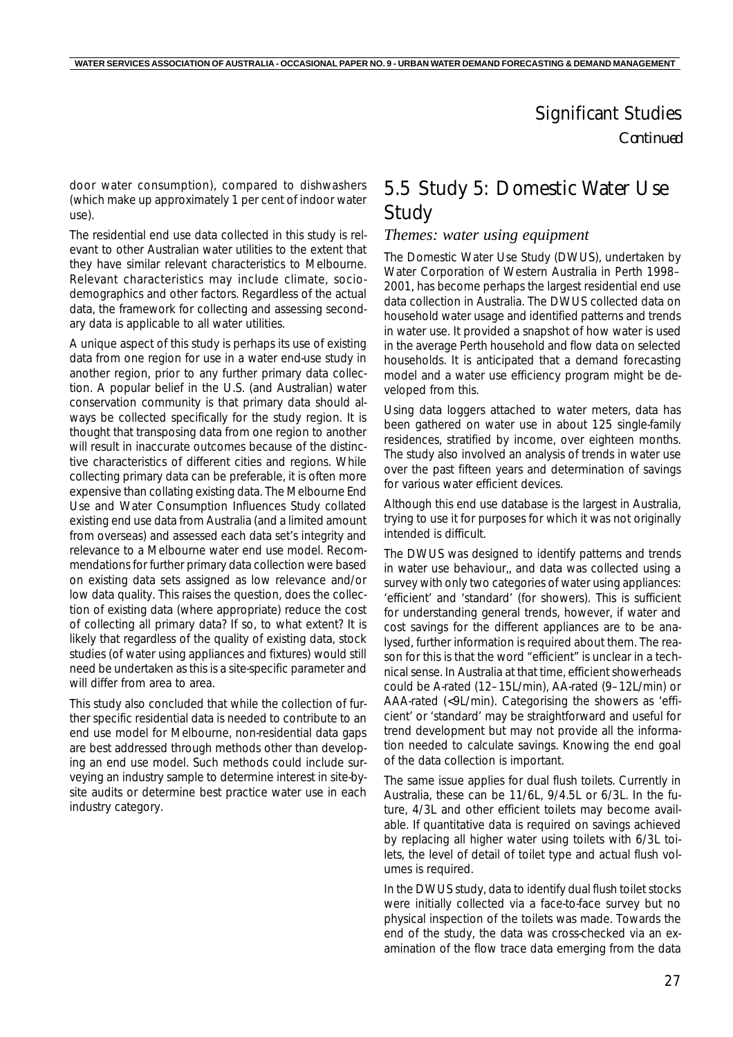## Significant Studies

*Continued*

door water consumption), compared to dishwashers (which make up approximately 1 per cent of indoor water use).

The residential end use data collected in this study is relevant to other Australian water utilities to the extent that they have similar relevant characteristics to Melbourne. Relevant characteristics may include climate, socio-demographics and other factors. Regardless of the actual data, the framework for collecting and assessing secondary data is applicable to all water utilities.

A unique aspect of this study is perhaps its use of existing data from one region for use in a water end-use study in another region, prior to any further primary data collection. A popular belief in the U.S. (and Australian) water conservation community is that primary data should always be collected specifically for the study region. It is thought that transposing data from one region to another will result in inaccurate outcomes because of the distinctive characteristics of different cities and regions. While collecting primary data can be preferable, it is often more expensive than collating existing data. The Melbourne End Use and Water Consumption Influences Study collated existing end use data from Australia (and a limited amount from overseas) and assessed each data set's integrity and relevance to a Melbourne water end use model. Recommendations for further primary data collection were based on existing data sets assigned as low relevance and/or low data quality. This raises the question, does the collection of existing data (where appropriate) reduce the cost of collecting all primary data? If so, to what extent? It is likely that regardless of the quality of existing data, stock studies (of water using appliances and fixtures) would still need be undertaken as this is a site-specific parameter and will differ from area to area.

This study also concluded that while the collection of further specific residential data is needed to contribute to an end use model for Melbourne, non-residential data gaps are best addressed through methods other than developing an end use model. Such methods could include surveying an industry sample to determine interest in site-by-site audits or determine best practice water use in each industry category.

## 5.5 Study 5: Domestic Water Use Study

*Themes: water using equipment*

The Domestic Water Use Study (DWUS), undertaken by Water Corporation of Western Australia in Perth 1998–2001, has become perhaps the largest residential end use data collection in Australia. The DWUS collected data on household water usage and identified patterns and trends in water use. It provided a snapshot of how water is used in the average Perth household and flow data on selected households. It is anticipated that a demand forecasting model and a water use efficiency program might be developed from this.

Using data loggers attached to water meters, data has been gathered on water use in about 125 single-family residences, stratified by income, over eighteen months. The study also involved an analysis of trends in water use over the past fifteen years and determination of savings for various water efficient devices.

Although this end use database is the largest in Australia, trying to use it for purposes for which it was not originally intended is difficult.

The DWUS was designed to identify patterns and trends in water use behaviour,, and data was collected using a survey with only two categories of water using appliances: 'efficient' and 'standard' (for showers). This is sufficient for understanding general trends, however, if water and cost savings for the different appliances are to be analysed, further information is required about them. The reason for this is that the word "efficient" is unclear in a technical sense. In Australia at that time, efficient showerheads could be A-rated (12–15L/min), AA-rated (9–12L/min) or AAA-rated (<9L/min). Categorising the showers as 'efficient' or 'standard' may be straightforward and useful for trend development but may not provide all the information needed to calculate savings. Knowing the end goal of the data collection is important.

The same issue applies for dual flush toilets. Currently in Australia, these can be 11/6L, 9/4.5L or 6/3L. In the future, 4/3L and other efficient toilets may become available. If quantitative data is required on savings achieved by replacing all higher water using toilets with 6/3L toilets, the level of detail of toilet type and actual flush volumes is required.

In the DWUS study, data to identify dual flush toilet stocks were initially collected via a face-to-face survey but no physical inspection of the toilets was made. Towards the end of the study, the data was cross-checked via an examination of the flow trace data emerging from the data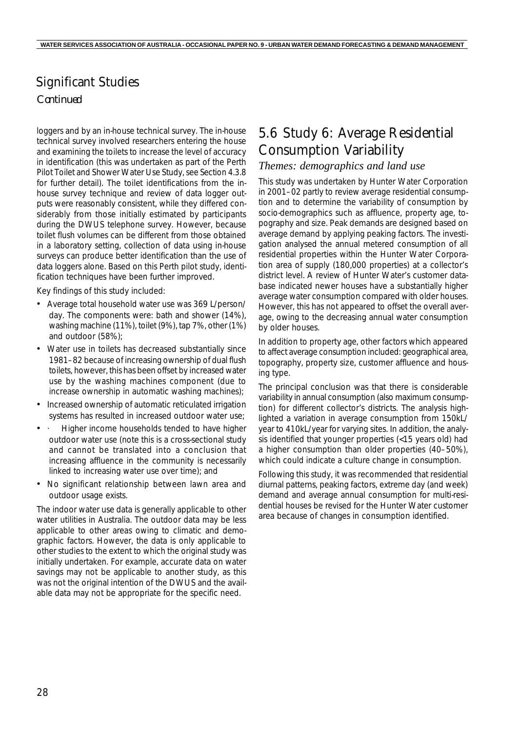## Significant Studies

*Continued*

loggers and by an in-house technical survey. The in-house technical survey involved researchers entering the house and examining the toilets to increase the level of accuracy in identification (this was undertaken as part of the Perth Pilot Toilet and Shower Water Use Study, see Section 4.3.8 for further detail). The toilet identifications from the in-house survey technique and review of data logger outputs were reasonably consistent, while they differed considerably from those initially estimated by participants during the DWUS telephone survey. However, because toilet flush volumes can be different from those obtained in a laboratory setting, collection of data using in-house surveys can produce better identification than the use of data loggers alone. Based on this Perth pilot study, identification techniques have been further improved.

Key findings of this study included:

- Average total household water use was 369 L/person/day. The components were: bath and shower (14%), washing machine (11%), toilet (9%), tap 7%, other (1%) and outdoor (58%);
- Water use in toilets has decreased substantially since 1981–82 because of increasing ownership of dual flush toilets, however, this has been offset by increased water use by the washing machines component (due to increase ownership in automatic washing machines);
- Increased ownership of automatic reticulated irrigation systems has resulted in increased outdoor water use;
- · Higher income households tended to have higher outdoor water use (note this is a cross-sectional study and cannot be translated into a conclusion that increasing affluence in the community is necessarily linked to increasing water use over time); and
- No significant relationship between lawn area and outdoor usage exists.

The indoor water use data is generally applicable to other water utilities in Australia. The outdoor data may be less applicable to other areas owing to climatic and demographic factors. However, the data is only applicable to other studies to the extent to which the original study was initially undertaken. For example, accurate data on water savings may not be applicable to another study, as this was not the original intention of the DWUS and the available data may not be appropriate for the specific need.

## 5.6 Study 6: Average Residential Consumption Variability

*Themes: demographics and land use*

This study was undertaken by Hunter Water Corporation in 2001–02 partly to review average residential consumption and to determine the variability of consumption by socio-demographics such as affluence, property age, topography and size. Peak demands are designed based on average demand by applying peaking factors. The investigation analysed the annual metered consumption of all residential properties within the Hunter Water Corporation area of supply (180,000 properties) at a collector's district level. A review of Hunter Water's customer database indicated newer houses have a substantially higher average water consumption compared with older houses. However, this has not appeared to offset the overall average, owing to the decreasing annual water consumption by older houses.

In addition to property age, other factors which appeared to affect average consumption included: geographical area, topography, property size, customer affluence and housing type.

The principal conclusion was that there is considerable variability in annual consumption (also maximum consumption) for different collector's districts. The analysis highlighted a variation in average consumption from 150kL/year to 410kL/year for varying sites. In addition, the analysis identified that younger properties (<15 years old) had a higher consumption than older properties (40–50%), which could indicate a culture change in consumption.

Following this study, it was recommended that residential diurnal patterns, peaking factors, extreme day (and week) demand and average annual consumption for multi-residential houses be revised for the Hunter Water customer area because of changes in consumption identified.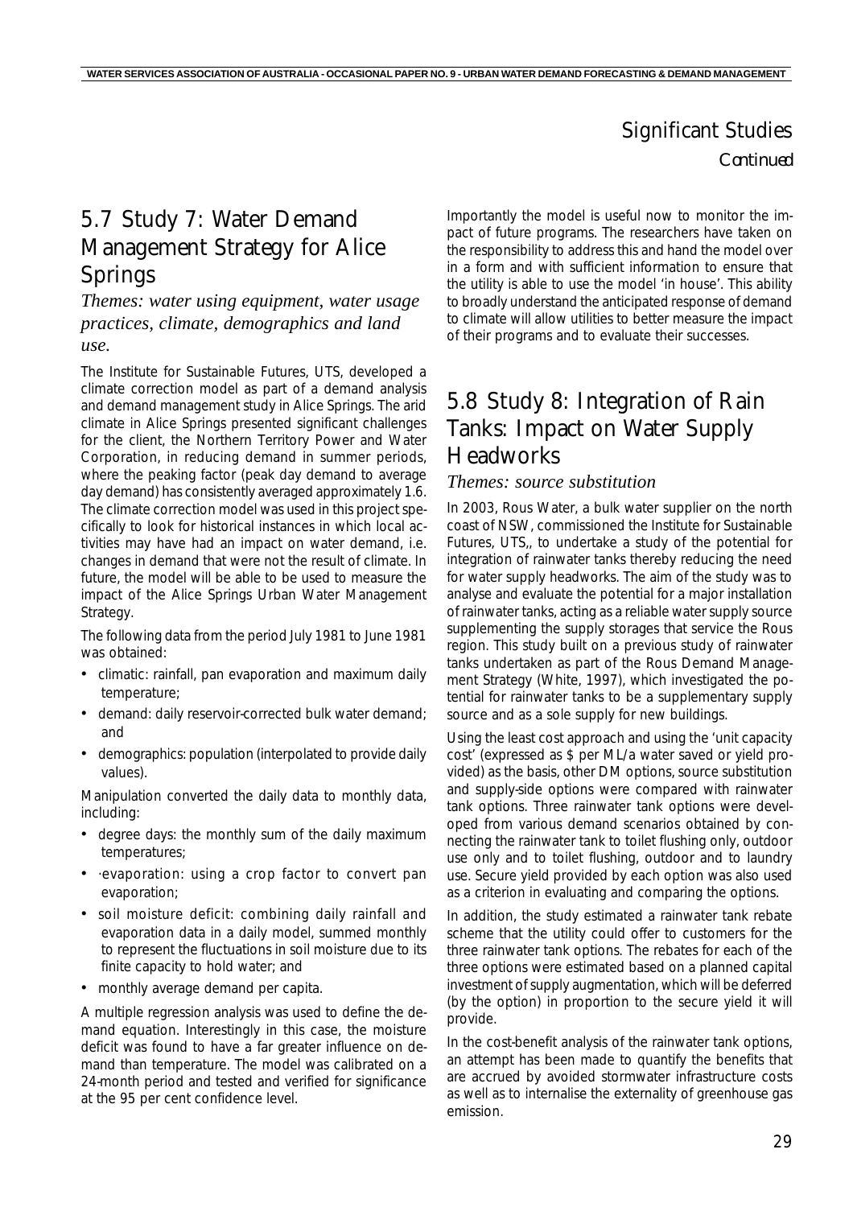## Significant Studies

*Continued*

## 5.7 Study 7: Water Demand Management Strategy for Alice Springs

*Themes: water using equipment, water usage practices, climate, demographics and land use.*

The Institute for Sustainable Futures, UTS, developed a climate correction model as part of a demand analysis and demand management study in Alice Springs. The arid climate in Alice Springs presented significant challenges for the client, the Northern Territory Power and Water Corporation, in reducing demand in summer periods, where the peaking factor (peak day demand to average day demand) has consistently averaged approximately 1.6. The climate correction model was used in this project specifically to look for historical instances in which local activities may have had an impact on water demand, i.e. changes in demand that were not the result of climate. In future, the model will be able to be used to measure the impact of the Alice Springs Urban Water Management Strategy.

The following data from the period July 1981 to June 1981 was obtained:

- climatic: rainfall, pan evaporation and maximum daily temperature;
- demand: daily reservoir-corrected bulk water demand; and
- demographics: population (interpolated to provide daily values).

Manipulation converted the daily data to monthly data, including:

- degree days: the monthly sum of the daily maximum temperatures;
- ·evaporation: using a crop factor to convert pan evaporation;
- soil moisture deficit: combining daily rainfall and evaporation data in a daily model, summed monthly to represent the fluctuations in soil moisture due to its finite capacity to hold water; and
- monthly average demand per capita.

A multiple regression analysis was used to define the demand equation. Interestingly in this case, the moisture deficit was found to have a far greater influence on demand than temperature. The model was calibrated on a 24-month period and tested and verified for significance at the 95 per cent confidence level.

Importantly the model is useful now to monitor the impact of future programs. The researchers have taken on the responsibility to address this and hand the model over in a form and with sufficient information to ensure that the utility is able to use the model 'in house'. This ability to broadly understand the anticipated response of demand to climate will allow utilities to better measure the impact of their programs and to evaluate their successes.

## 5.8 Study 8: Integration of Rain Tanks: Impact on Water Supply Headworks

*Themes: source substitution*

In 2003, Rous Water, a bulk water supplier on the north coast of NSW, commissioned the Institute for Sustainable Futures, UTS,, to undertake a study of the potential for integration of rainwater tanks thereby reducing the need for water supply headworks. The aim of the study was to analyse and evaluate the potential for a major installation of rainwater tanks, acting as a reliable water supply source supplementing the supply storages that service the Rous region. This study built on a previous study of rainwater tanks undertaken as part of the Rous Demand Management Strategy (White, 1997), which investigated the potential for rainwater tanks to be a supplementary supply source and as a sole supply for new buildings.

Using the least cost approach and using the 'unit capacity cost' (expressed as $ per ML/a water saved or yield provided) as the basis, other DM options, source substitution and supply-side options were compared with rainwater tank options. Three rainwater tank options were developed from various demand scenarios obtained by connecting the rainwater tank to toilet flushing only, outdoor use only and to toilet flushing, outdoor and to laundry use. Secure yield provided by each option was also used as a criterion in evaluating and comparing the options.

In addition, the study estimated a rainwater tank rebate scheme that the utility could offer to customers for the three rainwater tank options. The rebates for each of the three options were estimated based on a planned capital investment of supply augmentation, which will be deferred (by the option) in proportion to the secure yield it will provide.

In the cost-benefit analysis of the rainwater tank options, an attempt has been made to quantify the benefits that are accrued by avoided stormwater infrastructure costs as well as to internalise the externality of greenhouse gas emission.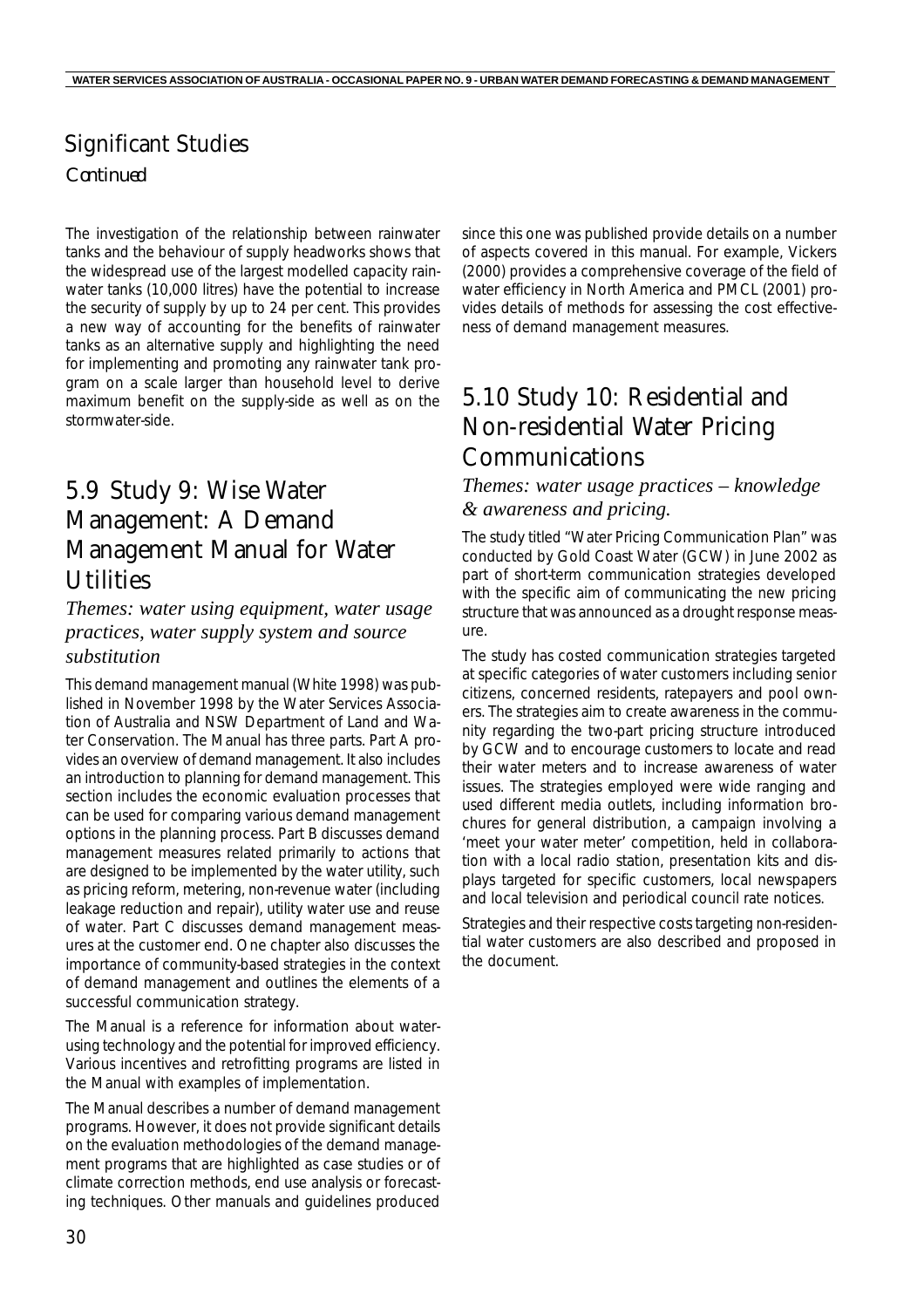## Significant Studies

*Continued*

The investigation of the relationship between rainwater tanks and the behaviour of supply headworks shows that the widespread use of the largest modelled capacity rainwater tanks (10,000 litres) have the potential to increase the security of supply by up to 24 per cent. This provides a new way of accounting for the benefits of rainwater tanks as an alternative supply and highlighting the need for implementing and promoting any rainwater tank program on a scale larger than household level to derive maximum benefit on the supply-side as well as on the stormwater-side.

## 5.9 Study 9: Wise Water Management: A Demand Management Manual for Water Utilities

*Themes: water using equipment, water usage practices, water supply system and source substitution*

This demand management manual (White 1998) was published in November 1998 by the Water Services Association of Australia and NSW Department of Land and Water Conservation. The Manual has three parts. Part A provides an overview of demand management. It also includes an introduction to planning for demand management. This section includes the economic evaluation processes that can be used for comparing various demand management options in the planning process. Part B discusses demand management measures related primarily to actions that are designed to be implemented by the water utility, such as pricing reform, metering, non-revenue water (including leakage reduction and repair), utility water use and reuse of water. Part C discusses demand management measures at the customer end. One chapter also discusses the importance of community-based strategies in the context of demand management and outlines the elements of a successful communication strategy.

The Manual is a reference for information about water-using technology and the potential for improved efficiency. Various incentives and retrofitting programs are listed in the Manual with examples of implementation.

The Manual describes a number of demand management programs. However, it does not provide significant details on the evaluation methodologies of the demand management programs that are highlighted as case studies or of climate correction methods, end use analysis or forecasting techniques. Other manuals and guidelines produced since this one was published provide details on a number of aspects covered in this manual. For example, Vickers (2000) provides a comprehensive coverage of the field of water efficiency in North America and PMCL (2001) provides details of methods for assessing the cost effectiveness of demand management measures.

## 5.10 Study 10: Residential and Non-residential Water Pricing Communications

*Themes: water usage practices – knowledge & awareness and pricing.*

The study titled "Water Pricing Communication Plan" was conducted by Gold Coast Water (GCW) in June 2002 as part of short-term communication strategies developed with the specific aim of communicating the new pricing structure that was announced as a drought response measure.

The study has costed communication strategies targeted at specific categories of water customers including senior citizens, concerned residents, ratepayers and pool owners. The strategies aim to create awareness in the community regarding the two-part pricing structure introduced by GCW and to encourage customers to locate and read their water meters and to increase awareness of water issues. The strategies employed were wide ranging and used different media outlets, including information brochures for general distribution, a campaign involving a 'meet your water meter' competition, held in collaboration with a local radio station, presentation kits and displays targeted for specific customers, local newspapers and local television and periodical council rate notices.

Strategies and their respective costs targeting non-residential water customers are also described and proposed in the document.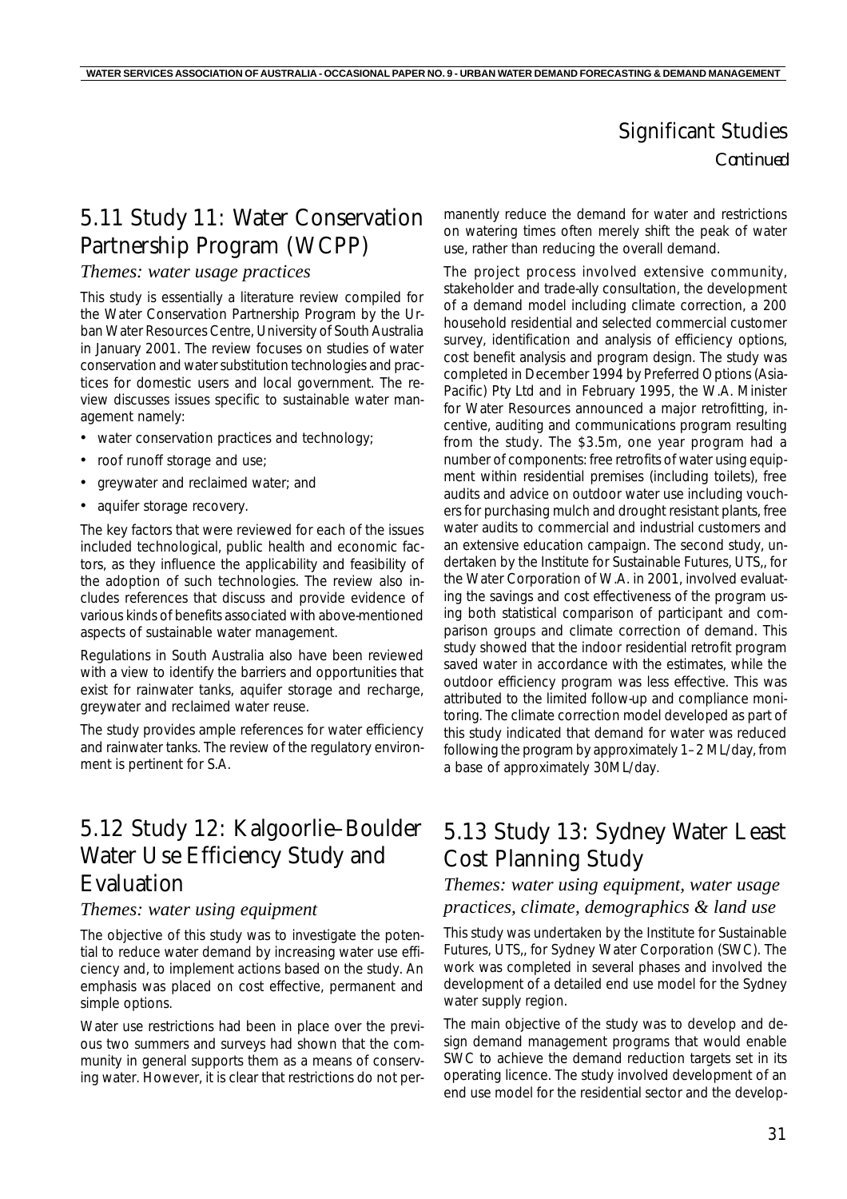# Significant Studies

*Continued*

## 5.11 Study 11: Water Conservation Partnership Program (WCPP)

*Themes: water usage practices*

This study is essentially a literature review compiled for the Water Conservation Partnership Program by the Urban Water Resources Centre, University of South Australia in January 2001. The review focuses on studies of water conservation and water substitution technologies and practices for domestic users and local government. The review discusses issues specific to sustainable water management namely:

- water conservation practices and technology;
- roof runoff storage and use;
- greywater and reclaimed water; and
- aquifer storage recovery.

The key factors that were reviewed for each of the issues included technological, public health and economic factors, as they influence the applicability and feasibility of the adoption of such technologies. The review also includes references that discuss and provide evidence of various kinds of benefits associated with above-mentioned aspects of sustainable water management.

Regulations in South Australia also have been reviewed with a view to identify the barriers and opportunities that exist for rainwater tanks, aquifer storage and recharge, greywater and reclaimed water reuse.

The study provides ample references for water efficiency and rainwater tanks. The review of the regulatory environment is pertinent for S.A.

## 5.12 Study 12: Kalgoorlie–Boulder Water Use Efficiency Study and Evaluation

*Themes: water using equipment*

The objective of this study was to investigate the potential to reduce water demand by increasing water use efficiency and, to implement actions based on the study. An emphasis was placed on cost effective, permanent and simple options.

Water use restrictions had been in place over the previous two summers and surveys had shown that the community in general supports them as a means of conserving water. However, it is clear that restrictions do not permanently reduce the demand for water and restrictions on watering times often merely shift the peak of water use, rather than reducing the overall demand.

The project process involved extensive community, stakeholder and trade-ally consultation, the development of a demand model including climate correction, a 200 household residential and selected commercial customer survey, identification and analysis of efficiency options, cost benefit analysis and program design. The study was completed in December 1994 by Preferred Options (Asia-Pacific) Pty Ltd and in February 1995, the W.A. Minister for Water Resources announced a major retrofitting, incentive, auditing and communications program resulting from the study. The $3.5m, one year program had a number of components: free retrofits of water using equipment within residential premises (including toilets), free audits and advice on outdoor water use including vouchers for purchasing mulch and drought resistant plants, free water audits to commercial and industrial customers and an extensive education campaign. The second study, undertaken by the Institute for Sustainable Futures, UTS,, for the Water Corporation of W.A. in 2001, involved evaluating the savings and cost effectiveness of the program using both statistical comparison of participant and comparison groups and climate correction of demand. This study showed that the indoor residential retrofit program saved water in accordance with the estimates, while the outdoor efficiency program was less effective. This was attributed to the limited follow-up and compliance monitoring. The climate correction model developed as part of this study indicated that demand for water was reduced following the program by approximately 1–2 ML/day, from a base of approximately 30ML/day.

## 5.13 Study 13: Sydney Water Least Cost Planning Study

*Themes: water using equipment, water usage practices, climate, demographics & land use*

This study was undertaken by the Institute for Sustainable Futures, UTS,, for Sydney Water Corporation (SWC). The work was completed in several phases and involved the development of a detailed end use model for the Sydney water supply region.

The main objective of the study was to develop and design demand management programs that would enable SWC to achieve the demand reduction targets set in its operating licence. The study involved development of an end use model for the residential sector and the develop-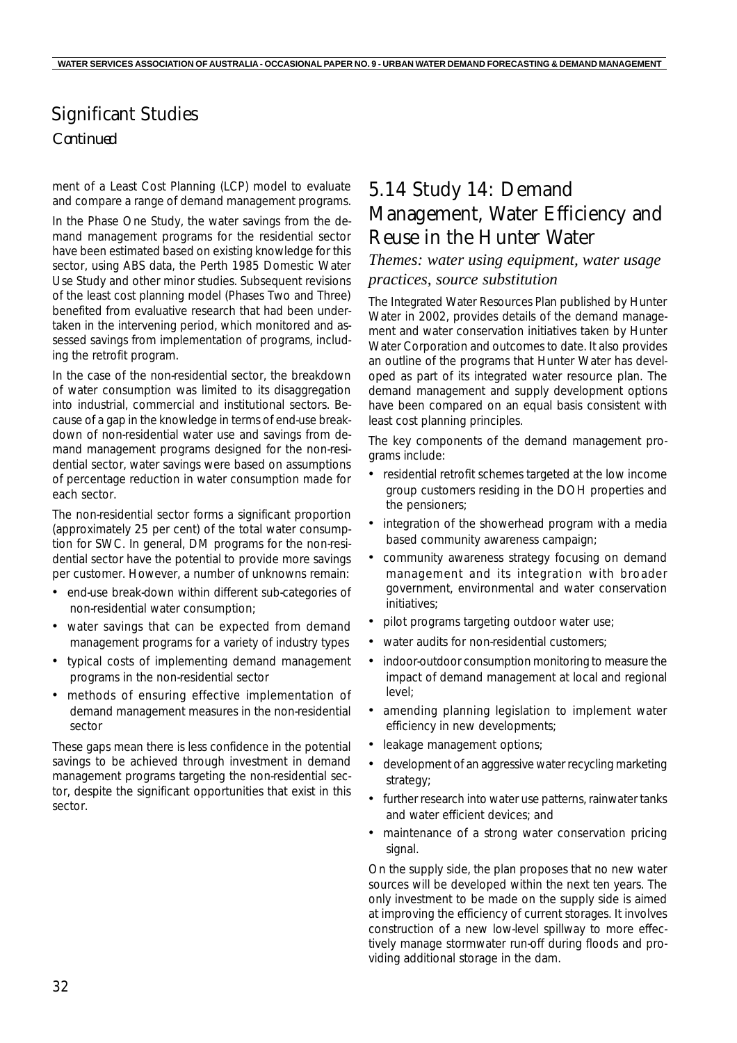## Significant Studies

*Continued*

ment of a Least Cost Planning (LCP) model to evaluate and compare a range of demand management programs.

In the Phase One Study, the water savings from the demand management programs for the residential sector have been estimated based on existing knowledge for this sector, using ABS data, the Perth 1985 Domestic Water Use Study and other minor studies. Subsequent revisions of the least cost planning model (Phases Two and Three) benefited from evaluative research that had been undertaken in the intervening period, which monitored and assessed savings from implementation of programs, including the retrofit program.

In the case of the non-residential sector, the breakdown of water consumption was limited to its disaggregation into industrial, commercial and institutional sectors. Because of a gap in the knowledge in terms of end-use breakdown of non-residential water use and savings from demand management programs designed for the non-residential sector, water savings were based on assumptions of percentage reduction in water consumption made for each sector.

The non-residential sector forms a significant proportion (approximately 25 per cent) of the total water consumption for SWC. In general, DM programs for the non-residential sector have the potential to provide more savings per customer. However, a number of unknowns remain:

- end-use break-down within different sub-categories of non-residential water consumption;
- water savings that can be expected from demand management programs for a variety of industry types
- typical costs of implementing demand management programs in the non-residential sector
- methods of ensuring effective implementation of demand management measures in the non-residential sector

These gaps mean there is less confidence in the potential savings to be achieved through investment in demand management programs targeting the non-residential sector, despite the significant opportunities that exist in this sector.

## 5.14 Study 14: Demand Management, Water Efficiency and Reuse in the Hunter Water

*Themes: water using equipment, water usage practices, source substitution*

The Integrated Water Resources Plan published by Hunter Water in 2002, provides details of the demand management and water conservation initiatives taken by Hunter Water Corporation and outcomes to date. It also provides an outline of the programs that Hunter Water has developed as part of its integrated water resource plan. The demand management and supply development options have been compared on an equal basis consistent with least cost planning principles.

The key components of the demand management programs include:

- residential retrofit schemes targeted at the low income group customers residing in the DOH properties and the pensioners;
- integration of the showerhead program with a media based community awareness campaign;
- community awareness strategy focusing on demand management and its integration with broader government, environmental and water conservation initiatives;
- pilot programs targeting outdoor water use;
- water audits for non-residential customers;
- indoor-outdoor consumption monitoring to measure the impact of demand management at local and regional level;
- amending planning legislation to implement water efficiency in new developments;
- leakage management options;
- development of an aggressive water recycling marketing strategy;
- further research into water use patterns, rainwater tanks and water efficient devices; and
- maintenance of a strong water conservation pricing signal.

On the supply side, the plan proposes that no new water sources will be developed within the next ten years. The only investment to be made on the supply side is aimed at improving the efficiency of current storages. It involves construction of a new low-level spillway to more effectively manage stormwater run-off during floods and providing additional storage in the dam.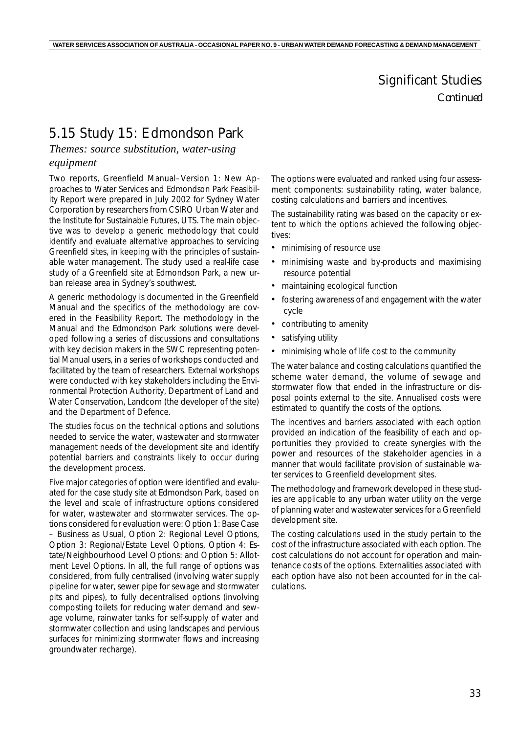## Significant Studies

*Continued*

## 5.15 Study 15: Edmondson Park

*Themes: source substitution, water-using equipment*

Two reports, Greenfield Manual–Version 1: New Approaches to Water Services and Edmondson Park Feasibility Report were prepared in July 2002 for Sydney Water Corporation by researchers from CSIRO Urban Water and the Institute for Sustainable Futures, UTS. The main objective was to develop a generic methodology that could identify and evaluate alternative approaches to servicing Greenfield sites, in keeping with the principles of sustainable water management. The study used a real-life case study of a Greenfield site at Edmondson Park, a new urban release area in Sydney's southwest.

A generic methodology is documented in the Greenfield Manual and the specifics of the methodology are covered in the Feasibility Report. The methodology in the Manual and the Edmondson Park solutions were developed following a series of discussions and consultations with key decision makers in the SWC representing potential Manual users, in a series of workshops conducted and facilitated by the team of researchers. External workshops were conducted with key stakeholders including the Environmental Protection Authority, Department of Land and Water Conservation, Landcom (the developer of the site) and the Department of Defence.

The studies focus on the technical options and solutions needed to service the water, wastewater and stormwater management needs of the development site and identify potential barriers and constraints likely to occur during the development process.

Five major categories of option were identified and evaluated for the case study site at Edmondson Park, based on the level and scale of infrastructure options considered for water, wastewater and stormwater services. The options considered for evaluation were: Option 1: Base Case – Business as Usual, Option 2: Regional Level Options, Option 3: Regional/Estate Level Options, Option 4: Estate/Neighbourhood Level Options: and Option 5: Allotment Level Options. In all, the full range of options was considered, from fully centralised (involving water supply pipeline for water, sewer pipe for sewage and stormwater pits and pipes), to fully decentralised options (involving composting toilets for reducing water demand and sewage volume, rainwater tanks for self-supply of water and stormwater collection and using landscapes and pervious surfaces for minimizing stormwater flows and increasing groundwater recharge).

The options were evaluated and ranked using four assessment components: sustainability rating, water balance, costing calculations and barriers and incentives.

The sustainability rating was based on the capacity or extent to which the options achieved the following objectives:

- minimising of resource use
- minimising waste and by-products and maximising resource potential
- maintaining ecological function
- fostering awareness of and engagement with the water cycle
- contributing to amenity
- satisfying utility
- minimising whole of life cost to the community

The water balance and costing calculations quantified the scheme water demand, the volume of sewage and stormwater flow that ended in the infrastructure or disposal points external to the site. Annualised costs were estimated to quantify the costs of the options.

The incentives and barriers associated with each option provided an indication of the feasibility of each and opportunities they provided to create synergies with the power and resources of the stakeholder agencies in a manner that would facilitate provision of sustainable water services to Greenfield development sites.

The methodology and framework developed in these studies are applicable to any urban water utility on the verge of planning water and wastewater services for a Greenfield development site.

The costing calculations used in the study pertain to the cost of the infrastructure associated with each option. The cost calculations do not account for operation and maintenance costs of the options. Externalities associated with each option have also not been accounted for in the calculations.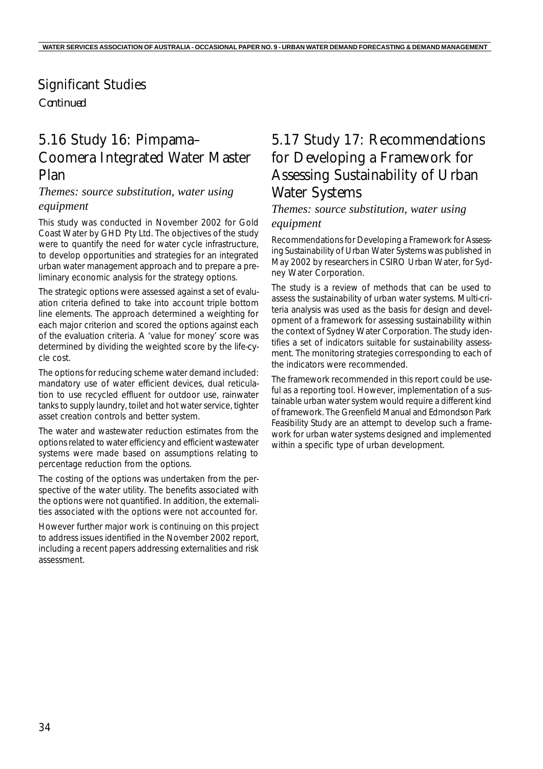## Significant Studies

*Continued*

## 5.16 Study 16: Pimpama–Coomera Integrated Water Master Plan

*Themes: source substitution, water using equipment*

This study was conducted in November 2002 for Gold Coast Water by GHD Pty Ltd. The objectives of the study were to quantify the need for water cycle infrastructure, to develop opportunities and strategies for an integrated urban water management approach and to prepare a preliminary economic analysis for the strategy options.

The strategic options were assessed against a set of evaluation criteria defined to take into account triple bottom line elements. The approach determined a weighting for each major criterion and scored the options against each of the evaluation criteria. A 'value for money' score was determined by dividing the weighted score by the life-cycle cost.

The options for reducing scheme water demand included: mandatory use of water efficient devices, dual reticulation to use recycled effluent for outdoor use, rainwater tanks to supply laundry, toilet and hot water service, tighter asset creation controls and better system.

The water and wastewater reduction estimates from the options related to water efficiency and efficient wastewater systems were made based on assumptions relating to percentage reduction from the options.

The costing of the options was undertaken from the perspective of the water utility. The benefits associated with the options were not quantified. In addition, the externalities associated with the options were not accounted for.

However further major work is continuing on this project to address issues identified in the November 2002 report, including a recent papers addressing externalities and risk assessment.

## 5.17 Study 17: Recommendations for Developing a Framework for Assessing Sustainability of Urban Water Systems

*Themes: source substitution, water using equipment*

Recommendations for Developing a Framework for Assessing Sustainability of Urban Water Systems was published in May 2002 by researchers in CSIRO Urban Water, for Sydney Water Corporation.

The study is a review of methods that can be used to assess the sustainability of urban water systems. Multi-criteria analysis was used as the basis for design and development of a framework for assessing sustainability within the context of Sydney Water Corporation. The study identifies a set of indicators suitable for sustainability assessment. The monitoring strategies corresponding to each of the indicators were recommended.

The framework recommended in this report could be useful as a reporting tool. However, implementation of a sustainable urban water system would require a different kind of framework. The Greenfield Manual and Edmondson Park Feasibility Study are an attempt to develop such a framework for urban water systems designed and implemented within a specific type of urban development.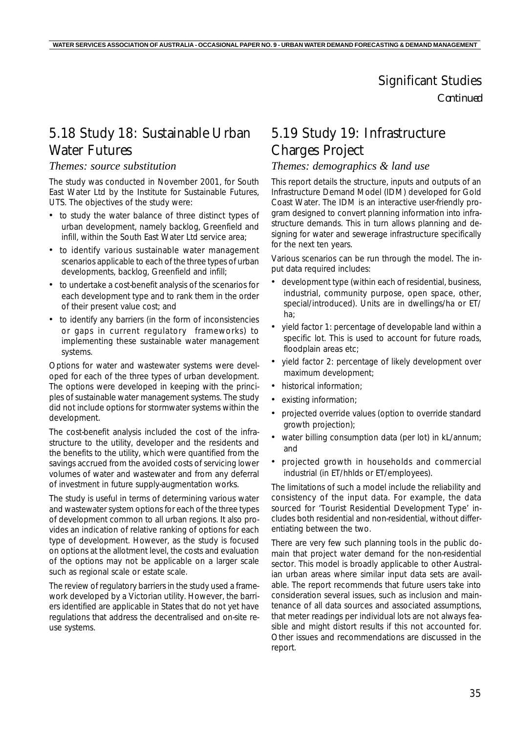# Significant Studies

*Continued*

## 5.18 Study 18: Sustainable Urban Water Futures

*Themes: source substitution*

The study was conducted in November 2001, for South East Water Ltd by the Institute for Sustainable Futures, UTS. The objectives of the study were:

- to study the water balance of three distinct types of urban development, namely backlog, Greenfield and infill, within the South East Water Ltd service area;
- to identify various sustainable water management scenarios applicable to each of the three types of urban developments, backlog, Greenfield and infill;
- to undertake a cost-benefit analysis of the scenarios for each development type and to rank them in the order of their present value cost; and
- to identify any barriers (in the form of inconsistencies or gaps in current regulatory frameworks) to implementing these sustainable water management systems.

Options for water and wastewater systems were developed for each of the three types of urban development. The options were developed in keeping with the principles of sustainable water management systems. The study did not include options for stormwater systems within the development.

The cost-benefit analysis included the cost of the infrastructure to the utility, developer and the residents and the benefits to the utility, which were quantified from the savings accrued from the avoided costs of servicing lower volumes of water and wastewater and from any deferral of investment in future supply-augmentation works.

The study is useful in terms of determining various water and wastewater system options for each of the three types of development common to all urban regions. It also provides an indication of relative ranking of options for each type of development. However, as the study is focused on options at the allotment level, the costs and evaluation of the options may not be applicable on a larger scale such as regional scale or estate scale.

The review of regulatory barriers in the study used a framework developed by a Victorian utility. However, the barriers identified are applicable in States that do not yet have regulations that address the decentralised and on-site reuse systems.

## 5.19 Study 19: Infrastructure Charges Project

*Themes: demographics & land use*

This report details the structure, inputs and outputs of an Infrastructure Demand Model (IDM) developed for Gold Coast Water. The IDM is an interactive user-friendly program designed to convert planning information into infrastructure demands. This in turn allows planning and designing for water and sewerage infrastructure specifically for the next ten years.

Various scenarios can be run through the model. The input data required includes:

- development type (within each of residential, business, industrial, community purpose, open space, other, special/introduced). Units are in dwellings/ha or ET/ha;
- yield factor 1: percentage of developable land within a specific lot. This is used to account for future roads, floodplain areas etc;
- yield factor 2: percentage of likely development over maximum development;
- historical information;
- existing information;
- projected override values (option to override standard growth projection);
- water billing consumption data (per lot) in kL/annum; and
- projected growth in households and commercial industrial (in ET/hhlds or ET/employees).

The limitations of such a model include the reliability and consistency of the input data. For example, the data sourced for 'Tourist Residential Development Type' includes both residential and non-residential, without differentiating between the two.

There are very few such planning tools in the public domain that project water demand for the non-residential sector. This model is broadly applicable to other Australian urban areas where similar input data sets are available. The report recommends that future users take into consideration several issues, such as inclusion and maintenance of all data sources and associated assumptions, that meter readings per individual lots are not always feasible and might distort results if this not accounted for. Other issues and recommendations are discussed in the report.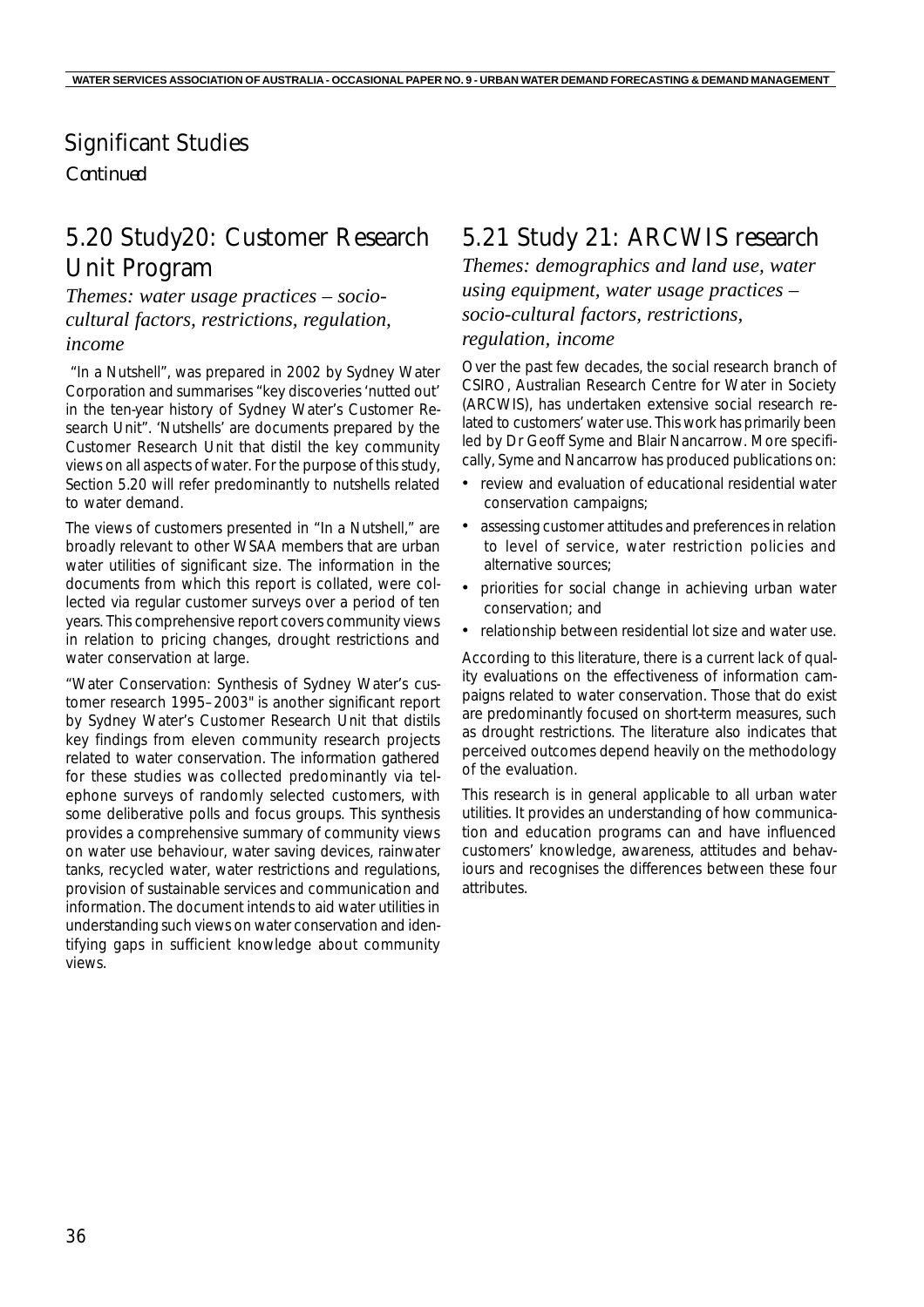## Significant Studies

*Continued*

## 5.20 Study20: Customer Research Unit Program

*Themes: water usage practices – socio-cultural factors, restrictions, regulation, income*

"In a Nutshell", was prepared in 2002 by Sydney Water Corporation and summarises "key discoveries 'nutted out' in the ten-year history of Sydney Water's Customer Research Unit". 'Nutshells' are documents prepared by the Customer Research Unit that distil the key community views on all aspects of water. For the purpose of this study, Section 5.20 will refer predominantly to nutshells related to water demand.

The views of customers presented in "In a Nutshell," are broadly relevant to other WSAA members that are urban water utilities of significant size. The information in the documents from which this report is collated, were collected via regular customer surveys over a period of ten years. This comprehensive report covers community views in relation to pricing changes, drought restrictions and water conservation at large.

"Water Conservation: Synthesis of Sydney Water's customer research 1995–2003" is another significant report by Sydney Water's Customer Research Unit that distils key findings from eleven community research projects related to water conservation. The information gathered for these studies was collected predominantly via telephone surveys of randomly selected customers, with some deliberative polls and focus groups. This synthesis provides a comprehensive summary of community views on water use behaviour, water saving devices, rainwater tanks, recycled water, water restrictions and regulations, provision of sustainable services and communication and information. The document intends to aid water utilities in understanding such views on water conservation and identifying gaps in sufficient knowledge about community views.

## 5.21 Study 21: ARCWIS research

*Themes: demographics and land use, water using equipment, water usage practices – socio-cultural factors, restrictions, regulation, income*

Over the past few decades, the social research branch of CSIRO, Australian Research Centre for Water in Society (ARCWIS), has undertaken extensive social research related to customers' water use. This work has primarily been led by Dr Geoff Syme and Blair Nancarrow. More specifically, Syme and Nancarrow has produced publications on:

- review and evaluation of educational residential water conservation campaigns;
- assessing customer attitudes and preferences in relation to level of service, water restriction policies and alternative sources;
- priorities for social change in achieving urban water conservation; and
- relationship between residential lot size and water use.

According to this literature, there is a current lack of quality evaluations on the effectiveness of information campaigns related to water conservation. Those that do exist are predominantly focused on short-term measures, such as drought restrictions. The literature also indicates that perceived outcomes depend heavily on the methodology of the evaluation.

This research is in general applicable to all urban water utilities. It provides an understanding of how communication and education programs can and have influenced customers' knowledge, awareness, attitudes and behaviours and recognises the differences between these four attributes.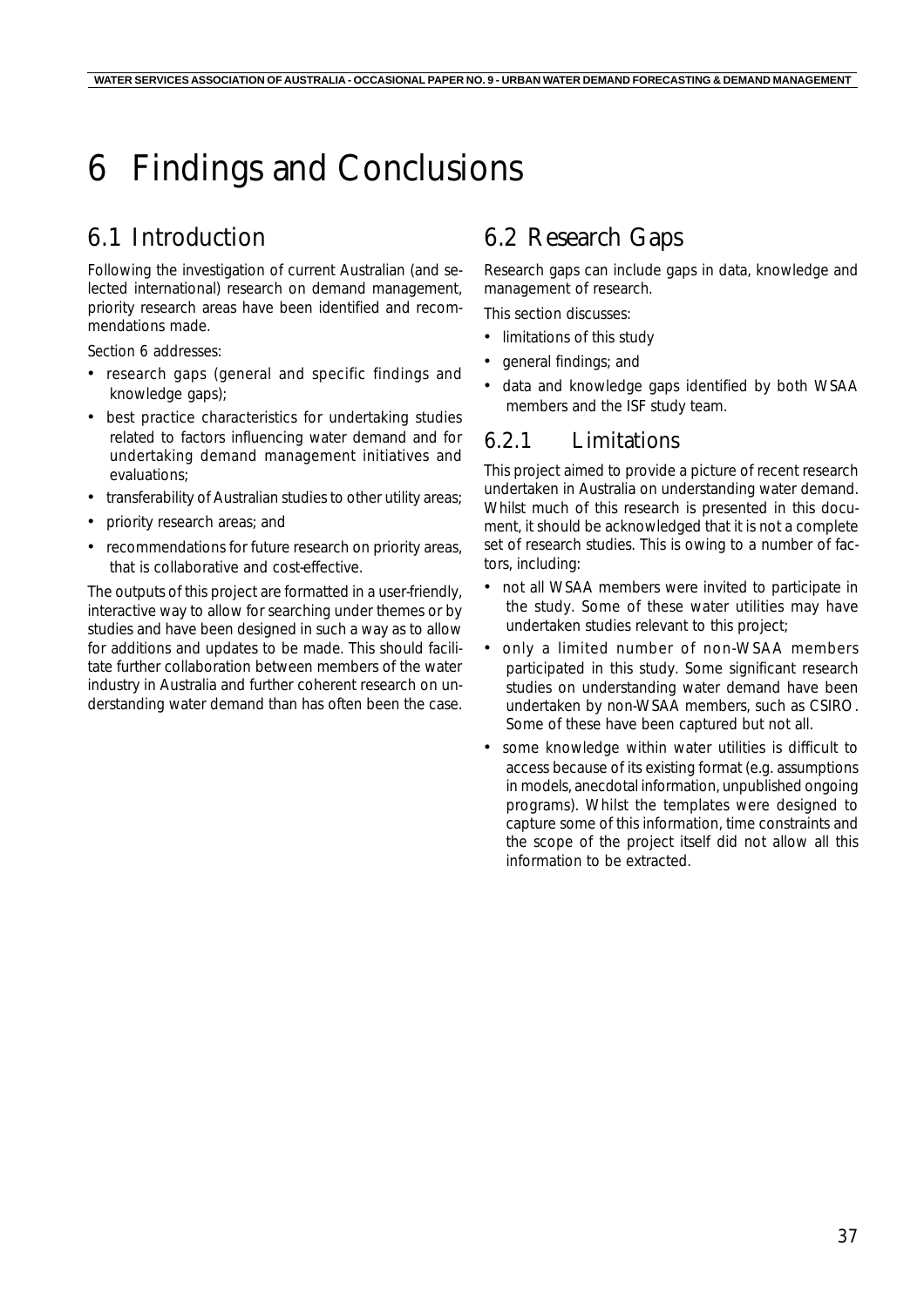# 6 Findings and Conclusions

## 6.1 Introduction

Following the investigation of current Australian (and selected international) research on demand management, priority research areas have been identified and recommendations made.

Section 6 addresses:

- research gaps (general and specific findings and knowledge gaps);
- best practice characteristics for undertaking studies related to factors influencing water demand and for undertaking demand management initiatives and evaluations;
- transferability of Australian studies to other utility areas;
- priority research areas; and
- recommendations for future research on priority areas, that is collaborative and cost-effective.

The outputs of this project are formatted in a user-friendly, interactive way to allow for searching under themes or by studies and have been designed in such a way as to allow for additions and updates to be made. This should facilitate further collaboration between members of the water industry in Australia and further coherent research on understanding water demand than has often been the case.

## 6.2 Research Gaps

Research gaps can include gaps in data, knowledge and management of research.

This section discusses:

- limitations of this study
- general findings; and
- data and knowledge gaps identified by both WSAA members and the ISF study team.

### 6.2.1 Limitations

This project aimed to provide a picture of recent research undertaken in Australia on understanding water demand. Whilst much of this research is presented in this document, it should be acknowledged that it is not a complete set of research studies. This is owing to a number of factors, including:

- not all WSAA members were invited to participate in the study. Some of these water utilities may have undertaken studies relevant to this project;
- only a limited number of non-WSAA members participated in this study. Some significant research studies on understanding water demand have been undertaken by non-WSAA members, such as CSIRO. Some of these have been captured but not all.
- some knowledge within water utilities is difficult to access because of its existing format (e.g. assumptions in models, anecdotal information, unpublished ongoing programs). Whilst the templates were designed to capture some of this information, time constraints and the scope of the project itself did not allow all this information to be extracted.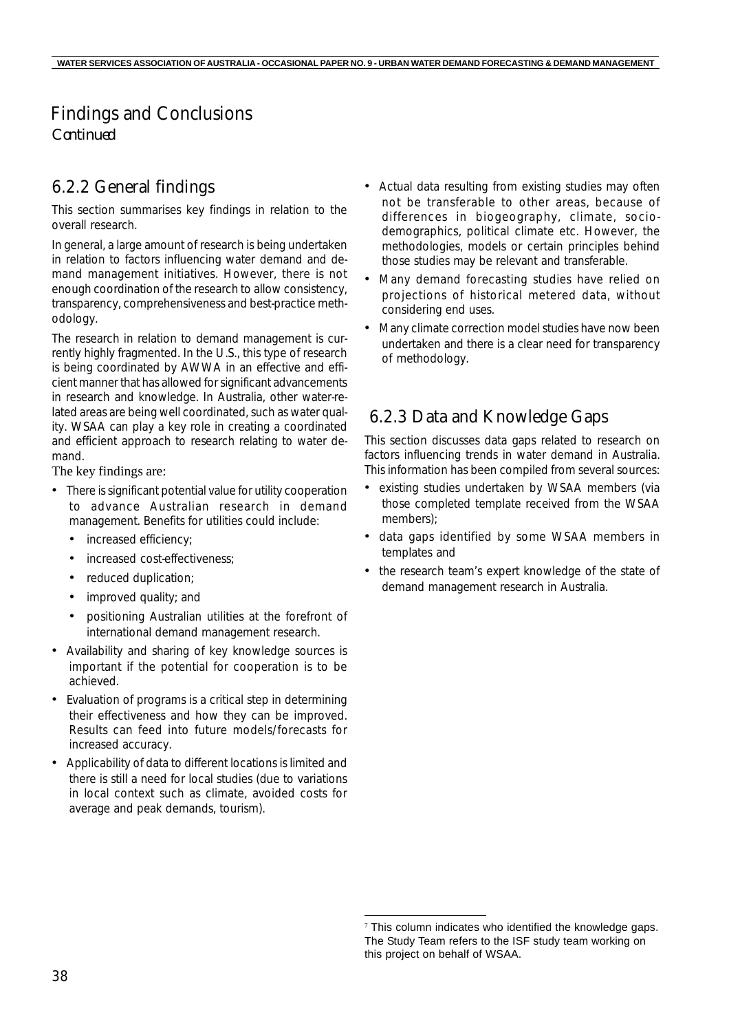## Findings and Conclusions

*Continued*

### 6.2.2 General findings

This section summarises key findings in relation to the overall research.

In general, a large amount of research is being undertaken in relation to factors influencing water demand and demand management initiatives. However, there is not enough coordination of the research to allow consistency, transparency, comprehensiveness and best-practice methodology.

The research in relation to demand management is currently highly fragmented. In the U.S., this type of research is being coordinated by AWWA in an effective and efficient manner that has allowed for significant advancements in research and knowledge. In Australia, other water-related areas are being well coordinated, such as water quality. WSAA can play a key role in creating a coordinated and efficient approach to research relating to water demand.

The key findings are:

- There is significant potential value for utility cooperation to advance Australian research in demand management. Benefits for utilities could include:
  - increased efficiency;
  - increased cost-effectiveness;
  - reduced duplication;
  - improved quality; and
  - positioning Australian utilities at the forefront of international demand management research.
- Availability and sharing of key knowledge sources is important if the potential for cooperation is to be achieved.
- Evaluation of programs is a critical step in determining their effectiveness and how they can be improved. Results can feed into future models/forecasts for increased accuracy.
- Applicability of data to different locations is limited and there is still a need for local studies (due to variations in local context such as climate, avoided costs for average and peak demands, tourism).
- Actual data resulting from existing studies may often not be transferable to other areas, because of differences in biogeography, climate, socio-demographics, political climate etc. However, the methodologies, models or certain principles behind those studies may be relevant and transferable.
- Many demand forecasting studies have relied on projections of historical metered data, without considering end uses.
- Many climate correction model studies have now been undertaken and there is a clear need for transparency of methodology.

### 6.2.3 Data and Knowledge Gaps

This section discusses data gaps related to research on factors influencing trends in water demand in Australia. This information has been compiled from several sources:

- existing studies undertaken by WSAA members (via those completed template received from the WSAA members);
- data gaps identified by some WSAA members in templates and
- the research team's expert knowledge of the state of demand management research in Australia.

[7] This column indicates who identified the knowledge gaps. The Study Team refers to the ISF study team working on this project on behalf of WSAA.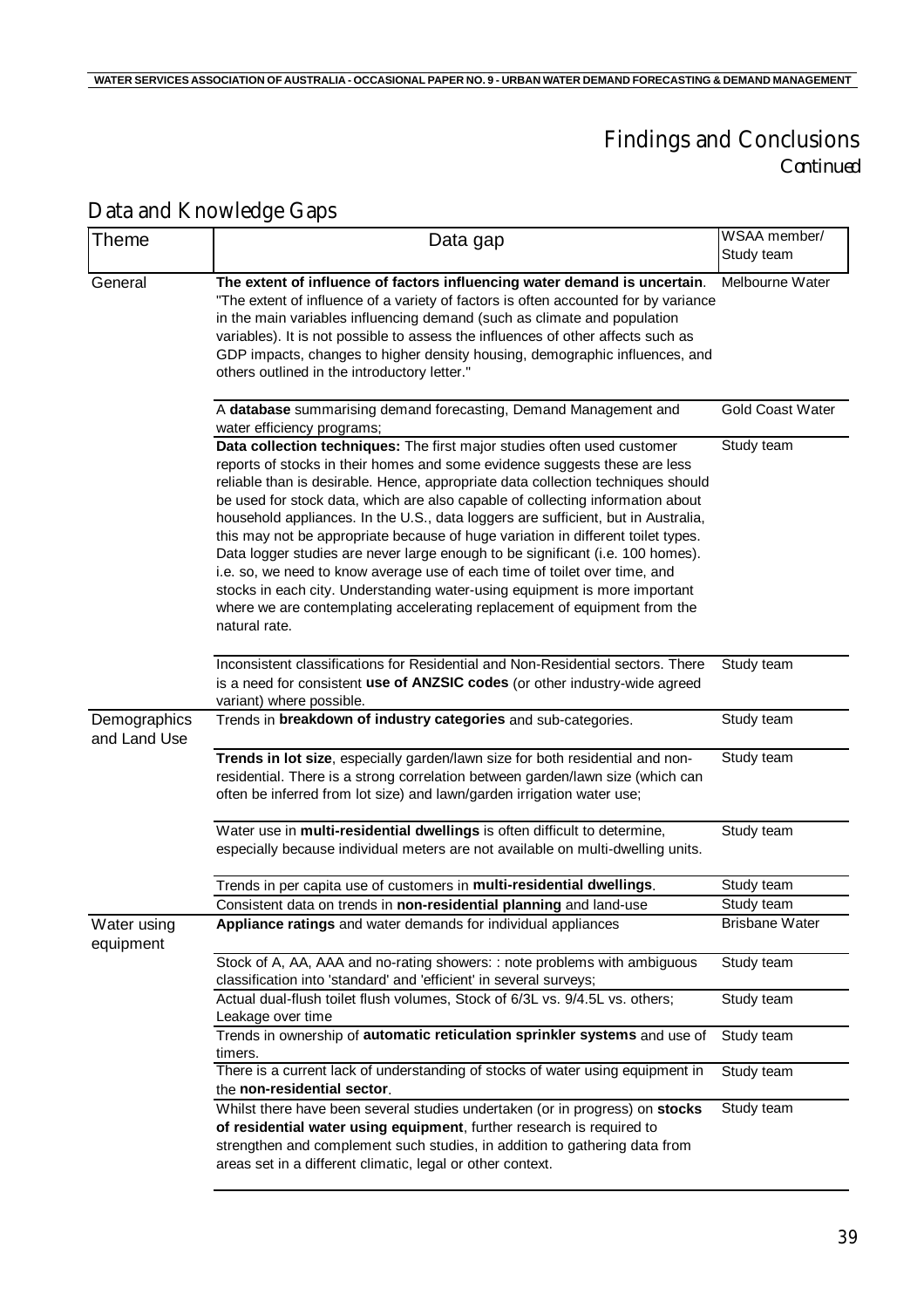# Findings and Conclusions

*Continued*

## Data and Knowledge Gaps

| Theme | Data gap | WSAA member/ Study team |
|---|---|---|
| General | **The extent of influence of factors influencing water demand is uncertain**. "The extent of influence of a variety of factors is often accounted for by variance in the main variables influencing demand (such as climate and population variables). It is not possible to assess the influences of other affects such as GDP impacts, changes to higher density housing, demographic influences, and others outlined in the introductory letter." | Melbourne Water |
| | A **database** summarising demand forecasting, Demand Management and water efficiency programs; | Gold Coast Water |
| | **Data collection techniques:** The first major studies often used customer reports of stocks in their homes and some evidence suggests these are less reliable than is desirable. Hence, appropriate data collection techniques should be used for stock data, which are also capable of collecting information about household appliances. In the U.S., data loggers are sufficient, but in Australia, this may not be appropriate because of huge variation in different toilet types. Data logger studies are never large enough to be significant (i.e. 100 homes). i.e. so, we need to know average use of each time of toilet over time, and stocks in each city. Understanding water-using equipment is more important where we are contemplating accelerating replacement of equipment from the natural rate. | Study team |
| | Inconsistent classifications for Residential and Non-Residential sectors. There is a need for consistent **use of ANZSIC codes** (or other industry-wide agreed variant) where possible. | Study team |
| Demographics and Land Use | Trends in **breakdown of industry categories** and sub-categories. | Study team |
| | **Trends in lot size**, especially garden/lawn size for both residential and non-residential. There is a strong correlation between garden/lawn size (which can often be inferred from lot size) and lawn/garden irrigation water use; | Study team |
| | Water use in **multi-residential dwellings** is often difficult to determine, especially because individual meters are not available on multi-dwelling units. | Study team |
| | Trends in per capita use of customers in **multi-residential dwellings**. | Study team |
| | Consistent data on trends in **non-residential planning** and land-use | Study team |
| Water using equipment | **Appliance ratings** and water demands for individual appliances | Brisbane Water |
| | Stock of A, AA, AAA and no-rating showers: : note problems with ambiguous classification into 'standard' and 'efficient' in several surveys; | Study team |
| | Actual dual-flush toilet flush volumes, Stock of 6/3L vs. 9/4.5L vs. others; Leakage over time | Study team |
| | Trends in ownership of **automatic reticulation sprinkler systems** and use of timers. | Study team |
| | There is a current lack of understanding of stocks of water using equipment in the **non-residential sector**. | Study team |
| | Whilst there have been several studies undertaken (or in progress) on **stocks of residential water using equipment**, further research is required to strengthen and complement such studies, in addition to gathering data from areas set in a different climatic, legal or other context. | Study team |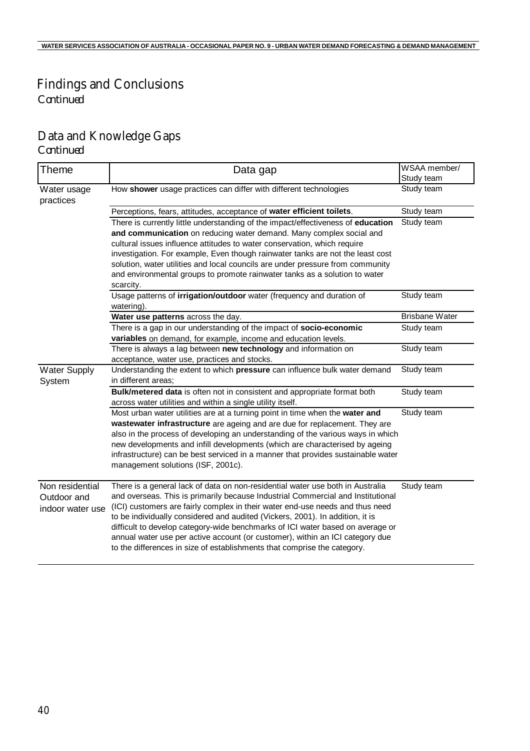# Findings and Conclusions

*Continued*

## Data and Knowledge Gaps

*Continued*

| Theme | Data gap | WSAA member/ Study team |
|---|---|---|
| Water usage practices | How **shower** usage practices can differ with different technologies | Study team |
| | Perceptions, fears, attitudes, acceptance of **water efficient toilets**. | Study team |
| | There is currently little understanding of the impact/effectiveness of **education and communication** on reducing water demand. Many complex social and cultural issues influence attitudes to water conservation, which require investigation. For example, Even though rainwater tanks are not the least cost solution, water utilities and local councils are under pressure from community and environmental groups to promote rainwater tanks as a solution to water scarcity. | Study team |
| | Usage patterns of **irrigation/outdoor** water (frequency and duration of watering). | Study team |
| | **Water use patterns** across the day. | Brisbane Water |
| | There is a gap in our understanding of the impact of **socio-economic variables** on demand, for example, income and education levels. | Study team |
| | There is always a lag between **new technology** and information on acceptance, water use, practices and stocks. | Study team |
| Water Supply System | Understanding the extent to which **pressure** can influence bulk water demand in different areas; | Study team |
| | **Bulk/metered data** is often not in consistent and appropriate format both across water utilities and within a single utility itself. | Study team |
| | Most urban water utilities are at a turning point in time when the **water and wastewater infrastructure** are ageing and are due for replacement. They are also in the process of developing an understanding of the various ways in which new developments and infill developments (which are characterised by ageing infrastructure) can be best serviced in a manner that provides sustainable water management solutions (ISF, 2001c). | Study team |
| Non residential Outdoor and indoor water use | There is a general lack of data on non-residential water use both in Australia and overseas. This is primarily because Industrial Commercial and Institutional (ICI) customers are fairly complex in their water end-use needs and thus need to be individually considered and audited (Vickers, 2001). In addition, it is difficult to develop category-wide benchmarks of ICI water based on average or annual water use per active account (or customer), within an ICI category due to the differences in size of establishments that comprise the category. | Study team |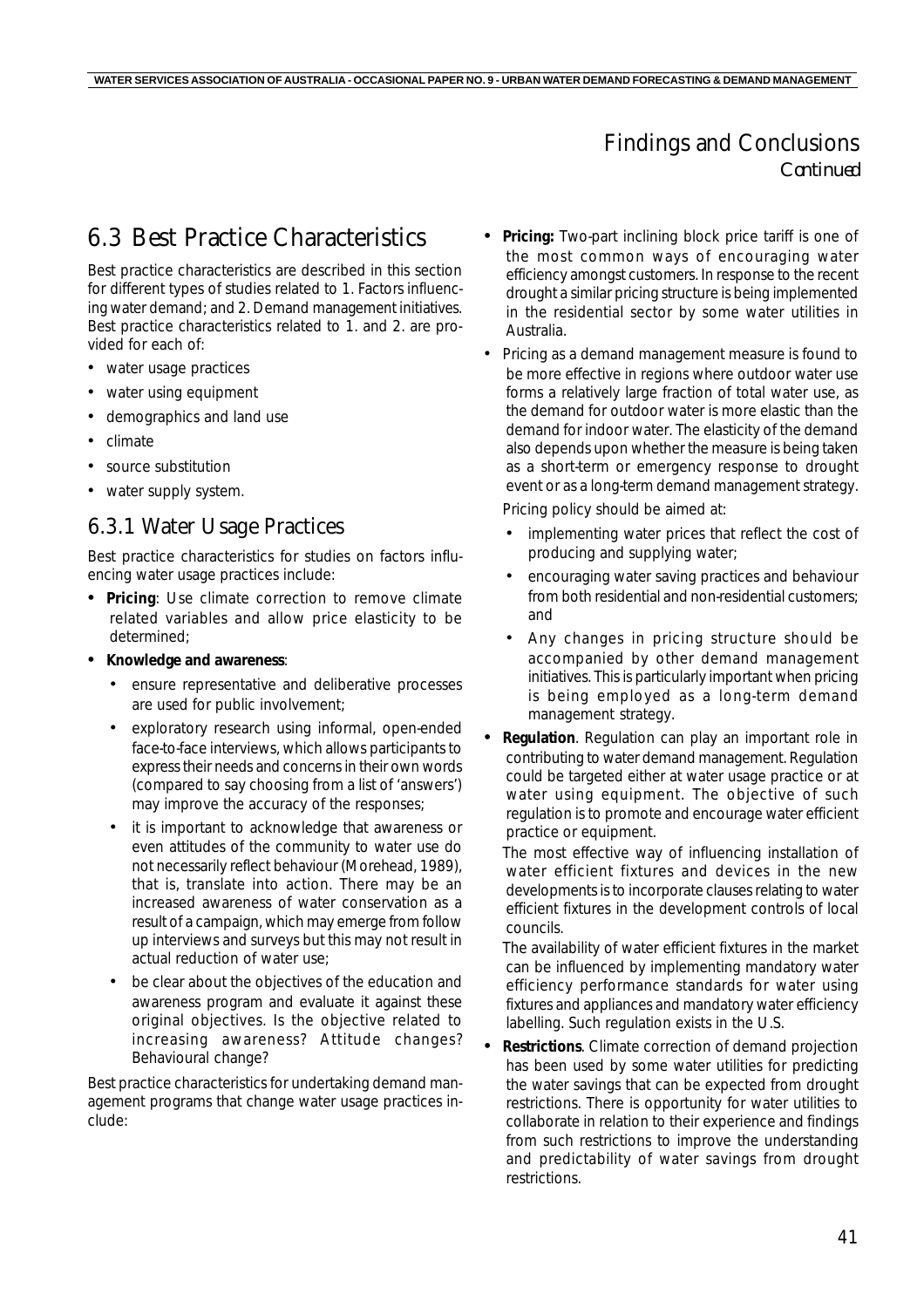## Findings and Conclusions
*Continued*

## 6.3 Best Practice Characteristics

Best practice characteristics are described in this section for different types of studies related to 1. Factors influencing water demand; and 2. Demand management initiatives. Best practice characteristics related to 1. and 2. are provided for each of:

- water usage practices
- water using equipment
- demographics and land use
- climate
- source substitution
- water supply system.

### 6.3.1 Water Usage Practices

Best practice characteristics for studies on factors influencing water usage practices include:

- **Pricing**: Use climate correction to remove climate related variables and allow price elasticity to be determined;
- **Knowledge and awareness**:
  - ensure representative and deliberative processes are used for public involvement;
  - exploratory research using informal, open-ended face-to-face interviews, which allows participants to express their needs and concerns in their own words (compared to say choosing from a list of 'answers') may improve the accuracy of the responses;
  - it is important to acknowledge that awareness or even attitudes of the community to water use do not necessarily reflect behaviour (Morehead, 1989), that is, translate into action. There may be an increased awareness of water conservation as a result of a campaign, which may emerge from follow up interviews and surveys but this may not result in actual reduction of water use;
  - be clear about the objectives of the education and awareness program and evaluate it against these original objectives. Is the objective related to increasing awareness? Attitude changes? Behavioural change?

Best practice characteristics for undertaking demand management programs that change water usage practices include:

- **Pricing:** Two-part inclining block price tariff is one of the most common ways of encouraging water efficiency amongst customers. In response to the recent drought a similar pricing structure is being implemented in the residential sector by some water utilities in Australia.
- Pricing as a demand management measure is found to be more effective in regions where outdoor water use forms a relatively large fraction of total water use, as the demand for outdoor water is more elastic than the demand for indoor water. The elasticity of the demand also depends upon whether the measure is being taken as a short-term or emergency response to drought event or as a long-term demand management strategy.

  Pricing policy should be aimed at:

  - implementing water prices that reflect the cost of producing and supplying water;
  - encouraging water saving practices and behaviour from both residential and non-residential customers; and
  - Any changes in pricing structure should be accompanied by other demand management initiatives. This is particularly important when pricing is being employed as a long-term demand management strategy.
- **Regulation**. Regulation can play an important role in contributing to water demand management. Regulation could be targeted either at water usage practice or at water using equipment. The objective of such regulation is to promote and encourage water efficient practice or equipment.

  The most effective way of influencing installation of water efficient fixtures and devices in the new developments is to incorporate clauses relating to water efficient fixtures in the development controls of local councils.

  The availability of water efficient fixtures in the market can be influenced by implementing mandatory water efficiency performance standards for water using fixtures and appliances and mandatory water efficiency labelling. Such regulation exists in the U.S.
- **Restrictions**. Climate correction of demand projection has been used by some water utilities for predicting the water savings that can be expected from drought restrictions. There is opportunity for water utilities to collaborate in relation to their experience and findings from such restrictions to improve the understanding and predictability of water savings from drought restrictions.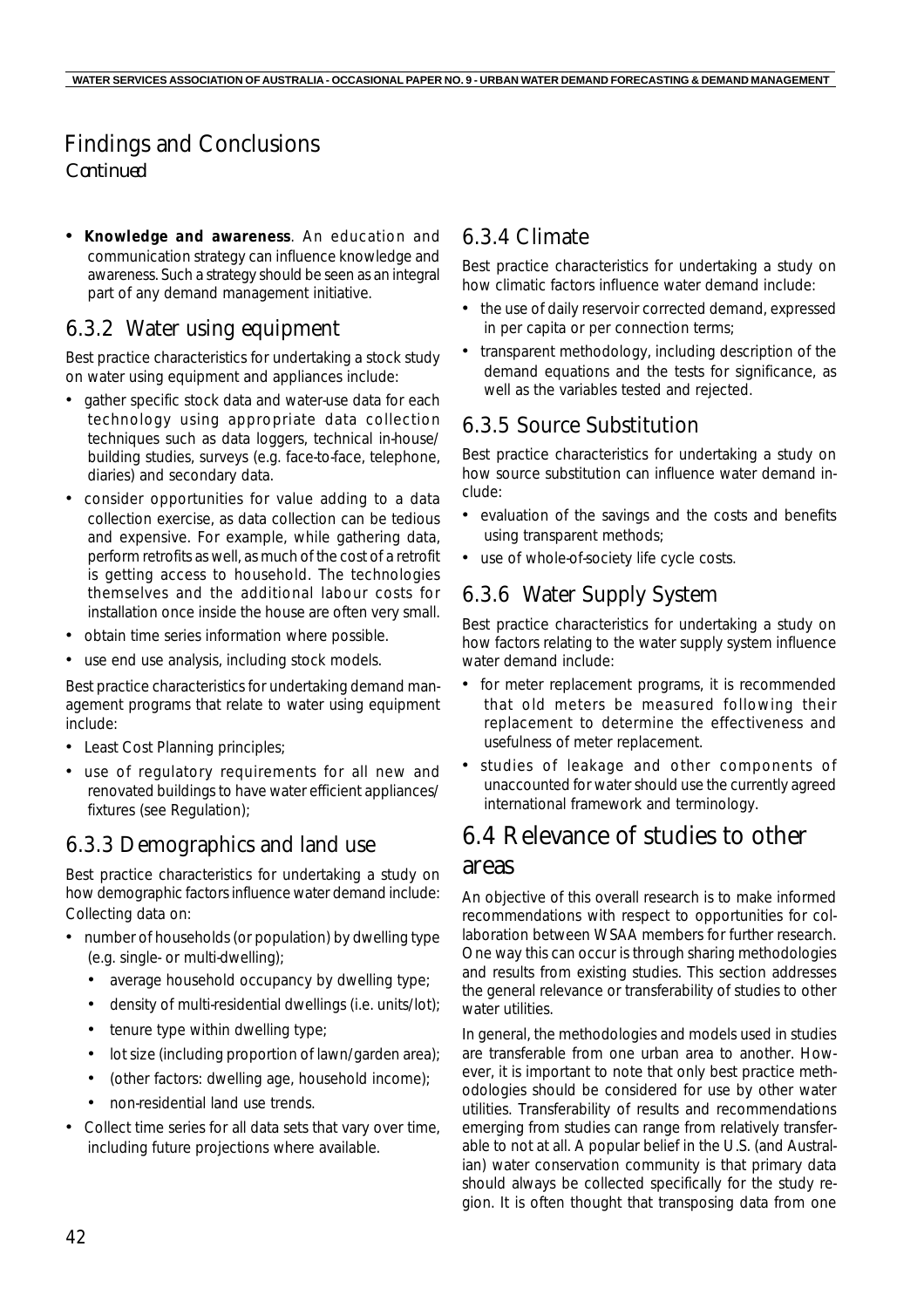## Findings and Conclusions

*Continued*

- **Knowledge and awareness**. An education and communication strategy can influence knowledge and awareness. Such a strategy should be seen as an integral part of any demand management initiative.

### 6.3.2 Water using equipment

Best practice characteristics for undertaking a stock study on water using equipment and appliances include:

- gather specific stock data and water-use data for each technology using appropriate data collection techniques such as data loggers, technical in-house/ building studies, surveys (e.g. face-to-face, telephone, diaries) and secondary data.
- consider opportunities for value adding to a data collection exercise, as data collection can be tedious and expensive. For example, while gathering data, perform retrofits as well, as much of the cost of a retrofit is getting access to household. The technologies themselves and the additional labour costs for installation once inside the house are often very small.
- obtain time series information where possible.
- use end use analysis, including stock models.

Best practice characteristics for undertaking demand management programs that relate to water using equipment include:

- Least Cost Planning principles;
- use of regulatory requirements for all new and renovated buildings to have water efficient appliances/ fixtures (see Regulation);

### 6.3.3 Demographics and land use

Best practice characteristics for undertaking a study on how demographic factors influence water demand include: Collecting data on:

- number of households (or population) by dwelling type (e.g. single- or multi-dwelling);
  - average household occupancy by dwelling type;
  - density of multi-residential dwellings (i.e. units/lot);
  - tenure type within dwelling type;
  - lot size (including proportion of lawn/garden area);
  - (other factors: dwelling age, household income);
  - non-residential land use trends.
- Collect time series for all data sets that vary over time, including future projections where available.

### 6.3.4 Climate

Best practice characteristics for undertaking a study on how climatic factors influence water demand include:

- the use of daily reservoir corrected demand, expressed in per capita or per connection terms;
- transparent methodology, including description of the demand equations and the tests for significance, as well as the variables tested and rejected.

### 6.3.5 Source Substitution

Best practice characteristics for undertaking a study on how source substitution can influence water demand include:

- evaluation of the savings and the costs and benefits using transparent methods;
- use of whole-of-society life cycle costs.

### 6.3.6 Water Supply System

Best practice characteristics for undertaking a study on how factors relating to the water supply system influence water demand include:

- for meter replacement programs, it is recommended that old meters be measured following their replacement to determine the effectiveness and usefulness of meter replacement.
- studies of leakage and other components of unaccounted for water should use the currently agreed international framework and terminology.

## 6.4 Relevance of studies to other areas

An objective of this overall research is to make informed recommendations with respect to opportunities for collaboration between WSAA members for further research. One way this can occur is through sharing methodologies and results from existing studies. This section addresses the general relevance or transferability of studies to other water utilities.

In general, the methodologies and models used in studies are transferable from one urban area to another. However, it is important to note that only best practice methodologies should be considered for use by other water utilities. Transferability of results and recommendations emerging from studies can range from relatively transferable to not at all. A popular belief in the U.S. (and Australian) water conservation community is that primary data should always be collected specifically for the study region. It is often thought that transposing data from one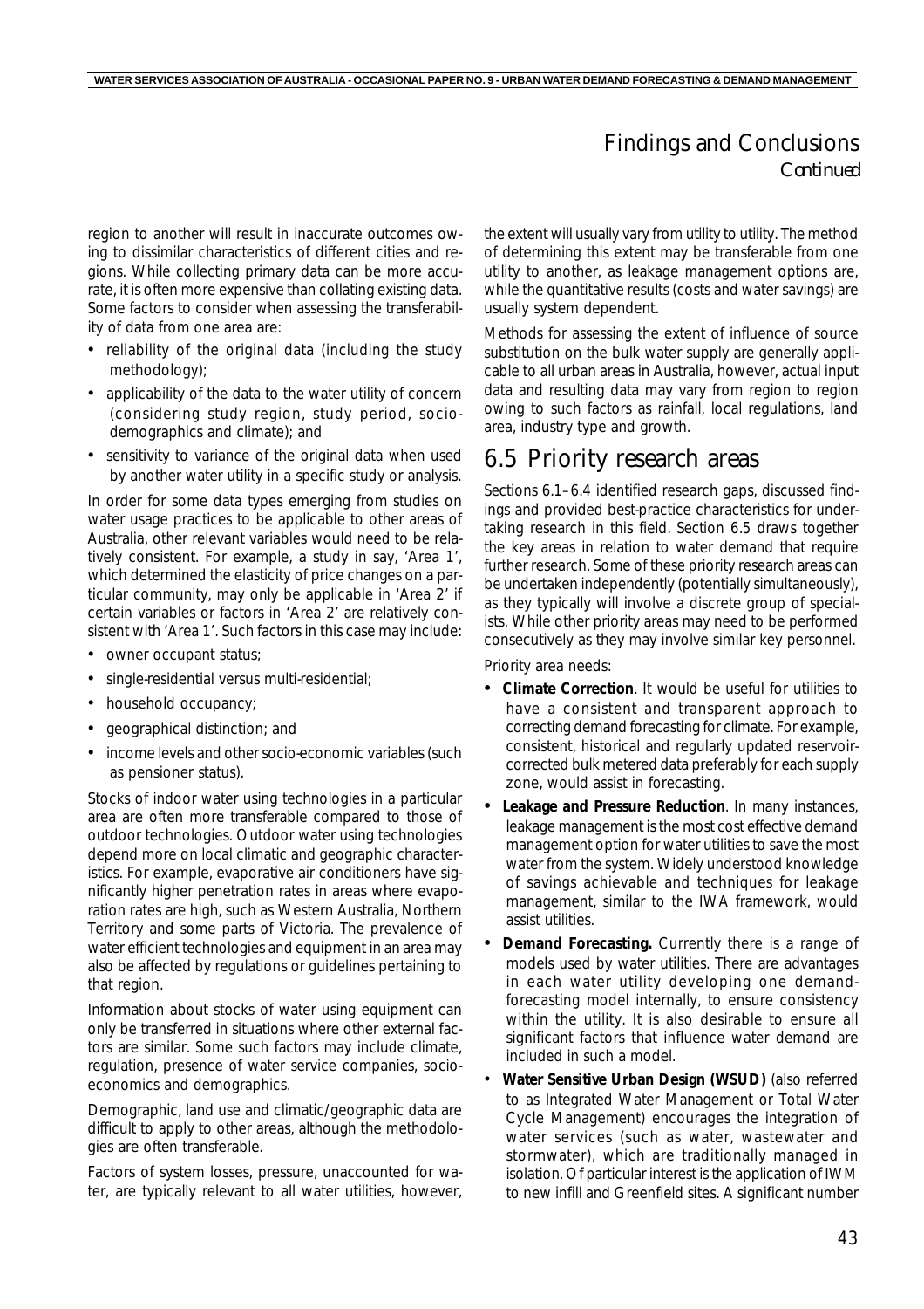# Findings and Conclusions
*Continued*

region to another will result in inaccurate outcomes owing to dissimilar characteristics of different cities and regions. While collecting primary data can be more accurate, it is often more expensive than collating existing data. Some factors to consider when assessing the transferability of data from one area are:

- reliability of the original data (including the study methodology);
- applicability of the data to the water utility of concern (considering study region, study period, socio-demographics and climate); and
- sensitivity to variance of the original data when used by another water utility in a specific study or analysis.

In order for some data types emerging from studies on water usage practices to be applicable to other areas of Australia, other relevant variables would need to be relatively consistent. For example, a study in say, 'Area 1', which determined the elasticity of price changes on a particular community, may only be applicable in 'Area 2' if certain variables or factors in 'Area 2' are relatively consistent with 'Area 1'. Such factors in this case may include:

- owner occupant status;
- single-residential versus multi-residential;
- household occupancy;
- geographical distinction; and
- income levels and other socio-economic variables (such as pensioner status).

Stocks of indoor water using technologies in a particular area are often more transferable compared to those of outdoor technologies. Outdoor water using technologies depend more on local climatic and geographic characteristics. For example, evaporative air conditioners have significantly higher penetration rates in areas where evaporation rates are high, such as Western Australia, Northern Territory and some parts of Victoria. The prevalence of water efficient technologies and equipment in an area may also be affected by regulations or guidelines pertaining to that region.

Information about stocks of water using equipment can only be transferred in situations where other external factors are similar. Some such factors may include climate, regulation, presence of water service companies, socio-economics and demographics.

Demographic, land use and climatic/geographic data are difficult to apply to other areas, although the methodologies are often transferable.

Factors of system losses, pressure, unaccounted for water, are typically relevant to all water utilities, however, the extent will usually vary from utility to utility. The method of determining this extent may be transferable from one utility to another, as leakage management options are, while the quantitative results (costs and water savings) are usually system dependent.

Methods for assessing the extent of influence of source substitution on the bulk water supply are generally applicable to all urban areas in Australia, however, actual input data and resulting data may vary from region to region owing to such factors as rainfall, local regulations, land area, industry type and growth.

## 6.5 Priority research areas

Sections 6.1–6.4 identified research gaps, discussed findings and provided best-practice characteristics for undertaking research in this field. Section 6.5 draws together the key areas in relation to water demand that require further research. Some of these priority research areas can be undertaken independently (potentially simultaneously), as they typically will involve a discrete group of specialists. While other priority areas may need to be performed consecutively as they may involve similar key personnel.

Priority area needs:

- **Climate Correction**. It would be useful for utilities to have a consistent and transparent approach to correcting demand forecasting for climate. For example, consistent, historical and regularly updated reservoir-corrected bulk metered data preferably for each supply zone, would assist in forecasting.
- **Leakage and Pressure Reduction**. In many instances, leakage management is the most cost effective demand management option for water utilities to save the most water from the system. Widely understood knowledge of savings achievable and techniques for leakage management, similar to the IWA framework, would assist utilities.
- **Demand Forecasting.** Currently there is a range of models used by water utilities. There are advantages in each water utility developing one demand-forecasting model internally, to ensure consistency within the utility. It is also desirable to ensure all significant factors that influence water demand are included in such a model.
- **Water Sensitive Urban Design (WSUD)** (also referred to as Integrated Water Management or Total Water Cycle Management) encourages the integration of water services (such as water, wastewater and stormwater), which are traditionally managed in isolation. Of particular interest is the application of IWM to new infill and Greenfield sites. A significant number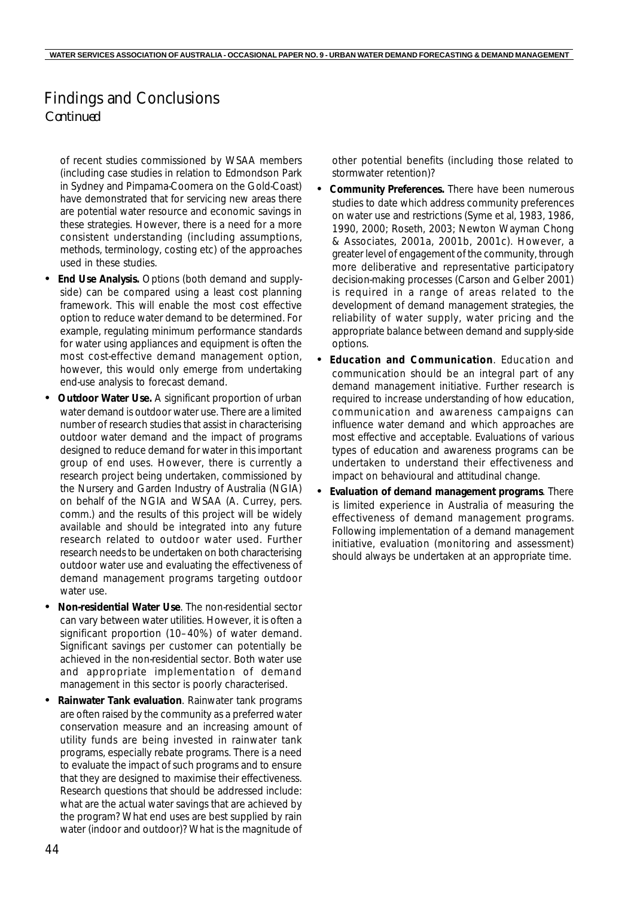# Findings and Conclusions

*Continued*

of recent studies commissioned by WSAA members (including case studies in relation to Edmondson Park in Sydney and Pimpama-Coomera on the Gold-Coast) have demonstrated that for servicing new areas there are potential water resource and economic savings in these strategies. However, there is a need for a more consistent understanding (including assumptions, methods, terminology, costing etc) of the approaches used in these studies.

- **End Use Analysis.** Options (both demand and supply-side) can be compared using a least cost planning framework. This will enable the most cost effective option to reduce water demand to be determined. For example, regulating minimum performance standards for water using appliances and equipment is often the most cost-effective demand management option, however, this would only emerge from undertaking end-use analysis to forecast demand.
- **Outdoor Water Use.** A significant proportion of urban water demand is outdoor water use. There are a limited number of research studies that assist in characterising outdoor water demand and the impact of programs designed to reduce demand for water in this important group of end uses. However, there is currently a research project being undertaken, commissioned by the Nursery and Garden Industry of Australia (NGIA) on behalf of the NGIA and WSAA (A. Currey, pers. comm.) and the results of this project will be widely available and should be integrated into any future research related to outdoor water used. Further research needs to be undertaken on both characterising outdoor water use and evaluating the effectiveness of demand management programs targeting outdoor water use.
- **Non-residential Water Use**. The non-residential sector can vary between water utilities. However, it is often a significant proportion (10–40%) of water demand. Significant savings per customer can potentially be achieved in the non-residential sector. Both water use and appropriate implementation of demand management in this sector is poorly characterised.
- **Rainwater Tank evaluation**. Rainwater tank programs are often raised by the community as a preferred water conservation measure and an increasing amount of utility funds are being invested in rainwater tank programs, especially rebate programs. There is a need to evaluate the impact of such programs and to ensure that they are designed to maximise their effectiveness. Research questions that should be addressed include: what are the actual water savings that are achieved by the program? What end uses are best supplied by rain water (indoor and outdoor)? What is the magnitude of other potential benefits (including those related to stormwater retention)?
- **Community Preferences.** There have been numerous studies to date which address community preferences on water use and restrictions (Syme et al, 1983, 1986, 1990, 2000; Roseth, 2003; Newton Wayman Chong & Associates, 2001a, 2001b, 2001c). However, a greater level of engagement of the community, through more deliberative and representative participatory decision-making processes (Carson and Gelber 2001) is required in a range of areas related to the development of demand management strategies, the reliability of water supply, water pricing and the appropriate balance between demand and supply-side options.
- **Education and Communication**. Education and communication should be an integral part of any demand management initiative. Further research is required to increase understanding of how education, communication and awareness campaigns can influence water demand and which approaches are most effective and acceptable. Evaluations of various types of education and awareness programs can be undertaken to understand their effectiveness and impact on behavioural and attitudinal change.
- **Evaluation of demand management programs**. There is limited experience in Australia of measuring the effectiveness of demand management programs. Following implementation of a demand management initiative, evaluation (monitoring and assessment) should always be undertaken at an appropriate time.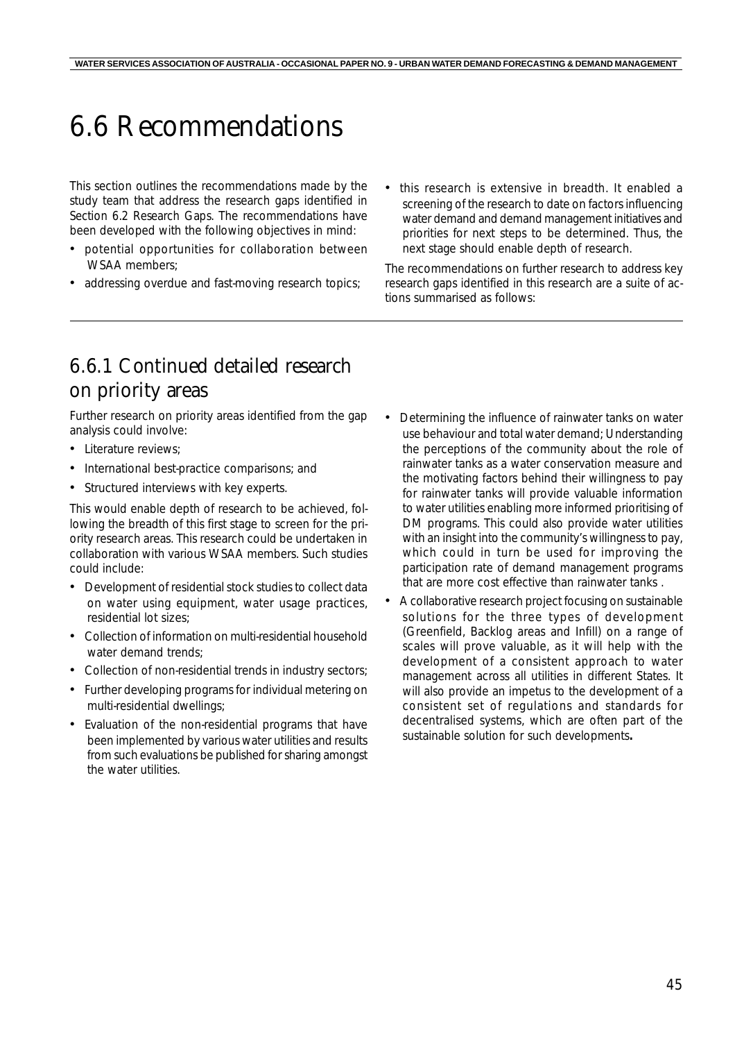# 6.6 Recommendations

This section outlines the recommendations made by the study team that address the research gaps identified in Section 6.2 Research Gaps. The recommendations have been developed with the following objectives in mind:

- potential opportunities for collaboration between WSAA members;
- addressing overdue and fast-moving research topics;
- this research is extensive in breadth. It enabled a screening of the research to date on factors influencing water demand and demand management initiatives and priorities for next steps to be determined. Thus, the next stage should enable depth of research.

The recommendations on further research to address key research gaps identified in this research are a suite of actions summarised as follows:

## 6.6.1 Continued detailed research on priority areas

Further research on priority areas identified from the gap analysis could involve:

- Literature reviews;
- International best-practice comparisons; and
- Structured interviews with key experts.

This would enable depth of research to be achieved, following the breadth of this first stage to screen for the priority research areas. This research could be undertaken in collaboration with various WSAA members. Such studies could include:

- Development of residential stock studies to collect data on water using equipment, water usage practices, residential lot sizes;
- Collection of information on multi-residential household water demand trends;
- Collection of non-residential trends in industry sectors;
- Further developing programs for individual metering on multi-residential dwellings;
- Evaluation of the non-residential programs that have been implemented by various water utilities and results from such evaluations be published for sharing amongst the water utilities.
- Determining the influence of rainwater tanks on water use behaviour and total water demand; Understanding the perceptions of the community about the role of rainwater tanks as a water conservation measure and the motivating factors behind their willingness to pay for rainwater tanks will provide valuable information to water utilities enabling more informed prioritising of DM programs. This could also provide water utilities with an insight into the community's willingness to pay, which could in turn be used for improving the participation rate of demand management programs that are more cost effective than rainwater tanks .
- A collaborative research project focusing on sustainable solutions for the three types of development (Greenfield, Backlog areas and Infill) on a range of scales will prove valuable, as it will help with the development of a consistent approach to water management across all utilities in different States. It will also provide an impetus to the development of a consistent set of regulations and standards for decentralised systems, which are often part of the sustainable solution for such developments**.**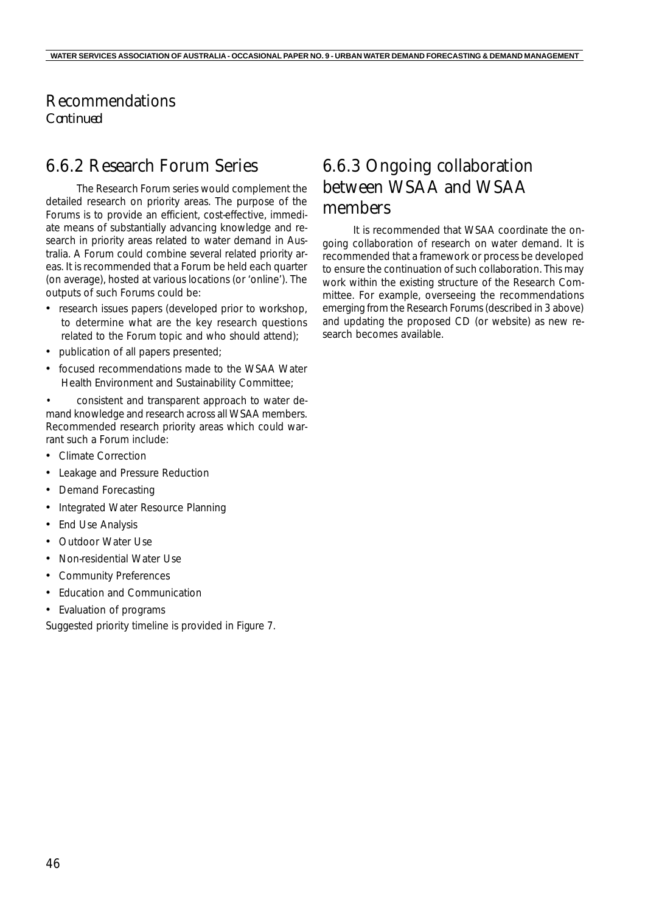# Recommendations

*Continued*

## 6.6.2 Research Forum Series

The Research Forum series would complement the detailed research on priority areas. The purpose of the Forums is to provide an efficient, cost-effective, immediate means of substantially advancing knowledge and research in priority areas related to water demand in Australia. A Forum could combine several related priority areas. It is recommended that a Forum be held each quarter (on average), hosted at various locations (or 'online'). The outputs of such Forums could be:

- research issues papers (developed prior to workshop, to determine what are the key research questions related to the Forum topic and who should attend);
- publication of all papers presented;
- focused recommendations made to the WSAA Water Health Environment and Sustainability Committee;
- consistent and transparent approach to water demand knowledge and research across all WSAA members.

Recommended research priority areas which could warrant such a Forum include:

- Climate Correction
- Leakage and Pressure Reduction
- Demand Forecasting
- Integrated Water Resource Planning
- End Use Analysis
- Outdoor Water Use
- Non-residential Water Use
- Community Preferences
- Education and Communication
- Evaluation of programs

Suggested priority timeline is provided in Figure 7.

## 6.6.3 Ongoing collaboration between WSAA and WSAA members

It is recommended that WSAA coordinate the ongoing collaboration of research on water demand. It is recommended that a framework or process be developed to ensure the continuation of such collaboration. This may work within the existing structure of the Research Committee. For example, overseeing the recommendations emerging from the Research Forums (described in 3 above) and updating the proposed CD (or website) as new research becomes available.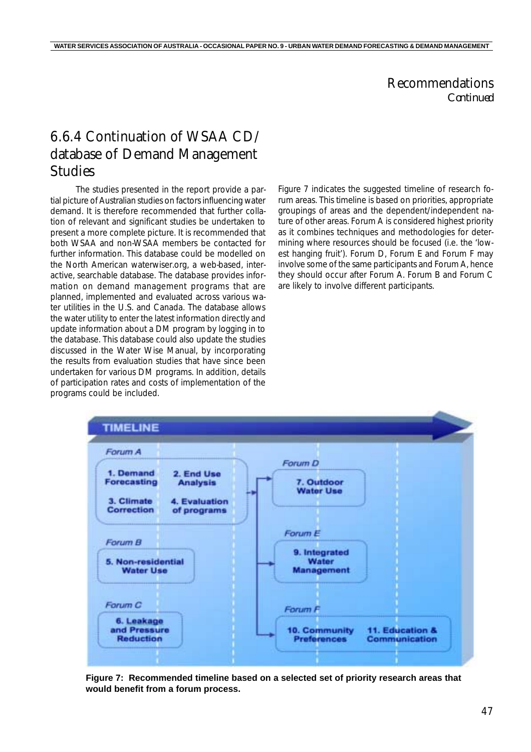# Recommendations
*Continued*

## 6.6.4 Continuation of WSAA CD/ database of Demand Management Studies

The studies presented in the report provide a partial picture of Australian studies on factors influencing water demand. It is therefore recommended that further collation of relevant and significant studies be undertaken to present a more complete picture. It is recommended that both WSAA and non-WSAA members be contacted for further information. This database could be modelled on the North American waterwiser.org, a web-based, interactive, searchable database. The database provides information on demand management programs that are planned, implemented and evaluated across various water utilities in the U.S. and Canada. The database allows the water utility to enter the latest information directly and update information about a DM program by logging in to the database. This database could also update the studies discussed in the Water Wise Manual, by incorporating the results from evaluation studies that have since been undertaken for various DM programs. In addition, details of participation rates and costs of implementation of the programs could be included.

Figure 7 indicates the suggested timeline of research forum areas. This timeline is based on priorities, appropriate groupings of areas and the dependent/independent nature of other areas. Forum A is considered highest priority as it combines techniques and methodologies for determining where resources should be focused (i.e. the 'lowest hanging fruit'). Forum D, Forum E and Forum F may involve some of the same participants and Forum A, hence they should occur after Forum A. Forum B and Forum C are likely to involve different participants.

**TIMELINE**

- *Forum A*: 1. Demand Forecasting; 2. End Use Analysis; 3. Climate Correction; 4. Evaluation of programs
- *Forum B*: 5. Non-residential Water Use
- *Forum C*: 6. Leakage and Pressure Reduction
- *Forum D*: 7. Outdoor Water Use
- *Forum E*: 9. Integrated Water Management
- *Forum F*: 10. Community Preferences; 11. Education & Communication

**Figure 7: Recommended timeline based on a selected set of priority research areas that would benefit from a forum process.**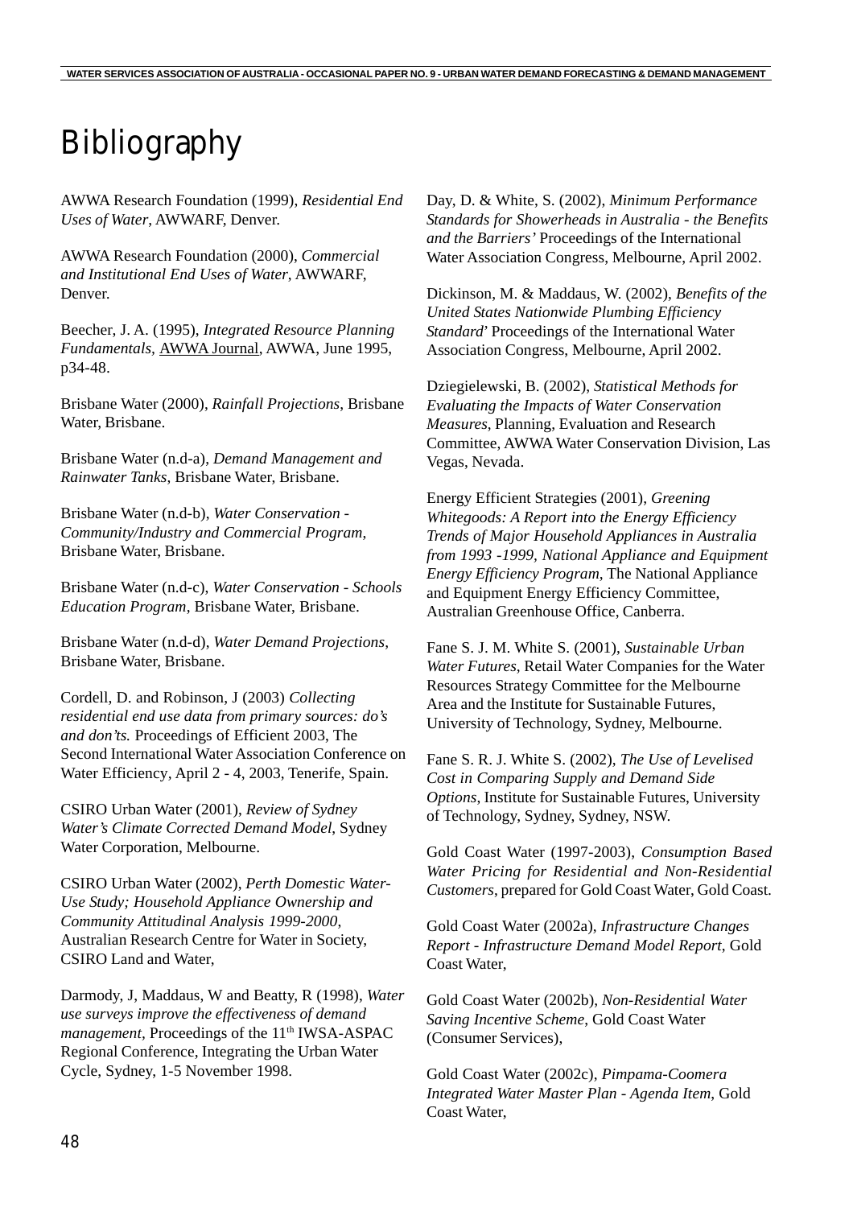# Bibliography

AWWA Research Foundation (1999), *Residential End Uses of Water*, AWWARF, Denver.

AWWA Research Foundation (2000), *Commercial and Institutional End Uses of Water*, AWWARF, Denver.

Beecher, J. A. (1995), *Integrated Resource Planning Fundamentals,* AWWA Journal, AWWA, June 1995, p34-48.

Brisbane Water (2000), *Rainfall Projections*, Brisbane Water, Brisbane.

Brisbane Water (n.d-a), *Demand Management and Rainwater Tanks*, Brisbane Water, Brisbane.

Brisbane Water (n.d-b), *Water Conservation - Community/Industry and Commercial Program*, Brisbane Water, Brisbane.

Brisbane Water (n.d-c), *Water Conservation - Schools Education Program*, Brisbane Water, Brisbane.

Brisbane Water (n.d-d), *Water Demand Projections*, Brisbane Water, Brisbane.

Cordell, D. and Robinson, J (2003) *Collecting residential end use data from primary sources: do's and don'ts.* Proceedings of Efficient 2003, The Second International Water Association Conference on Water Efficiency, April 2 - 4, 2003, Tenerife, Spain.

CSIRO Urban Water (2001), *Review of Sydney Water's Climate Corrected Demand Model*, Sydney Water Corporation, Melbourne.

CSIRO Urban Water (2002), *Perth Domestic Water-Use Study; Household Appliance Ownership and Community Attitudinal Analysis 1999-2000*, Australian Research Centre for Water in Society, CSIRO Land and Water,

Darmody, J, Maddaus, W and Beatty, R (1998), *Water use surveys improve the effectiveness of demand management*, Proceedings of the 11th IWSA-ASPAC Regional Conference, Integrating the Urban Water Cycle, Sydney, 1-5 November 1998.

Day, D. & White, S. (2002), *Minimum Performance Standards for Showerheads in Australia - the Benefits and the Barriers'* Proceedings of the International Water Association Congress, Melbourne, April 2002.

Dickinson, M. & Maddaus, W. (2002), *Benefits of the United States Nationwide Plumbing Efficiency Standard*' Proceedings of the International Water Association Congress, Melbourne, April 2002.

Dziegielewski, B. (2002), *Statistical Methods for Evaluating the Impacts of Water Conservation Measures*, Planning, Evaluation and Research Committee, AWWA Water Conservation Division, Las Vegas, Nevada.

Energy Efficient Strategies (2001), *Greening Whitegoods: A Report into the Energy Efficiency Trends of Major Household Appliances in Australia from 1993 -1999, National Appliance and Equipment Energy Efficiency Program*, The National Appliance and Equipment Energy Efficiency Committee, Australian Greenhouse Office, Canberra.

Fane S. J. M. White S. (2001), *Sustainable Urban Water Futures*, Retail Water Companies for the Water Resources Strategy Committee for the Melbourne Area and the Institute for Sustainable Futures, University of Technology, Sydney, Melbourne.

Fane S. R. J. White S. (2002), *The Use of Levelised Cost in Comparing Supply and Demand Side Options*, Institute for Sustainable Futures, University of Technology, Sydney, Sydney, NSW.

Gold Coast Water (1997-2003), *Consumption Based Water Pricing for Residential and Non-Residential Customers*, prepared for Gold Coast Water, Gold Coast.

Gold Coast Water (2002a), *Infrastructure Changes Report - Infrastructure Demand Model Report*, Gold Coast Water,

Gold Coast Water (2002b), *Non-Residential Water Saving Incentive Scheme*, Gold Coast Water (Consumer Services),

Gold Coast Water (2002c), *Pimpama-Coomera Integrated Water Master Plan - Agenda Item*, Gold Coast Water,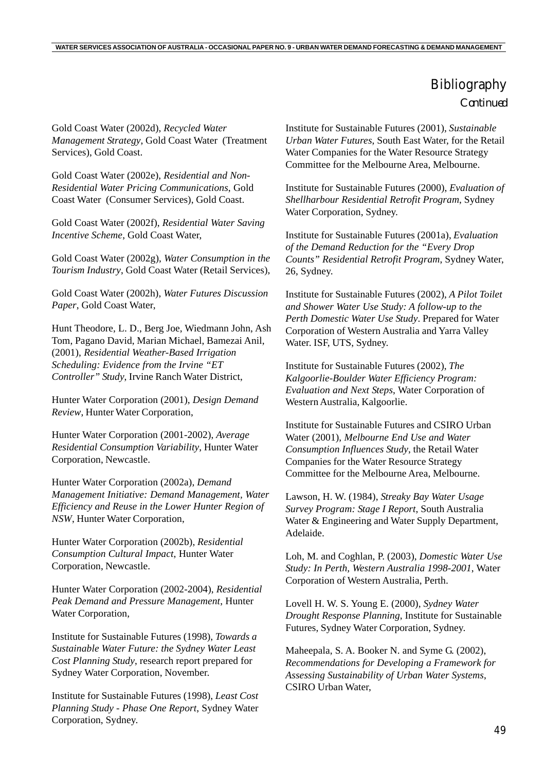# Bibliography

*Continued*

Gold Coast Water (2002d), *Recycled Water Management Strategy*, Gold Coast Water (Treatment Services), Gold Coast.

Gold Coast Water (2002e), *Residential and Non-Residential Water Pricing Communications*, Gold Coast Water (Consumer Services), Gold Coast.

Gold Coast Water (2002f), *Residential Water Saving Incentive Scheme*, Gold Coast Water,

Gold Coast Water (2002g), *Water Consumption in the Tourism Industry*, Gold Coast Water (Retail Services),

Gold Coast Water (2002h), *Water Futures Discussion Paper*, Gold Coast Water,

Hunt Theodore, L. D., Berg Joe, Wiedmann John, Ash Tom, Pagano David, Marian Michael, Bamezai Anil, (2001), *Residential Weather-Based Irrigation Scheduling: Evidence from the Irvine "ET Controller" Study*, Irvine Ranch Water District,

Hunter Water Corporation (2001), *Design Demand Review*, Hunter Water Corporation,

Hunter Water Corporation (2001-2002), *Average Residential Consumption Variability*, Hunter Water Corporation, Newcastle.

Hunter Water Corporation (2002a), *Demand Management Initiative: Demand Management, Water Efficiency and Reuse in the Lower Hunter Region of NSW*, Hunter Water Corporation,

Hunter Water Corporation (2002b), *Residential Consumption Cultural Impact*, Hunter Water Corporation, Newcastle.

Hunter Water Corporation (2002-2004), *Residential Peak Demand and Pressure Management*, Hunter Water Corporation,

Institute for Sustainable Futures (1998), *Towards a Sustainable Water Future: the Sydney Water Least Cost Planning Study*, research report prepared for Sydney Water Corporation, November.

Institute for Sustainable Futures (1998), *Least Cost Planning Study - Phase One Report*, Sydney Water Corporation, Sydney.

Institute for Sustainable Futures (2001), *Sustainable Urban Water Futures*, South East Water, for the Retail Water Companies for the Water Resource Strategy Committee for the Melbourne Area, Melbourne.

Institute for Sustainable Futures (2000), *Evaluation of Shellharbour Residential Retrofit Program*, Sydney Water Corporation, Sydney.

Institute for Sustainable Futures (2001a), *Evaluation of the Demand Reduction for the "Every Drop Counts" Residential Retrofit Program*, Sydney Water, 26, Sydney.

Institute for Sustainable Futures (2002), *A Pilot Toilet and Shower Water Use Study: A follow-up to the Perth Domestic Water Use Study*. Prepared for Water Corporation of Western Australia and Yarra Valley Water. ISF, UTS, Sydney.

Institute for Sustainable Futures (2002), *The Kalgoorlie-Boulder Water Efficiency Program: Evaluation and Next Steps*, Water Corporation of Western Australia, Kalgoorlie.

Institute for Sustainable Futures and CSIRO Urban Water (2001), *Melbourne End Use and Water Consumption Influences Study*, the Retail Water Companies for the Water Resource Strategy Committee for the Melbourne Area, Melbourne.

Lawson, H. W. (1984), *Streaky Bay Water Usage Survey Program: Stage I Report*, South Australia Water & Engineering and Water Supply Department, Adelaide.

Loh, M. and Coghlan, P. (2003), *Domestic Water Use Study: In Perth, Western Australia 1998-2001*, Water Corporation of Western Australia, Perth.

Lovell H. W. S. Young E. (2000), *Sydney Water Drought Response Planning*, Institute for Sustainable Futures, Sydney Water Corporation, Sydney.

Maheepala, S. A. Booker N. and Syme G. (2002), *Recommendations for Developing a Framework for Assessing Sustainability of Urban Water Systems*, CSIRO Urban Water,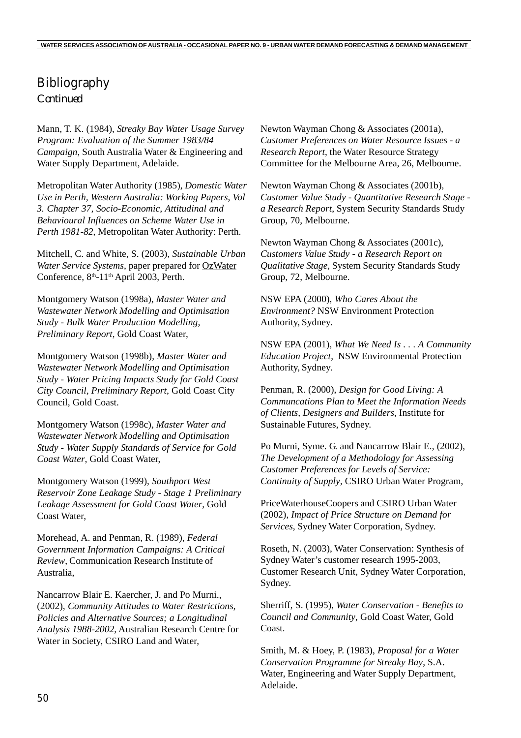## Bibliography
*Continued*

Mann, T. K. (1984), *Streaky Bay Water Usage Survey Program: Evaluation of the Summer 1983/84 Campaign*, South Australia Water & Engineering and Water Supply Department, Adelaide.

Metropolitan Water Authority (1985), *Domestic Water Use in Perth, Western Australia: Working Papers, Vol 3. Chapter 37, Socio-Economic, Attitudinal and Behavioural Influences on Scheme Water Use in Perth 1981-82,* Metropolitan Water Authority: Perth.

Mitchell, C. and White, S. (2003), *Sustainable Urban Water Service Systems*, paper prepared for OzWater Conference, 8th-11th April 2003, Perth.

Montgomery Watson (1998a), *Master Water and Wastewater Network Modelling and Optimisation Study - Bulk Water Production Modelling, Preliminary Report*, Gold Coast Water,

Montgomery Watson (1998b), *Master Water and Wastewater Network Modelling and Optimisation Study - Water Pricing Impacts Study for Gold Coast City Council, Preliminary Report*, Gold Coast City Council, Gold Coast.

Montgomery Watson (1998c), *Master Water and Wastewater Network Modelling and Optimisation Study - Water Supply Standards of Service for Gold Coast Water*, Gold Coast Water,

Montgomery Watson (1999), *Southport West Reservoir Zone Leakage Study - Stage 1 Preliminary Leakage Assessment for Gold Coast Water*, Gold Coast Water,

Morehead, A. and Penman, R. (1989), *Federal Government Information Campaigns: A Critical Review*, Communication Research Institute of Australia,

Nancarrow Blair E. Kaercher, J. and Po Murni., (2002), *Community Attitudes to Water Restrictions, Policies and Alternative Sources; a Longitudinal Analysis 1988-2002*, Australian Research Centre for Water in Society, CSIRO Land and Water,

Newton Wayman Chong & Associates (2001a), *Customer Preferences on Water Resource Issues - a Research Report*, the Water Resource Strategy Committee for the Melbourne Area, 26, Melbourne.

Newton Wayman Chong & Associates (2001b), *Customer Value Study - Quantitative Research Stage - a Research Report*, System Security Standards Study Group, 70, Melbourne.

Newton Wayman Chong & Associates (2001c), *Customers Value Study - a Research Report on Qualitative Stage*, System Security Standards Study Group, 72, Melbourne.

NSW EPA (2000), *Who Cares About the Environment?* NSW Environment Protection Authority, Sydney.

NSW EPA (2001), *What We Need Is . . . A Community Education Project*, NSW Environmental Protection Authority, Sydney.

Penman, R. (2000), *Design for Good Living: A Communcations Plan to Meet the Information Needs of Clients, Designers and Builders*, Institute for Sustainable Futures, Sydney.

Po Murni, Syme. G. and Nancarrow Blair E., (2002), *The Development of a Methodology for Assessing Customer Preferences for Levels of Service: Continuity of Supply*, CSIRO Urban Water Program,

PriceWaterhouseCoopers and CSIRO Urban Water (2002), *Impact of Price Structure on Demand for Services*, Sydney Water Corporation, Sydney.

Roseth, N. (2003), Water Conservation: Synthesis of Sydney Water's customer research 1995-2003, Customer Research Unit, Sydney Water Corporation, Sydney.

Sherriff, S. (1995), *Water Conservation - Benefits to Council and Community*, Gold Coast Water, Gold Coast.

Smith, M. & Hoey, P. (1983), *Proposal for a Water Conservation Programme for Streaky Bay*, S.A. Water, Engineering and Water Supply Department, Adelaide.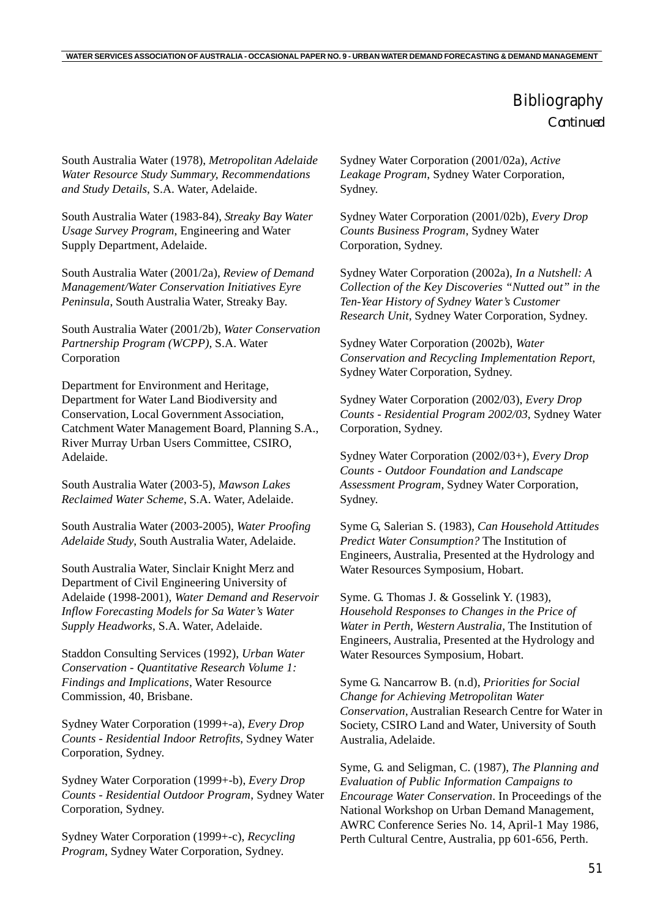## Bibliography

*Continued*

South Australia Water (1978), *Metropolitan Adelaide Water Resource Study Summary, Recommendations and Study Details*, S.A. Water, Adelaide.

South Australia Water (1983-84), *Streaky Bay Water Usage Survey Program*, Engineering and Water Supply Department, Adelaide.

South Australia Water (2001/2a), *Review of Demand Management/Water Conservation Initiatives Eyre Peninsula*, South Australia Water, Streaky Bay.

South Australia Water (2001/2b), *Water Conservation Partnership Program (WCPP)*, S.A. Water Corporation

Department for Environment and Heritage, Department for Water Land Biodiversity and Conservation, Local Government Association, Catchment Water Management Board, Planning S.A., River Murray Urban Users Committee, CSIRO, Adelaide.

South Australia Water (2003-5), *Mawson Lakes Reclaimed Water Scheme*, S.A. Water, Adelaide.

South Australia Water (2003-2005), *Water Proofing Adelaide Study*, South Australia Water, Adelaide.

South Australia Water, Sinclair Knight Merz and Department of Civil Engineering University of Adelaide (1998-2001), *Water Demand and Reservoir Inflow Forecasting Models for Sa Water's Water Supply Headworks*, S.A. Water, Adelaide.

Staddon Consulting Services (1992), *Urban Water Conservation - Quantitative Research Volume 1: Findings and Implications*, Water Resource Commission, 40, Brisbane.

Sydney Water Corporation (1999+-a), *Every Drop Counts - Residential Indoor Retrofits*, Sydney Water Corporation, Sydney.

Sydney Water Corporation (1999+-b), *Every Drop Counts - Residential Outdoor Program*, Sydney Water Corporation, Sydney.

Sydney Water Corporation (1999+-c), *Recycling Program*, Sydney Water Corporation, Sydney.

Sydney Water Corporation (2001/02a), *Active Leakage Program*, Sydney Water Corporation, Sydney.

Sydney Water Corporation (2001/02b), *Every Drop Counts Business Program*, Sydney Water Corporation, Sydney.

Sydney Water Corporation (2002a), *In a Nutshell: A Collection of the Key Discoveries "Nutted out" in the Ten-Year History of Sydney Water's Customer Research Unit*, Sydney Water Corporation, Sydney.

Sydney Water Corporation (2002b), *Water Conservation and Recycling Implementation Report*, Sydney Water Corporation, Sydney.

Sydney Water Corporation (2002/03), *Every Drop Counts - Residential Program 2002/03*, Sydney Water Corporation, Sydney.

Sydney Water Corporation (2002/03+), *Every Drop Counts - Outdoor Foundation and Landscape Assessment Program*, Sydney Water Corporation, Sydney.

Syme G, Salerian S. (1983), *Can Household Attitudes Predict Water Consumption?* The Institution of Engineers, Australia, Presented at the Hydrology and Water Resources Symposium, Hobart.

Syme. G. Thomas J. & Gosselink Y. (1983), *Household Responses to Changes in the Price of Water in Perth, Western Australia*, The Institution of Engineers, Australia, Presented at the Hydrology and Water Resources Symposium, Hobart.

Syme G. Nancarrow B. (n.d), *Priorities for Social Change for Achieving Metropolitan Water Conservation*, Australian Research Centre for Water in Society, CSIRO Land and Water, University of South Australia, Adelaide.

Syme, G. and Seligman, C. (1987), *The Planning and Evaluation of Public Information Campaigns to Encourage Water Conservation*. In Proceedings of the National Workshop on Urban Demand Management, AWRC Conference Series No. 14, April-1 May 1986, Perth Cultural Centre, Australia, pp 601-656, Perth.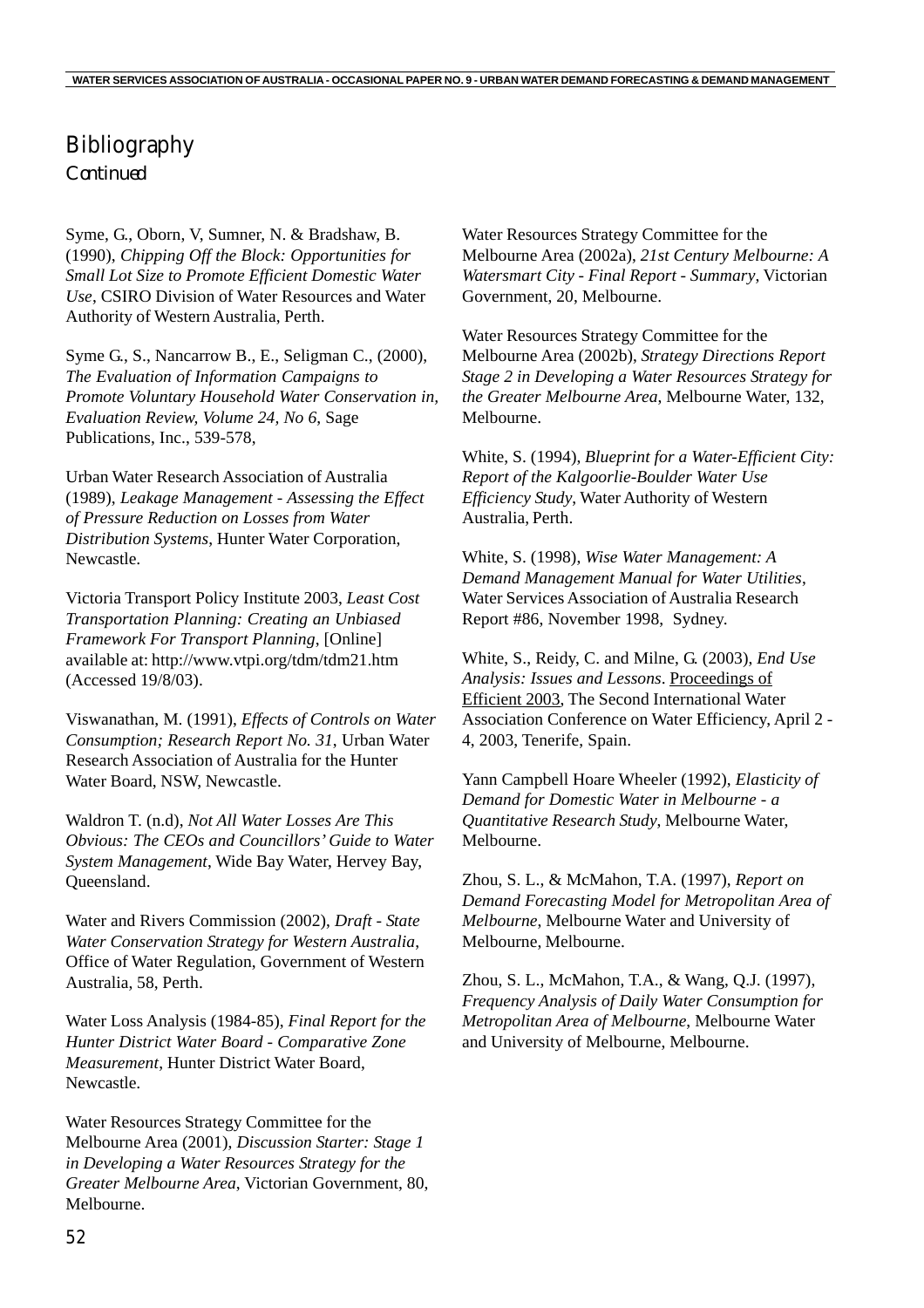# Bibliography

*Continued*

Syme, G., Oborn, V, Sumner, N. & Bradshaw, B. (1990), *Chipping Off the Block: Opportunities for Small Lot Size to Promote Efficient Domestic Water Use*, CSIRO Division of Water Resources and Water Authority of Western Australia, Perth.

Syme G., S., Nancarrow B., E., Seligman C., (2000), *The Evaluation of Information Campaigns to Promote Voluntary Household Water Conservation in, Evaluation Review, Volume 24, No 6*, Sage Publications, Inc., 539-578,

Urban Water Research Association of Australia (1989), *Leakage Management - Assessing the Effect of Pressure Reduction on Losses from Water Distribution Systems*, Hunter Water Corporation, Newcastle.

Victoria Transport Policy Institute 2003, *Least Cost Transportation Planning: Creating an Unbiased Framework For Transport Planning*, [Online] available at: http://www.vtpi.org/tdm/tdm21.htm (Accessed 19/8/03).

Viswanathan, M. (1991), *Effects of Controls on Water Consumption; Research Report No. 31*, Urban Water Research Association of Australia for the Hunter Water Board, NSW, Newcastle.

Waldron T. (n.d), *Not All Water Losses Are This Obvious: The CEOs and Councillors' Guide to Water System Management*, Wide Bay Water, Hervey Bay, Queensland.

Water and Rivers Commission (2002), *Draft - State Water Conservation Strategy for Western Australia*, Office of Water Regulation, Government of Western Australia, 58, Perth.

Water Loss Analysis (1984-85), *Final Report for the Hunter District Water Board - Comparative Zone Measurement*, Hunter District Water Board, Newcastle.

Water Resources Strategy Committee for the Melbourne Area (2001), *Discussion Starter: Stage 1 in Developing a Water Resources Strategy for the Greater Melbourne Area*, Victorian Government, 80, Melbourne.

Water Resources Strategy Committee for the Melbourne Area (2002a), *21st Century Melbourne: A Watersmart City - Final Report - Summary*, Victorian Government, 20, Melbourne.

Water Resources Strategy Committee for the Melbourne Area (2002b), *Strategy Directions Report Stage 2 in Developing a Water Resources Strategy for the Greater Melbourne Area*, Melbourne Water, 132, Melbourne.

White, S. (1994), *Blueprint for a Water-Efficient City: Report of the Kalgoorlie-Boulder Water Use Efficiency Study*, Water Authority of Western Australia, Perth.

White, S. (1998), *Wise Water Management: A Demand Management Manual for Water Utilities*, Water Services Association of Australia Research Report #86, November 1998, Sydney.

White, S., Reidy, C. and Milne, G. (2003), *End Use Analysis: Issues and Lessons*. Proceedings of Efficient 2003, The Second International Water Association Conference on Water Efficiency, April 2 - 4, 2003, Tenerife, Spain.

Yann Campbell Hoare Wheeler (1992), *Elasticity of Demand for Domestic Water in Melbourne - a Quantitative Research Study*, Melbourne Water, Melbourne.

Zhou, S. L., & McMahon, T.A. (1997), *Report on Demand Forecasting Model for Metropolitan Area of Melbourne*, Melbourne Water and University of Melbourne, Melbourne.

Zhou, S. L., McMahon, T.A., & Wang, Q.J. (1997), *Frequency Analysis of Daily Water Consumption for Metropolitan Area of Melbourne*, Melbourne Water and University of Melbourne, Melbourne.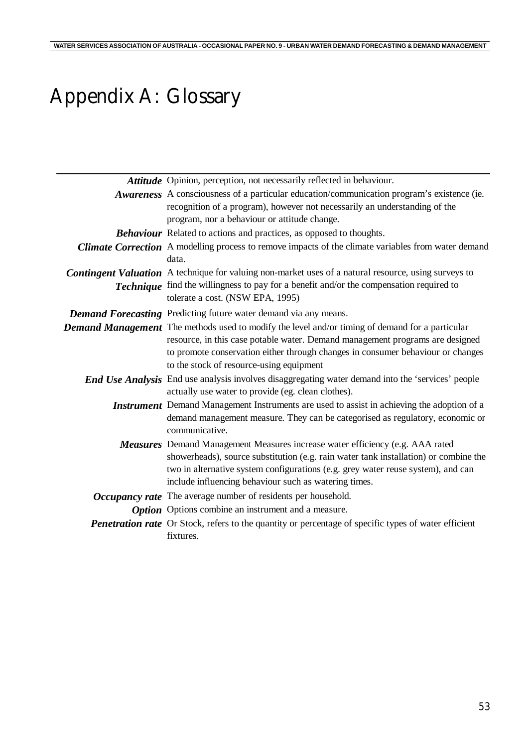# Appendix A: Glossary

| | |
|---|---|
| ***Attitude*** | Opinion, perception, not necessarily reflected in behaviour. |
| ***Awareness*** | A consciousness of a particular education/communication program's existence (ie. recognition of a program), however not necessarily an understanding of the program, nor a behaviour or attitude change. |
| ***Behaviour*** | Related to actions and practices, as opposed to thoughts. |
| ***Climate Correction*** | A modelling process to remove impacts of the climate variables from water demand data. |
| ***Contingent Valuation Technique*** | A technique for valuing non-market uses of a natural resource, using surveys to find the willingness to pay for a benefit and/or the compensation required to tolerate a cost. (NSW EPA, 1995) |
| ***Demand Forecasting*** | Predicting future water demand via any means. |
| ***Demand Management*** | The methods used to modify the level and/or timing of demand for a particular resource, in this case potable water. Demand management programs are designed to promote conservation either through changes in consumer behaviour or changes to the stock of resource-using equipment |
| ***End Use Analysis*** | End use analysis involves disaggregating water demand into the 'services' people actually use water to provide (eg. clean clothes). |
| ***Instrument*** | Demand Management Instruments are used to assist in achieving the adoption of a demand management measure. They can be categorised as regulatory, economic or communicative. |
| ***Measures*** | Demand Management Measures increase water efficiency (e.g. AAA rated showerheads), source substitution (e.g. rain water tank installation) or combine the two in alternative system configurations (e.g. grey water reuse system), and can include influencing behaviour such as watering times. |
| ***Occupancy rate*** | The average number of residents per household. |
| ***Option*** | Options combine an instrument and a measure. |
| ***Penetration rate*** | Or Stock, refers to the quantity or percentage of specific types of water efficient fixtures. |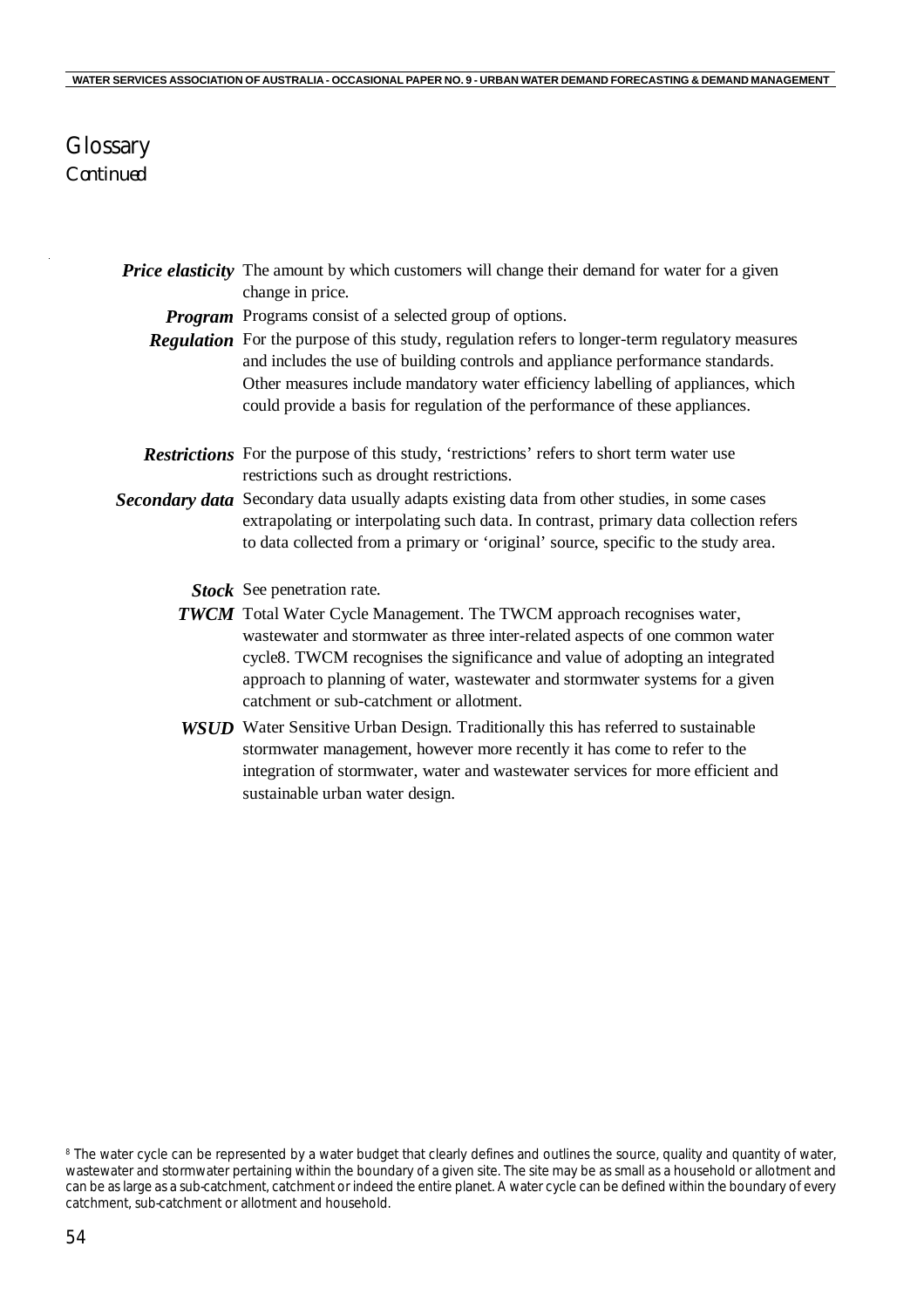# Glossary

*Continued*

***Price elasticity*** The amount by which customers will change their demand for water for a given change in price.

***Program*** Programs consist of a selected group of options.

***Regulation*** For the purpose of this study, regulation refers to longer-term regulatory measures and includes the use of building controls and appliance performance standards. Other measures include mandatory water efficiency labelling of appliances, which could provide a basis for regulation of the performance of these appliances.

***Restrictions*** For the purpose of this study, 'restrictions' refers to short term water use restrictions such as drought restrictions.

***Secondary data*** Secondary data usually adapts existing data from other studies, in some cases extrapolating or interpolating such data. In contrast, primary data collection refers to data collected from a primary or 'original' source, specific to the study area.

***Stock*** See penetration rate.

***TWCM*** Total Water Cycle Management. The TWCM approach recognises water, wastewater and stormwater as three inter-related aspects of one common water cycle[8]. TWCM recognises the significance and value of adopting an integrated approach to planning of water, wastewater and stormwater systems for a given catchment or sub-catchment or allotment.

***WSUD*** Water Sensitive Urban Design. Traditionally this has referred to sustainable stormwater management, however more recently it has come to refer to the integration of stormwater, water and wastewater services for more efficient and sustainable urban water design.

[8] The water cycle can be represented by a water budget that clearly defines and outlines the source, quality and quantity of water, wastewater and stormwater pertaining within the boundary of a given site. The site may be as small as a household or allotment and can be as large as a sub-catchment, catchment or indeed the entire planet. A water cycle can be defined within the boundary of every catchment, sub-catchment or allotment and household.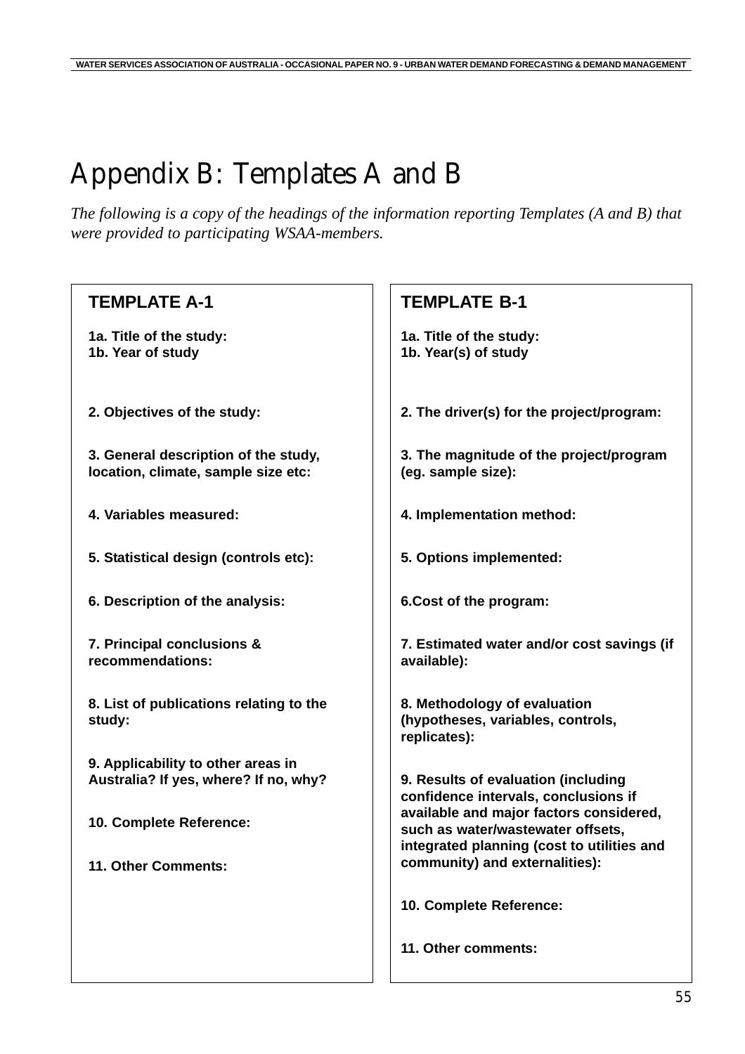# Appendix B: Templates A and B

*The following is a copy of the headings of the information reporting Templates (A and B) that were provided to participating WSAA-members.*

## TEMPLATE A-1

**1a. Title of the study:**
**1b. Year of study**

**2. Objectives of the study:**

**3. General description of the study, location, climate, sample size etc:**

**4. Variables measured:**

**5. Statistical design (controls etc):**

**6. Description of the analysis:**

**7. Principal conclusions & recommendations:**

**8. List of publications relating to the study:**

**9. Applicability to other areas in Australia? If yes, where? If no, why?**

**10. Complete Reference:**

**11. Other Comments:**

## TEMPLATE B-1

**1a. Title of the study:**
**1b. Year(s) of study**

**2. The driver(s) for the project/program:**

**3. The magnitude of the project/program (eg. sample size):**

**4. Implementation method:**

**5. Options implemented:**

**6.Cost of the program:**

**7. Estimated water and/or cost savings (if available):**

**8. Methodology of evaluation (hypotheses, variables, controls, replicates):**

**9. Results of evaluation (including confidence intervals, conclusions if available and major factors considered, such as water/wastewater offsets, integrated planning (cost to utilities and community) and externalities):**

**10. Complete Reference:**

**11. Other comments:**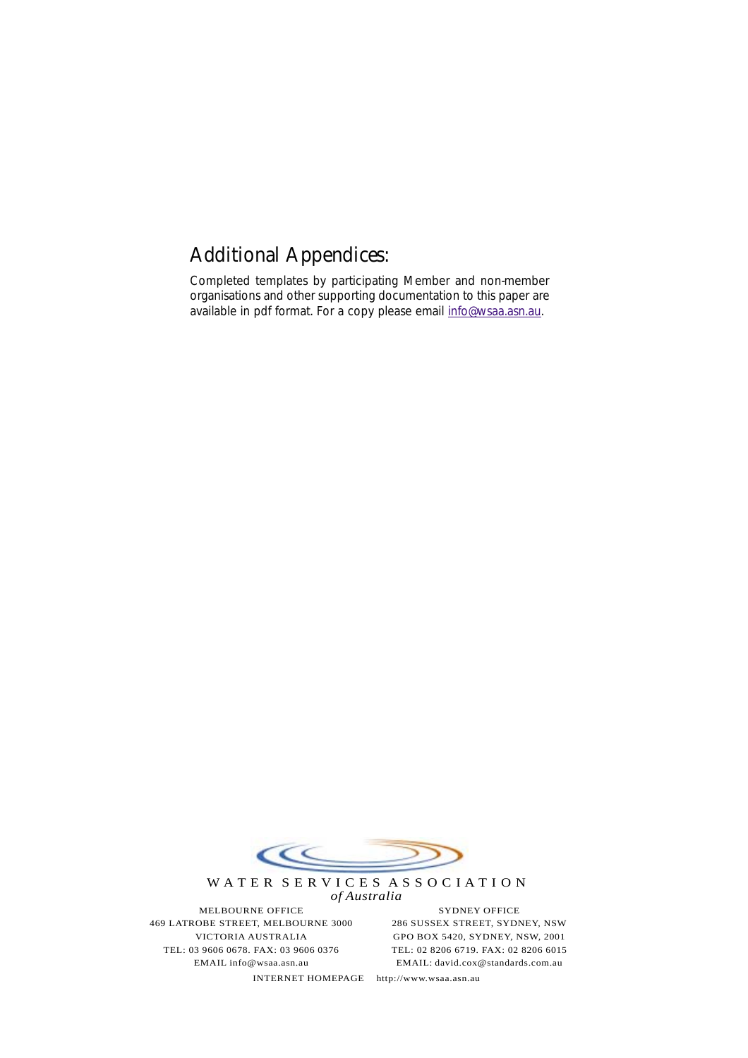## Additional Appendices:

Completed templates by participating Member and non-member organisations and other supporting documentation to this paper are available in pdf format. For a copy please email info@wsaa.asn.au.

WATER SERVICES ASSOCIATION
*of Australia*

MELBOURNE OFFICE
469 LATROBE STREET, MELBOURNE 3000
VICTORIA AUSTRALIA
TEL: 03 9606 0678. FAX: 03 9606 0376
EMAIL info@wsaa.asn.au

SYDNEY OFFICE
286 SUSSEX STREET, SYDNEY, NSW
GPO BOX 5420, SYDNEY, NSW, 2001
TEL: 02 8206 6719. FAX: 02 8206 6015
EMAIL: david.cox@standards.com.au

INTERNET HOMEPAGE http://www.wsaa.asn.au